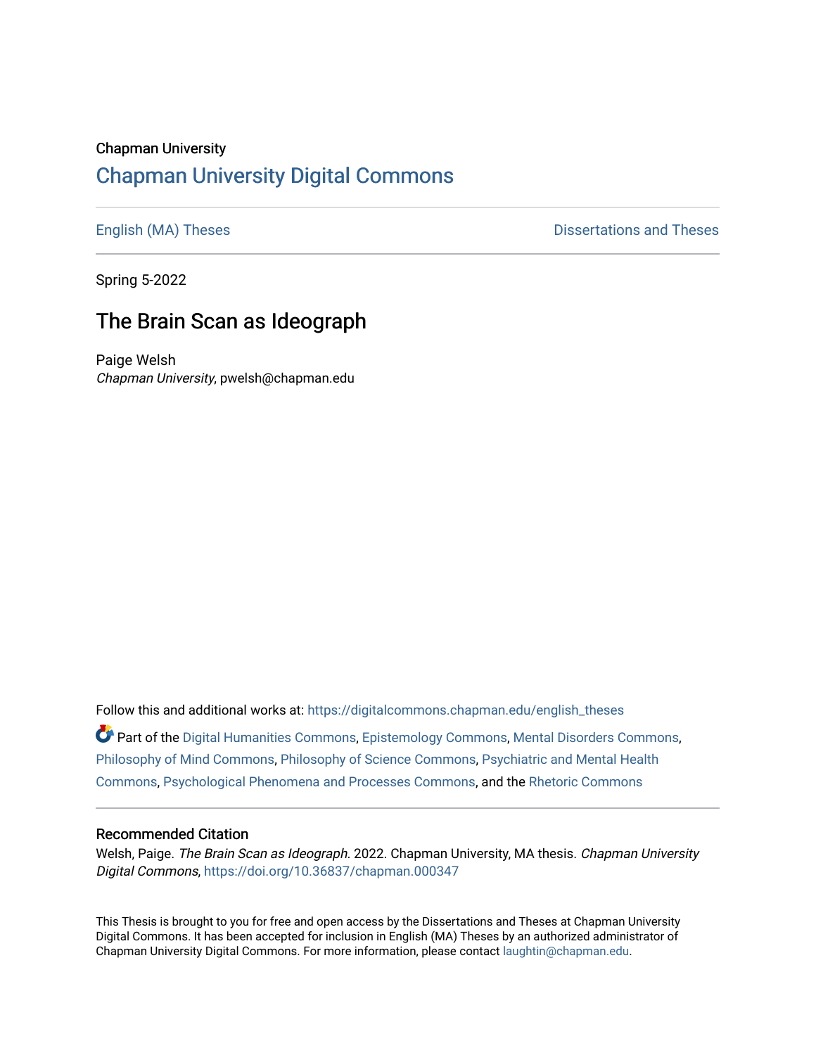Chapman University

# Chapman University Digital Commons

English (MA) Theses | Dissertations and Theses

Spring 5-2022

## The Brain Scan as Ideograph

Paige Welsh
*Chapman University*, pwelsh@chapman.edu

Follow this and additional works at: https://digitalcommons.chapman.edu/english_theses

Part of the Digital Humanities Commons, Epistemology Commons, Mental Disorders Commons, Philosophy of Mind Commons, Philosophy of Science Commons, Psychiatric and Mental Health Commons, Psychological Phenomena and Processes Commons, and the Rhetoric Commons

### Recommended Citation

Welsh, Paige. *The Brain Scan as Ideograph*. 2022. Chapman University, MA thesis. *Chapman University Digital Commons*, https://doi.org/10.36837/chapman.000347

This Thesis is brought to you for free and open access by the Dissertations and Theses at Chapman University Digital Commons. It has been accepted for inclusion in English (MA) Theses by an authorized administrator of Chapman University Digital Commons. For more information, please contact laughtin@chapman.edu.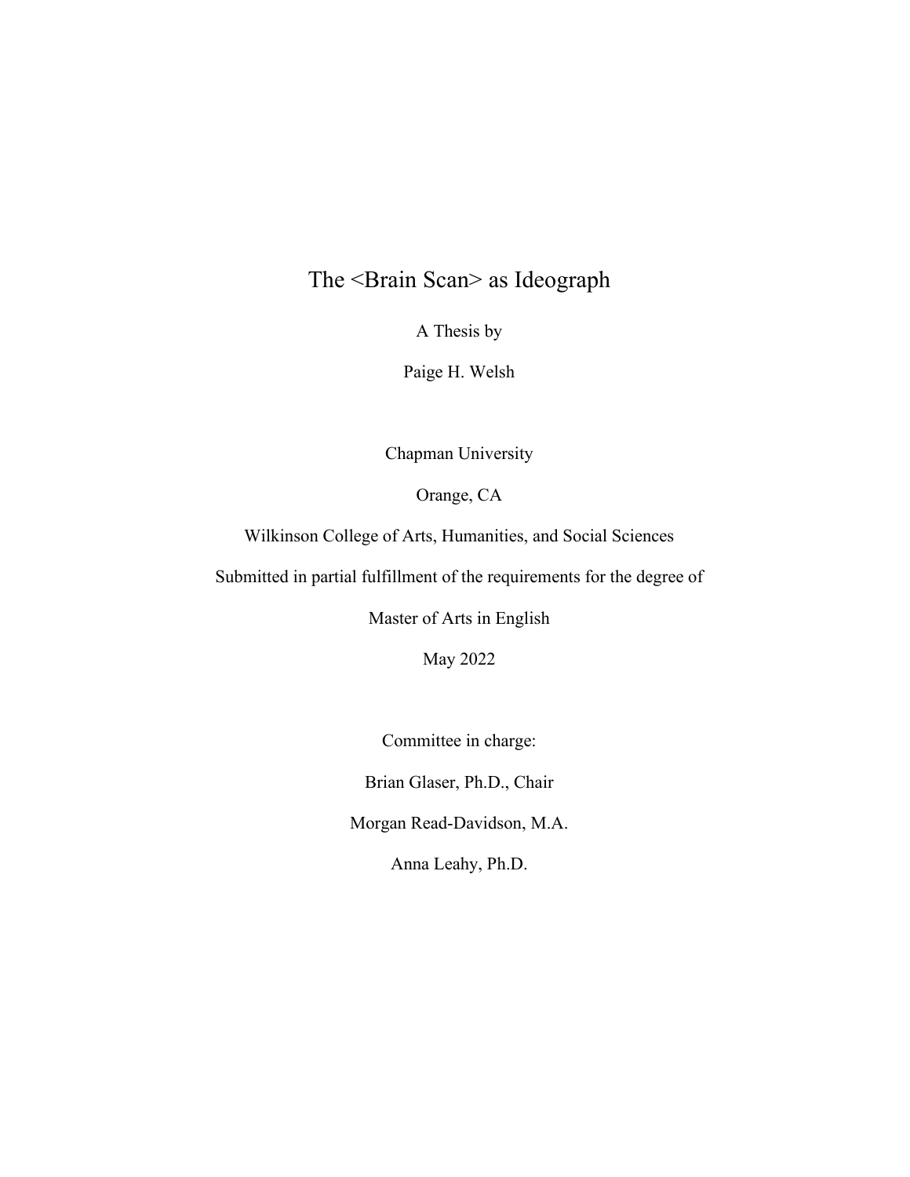# The <Brain Scan> as Ideograph

A Thesis by

Paige H. Welsh

Chapman University

Orange, CA

Wilkinson College of Arts, Humanities, and Social Sciences

Submitted in partial fulfillment of the requirements for the degree of

Master of Arts in English

May 2022

Committee in charge:

Brian Glaser, Ph.D., Chair

Morgan Read-Davidson, M.A.

Anna Leahy, Ph.D.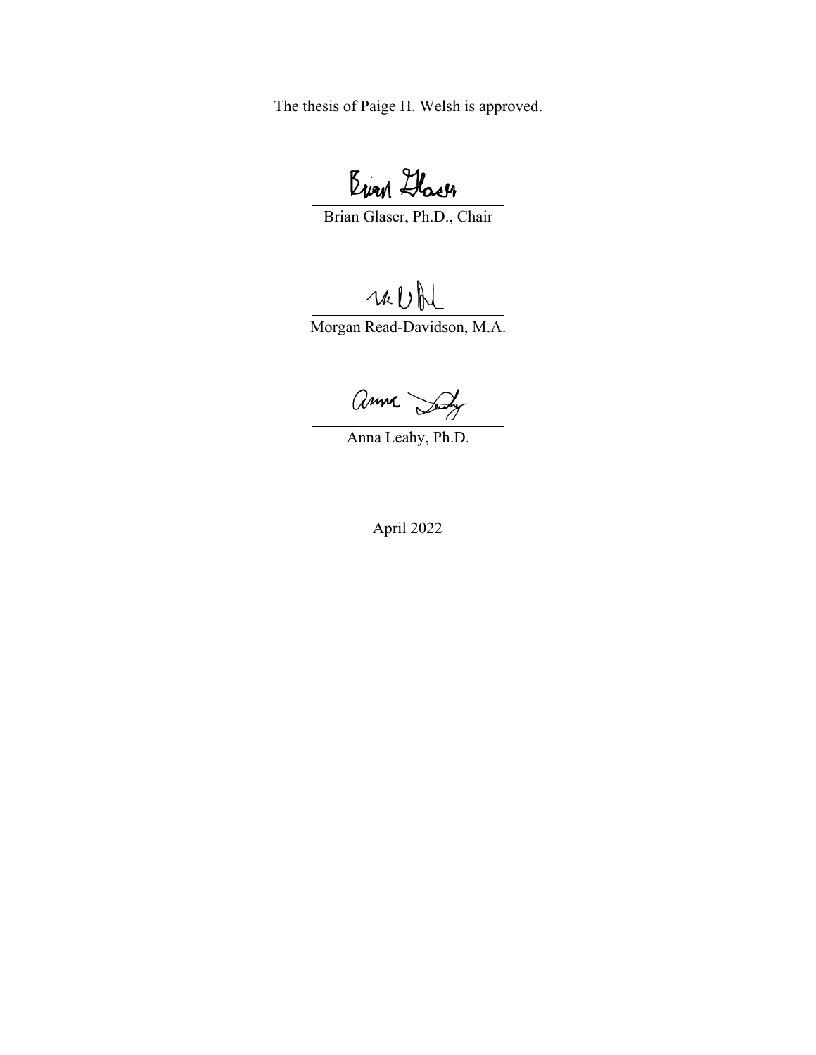The thesis of Paige H. Welsh is approved.

Brian Glaser, Ph.D., Chair

Morgan Read-Davidson, M.A.

Anna Leahy, Ph.D.

April 2022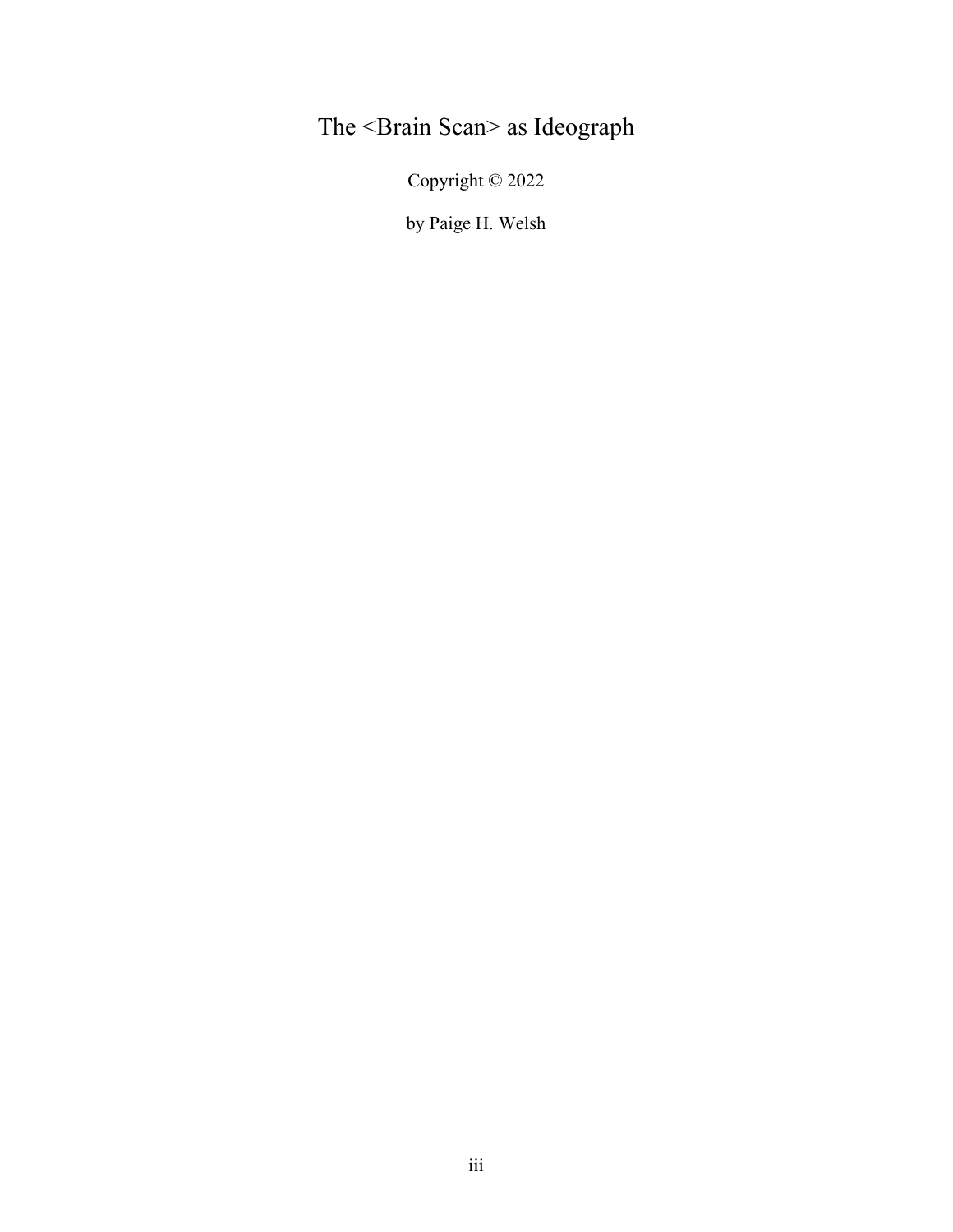The <Brain Scan> as Ideograph

Copyright © 2022

by Paige H. Welsh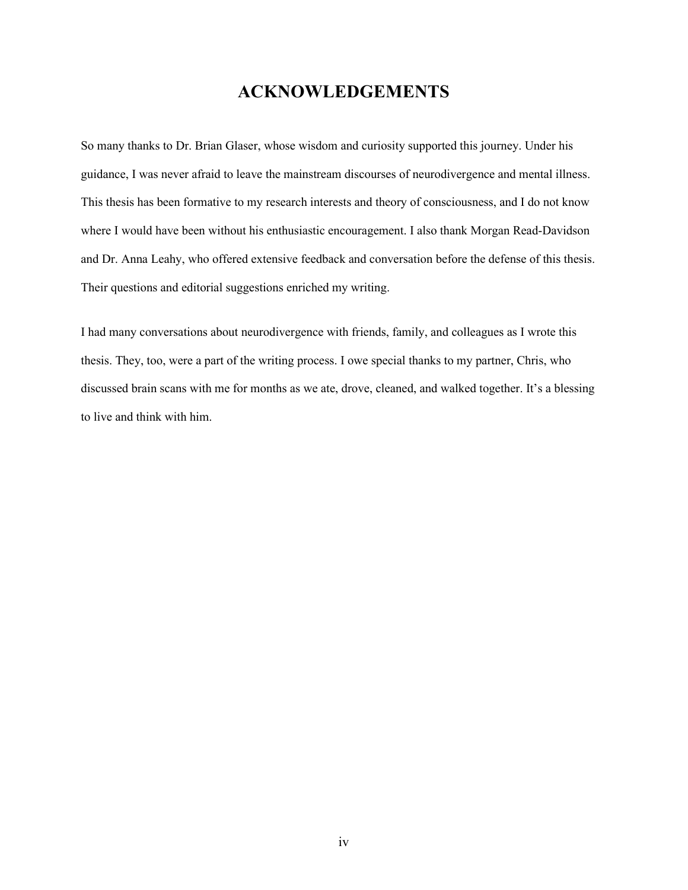# ACKNOWLEDGEMENTS

So many thanks to Dr. Brian Glaser, whose wisdom and curiosity supported this journey. Under his guidance, I was never afraid to leave the mainstream discourses of neurodivergence and mental illness. This thesis has been formative to my research interests and theory of consciousness, and I do not know where I would have been without his enthusiastic encouragement. I also thank Morgan Read-Davidson and Dr. Anna Leahy, who offered extensive feedback and conversation before the defense of this thesis. Their questions and editorial suggestions enriched my writing.

I had many conversations about neurodivergence with friends, family, and colleagues as I wrote this thesis. They, too, were a part of the writing process. I owe special thanks to my partner, Chris, who discussed brain scans with me for months as we ate, drove, cleaned, and walked together. It's a blessing to live and think with him.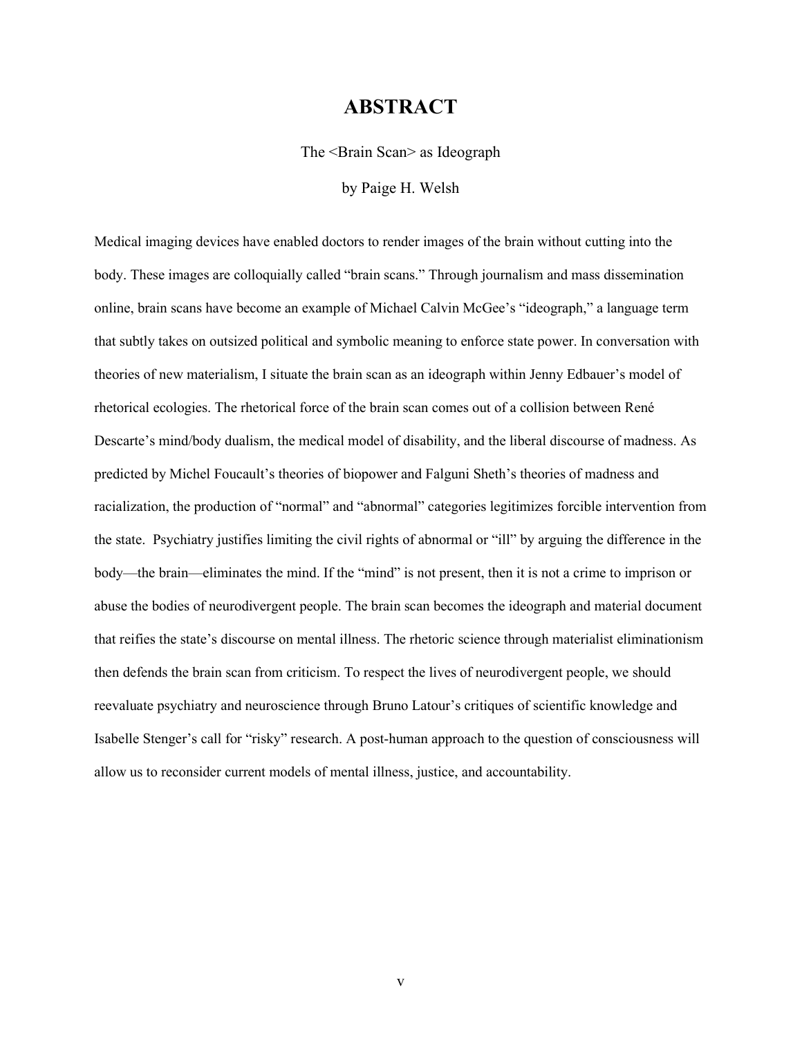# ABSTRACT

The <Brain Scan> as Ideograph

by Paige H. Welsh

Medical imaging devices have enabled doctors to render images of the brain without cutting into the body. These images are colloquially called "brain scans." Through journalism and mass dissemination online, brain scans have become an example of Michael Calvin McGee's "ideograph," a language term that subtly takes on outsized political and symbolic meaning to enforce state power. In conversation with theories of new materialism, I situate the brain scan as an ideograph within Jenny Edbauer's model of rhetorical ecologies. The rhetorical force of the brain scan comes out of a collision between René Descarte's mind/body dualism, the medical model of disability, and the liberal discourse of madness. As predicted by Michel Foucault's theories of biopower and Falguni Sheth's theories of madness and racialization, the production of "normal" and "abnormal" categories legitimizes forcible intervention from the state. Psychiatry justifies limiting the civil rights of abnormal or "ill" by arguing the difference in the body—the brain—eliminates the mind. If the "mind" is not present, then it is not a crime to imprison or abuse the bodies of neurodivergent people. The brain scan becomes the ideograph and material document that reifies the state's discourse on mental illness. The rhetoric science through materialist eliminationism then defends the brain scan from criticism. To respect the lives of neurodivergent people, we should reevaluate psychiatry and neuroscience through Bruno Latour's critiques of scientific knowledge and Isabelle Stenger's call for "risky" research. A post-human approach to the question of consciousness will allow us to reconsider current models of mental illness, justice, and accountability.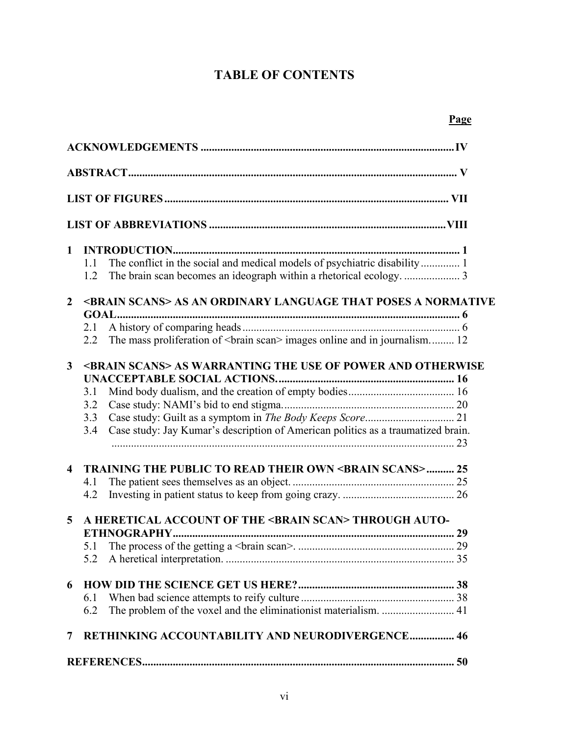# TABLE OF CONTENTS

**Page**

**ACKNOWLEDGEMENTS** .......... IV

**ABSTRACT** .......... V

**LIST OF FIGURES** .......... VII

**LIST OF ABBREVIATIONS** .......... VIII

**1 INTRODUCTION** .......... 1
- 1.1 The conflict in the social and medical models of psychiatric disability .......... 1
- 1.2 The brain scan becomes an ideograph within a rhetorical ecology. .......... 3

**2 <BRAIN SCANS> AS AN ORDINARY LANGUAGE THAT POSES A NORMATIVE GOAL** .......... 6
- 2.1 A history of comparing heads .......... 6
- 2.2 The mass proliferation of <brain scan> images online and in journalism. .......... 12

**3 <BRAIN SCANS> AS WARRANTING THE USE OF POWER AND OTHERWISE UNACCEPTABLE SOCIAL ACTIONS.** .......... 16
- 3.1 Mind body dualism, and the creation of empty bodies .......... 16
- 3.2 Case study: NAMI's bid to end stigma. .......... 20
- 3.3 Case study: Guilt as a symptom in *The Body Keeps Score* .......... 21
- 3.4 Case study: Jay Kumar's description of American politics as a traumatized brain. .......... 23

**4 TRAINING THE PUBLIC TO READ THEIR OWN <BRAIN SCANS>** .......... 25
- 4.1 The patient sees themselves as an object. .......... 25
- 4.2 Investing in patient status to keep from going crazy. .......... 26

**5 A HERETICAL ACCOUNT OF THE <BRAIN SCAN> THROUGH AUTO-ETHNOGRAPHY** .......... 29
- 5.1 The process of the getting a <brain scan>. .......... 29
- 5.2 A heretical interpretation. .......... 35

**6 HOW DID THE SCIENCE GET US HERE?** .......... 38
- 6.1 When bad science attempts to reify culture .......... 38
- 6.2 The problem of the voxel and the eliminationist materialism. .......... 41

**7 RETHINKING ACCOUNTABILITY AND NEURODIVERGENCE** .......... 46

**REFERENCES** .......... 50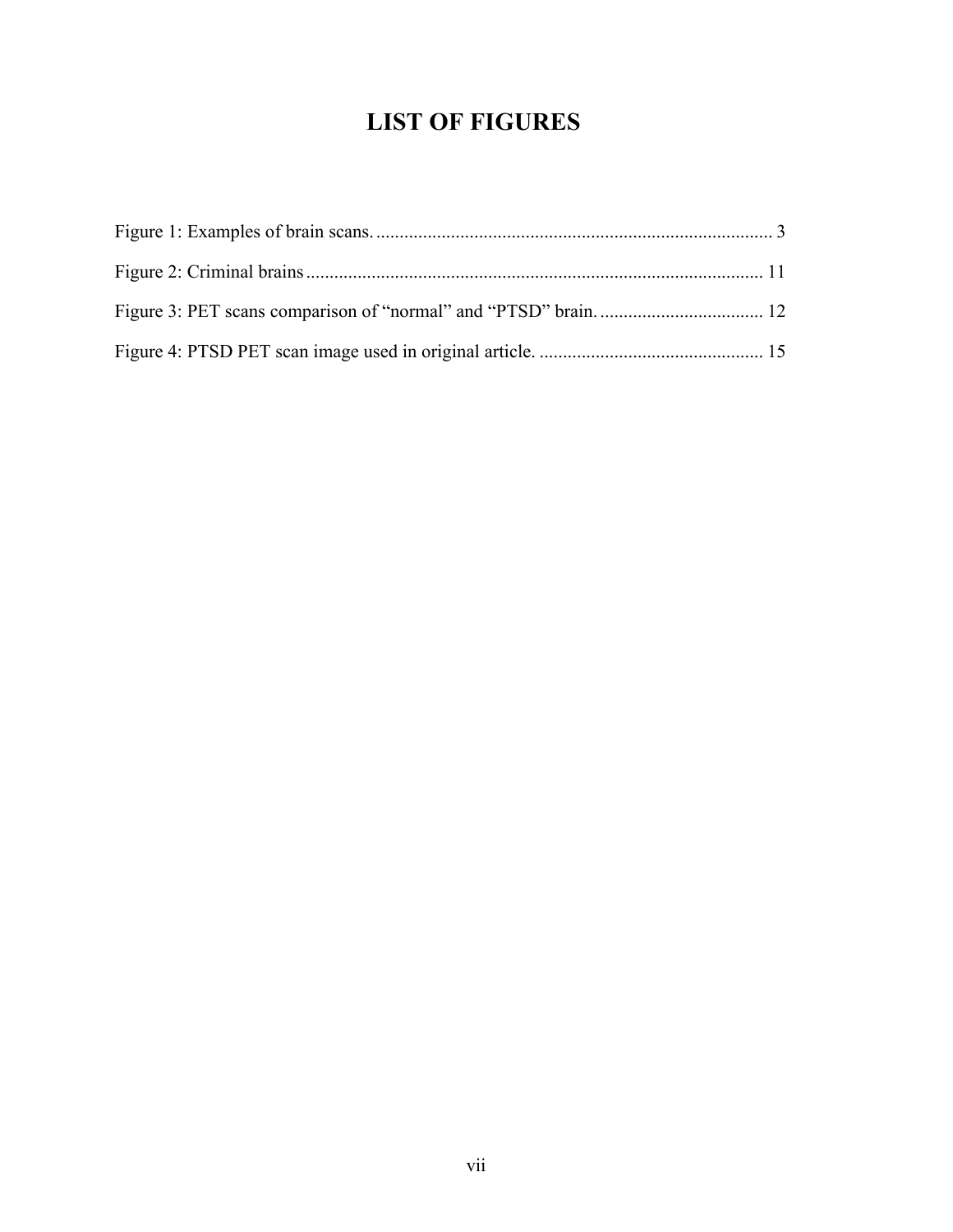# LIST OF FIGURES

Figure 1: Examples of brain scans. .................................................................................... 3

Figure 2: Criminal brains .................................................................................................. 11

Figure 3: PET scans comparison of “normal” and “PTSD” brain. .................................. 12

Figure 4: PTSD PET scan image used in original article. ................................................ 15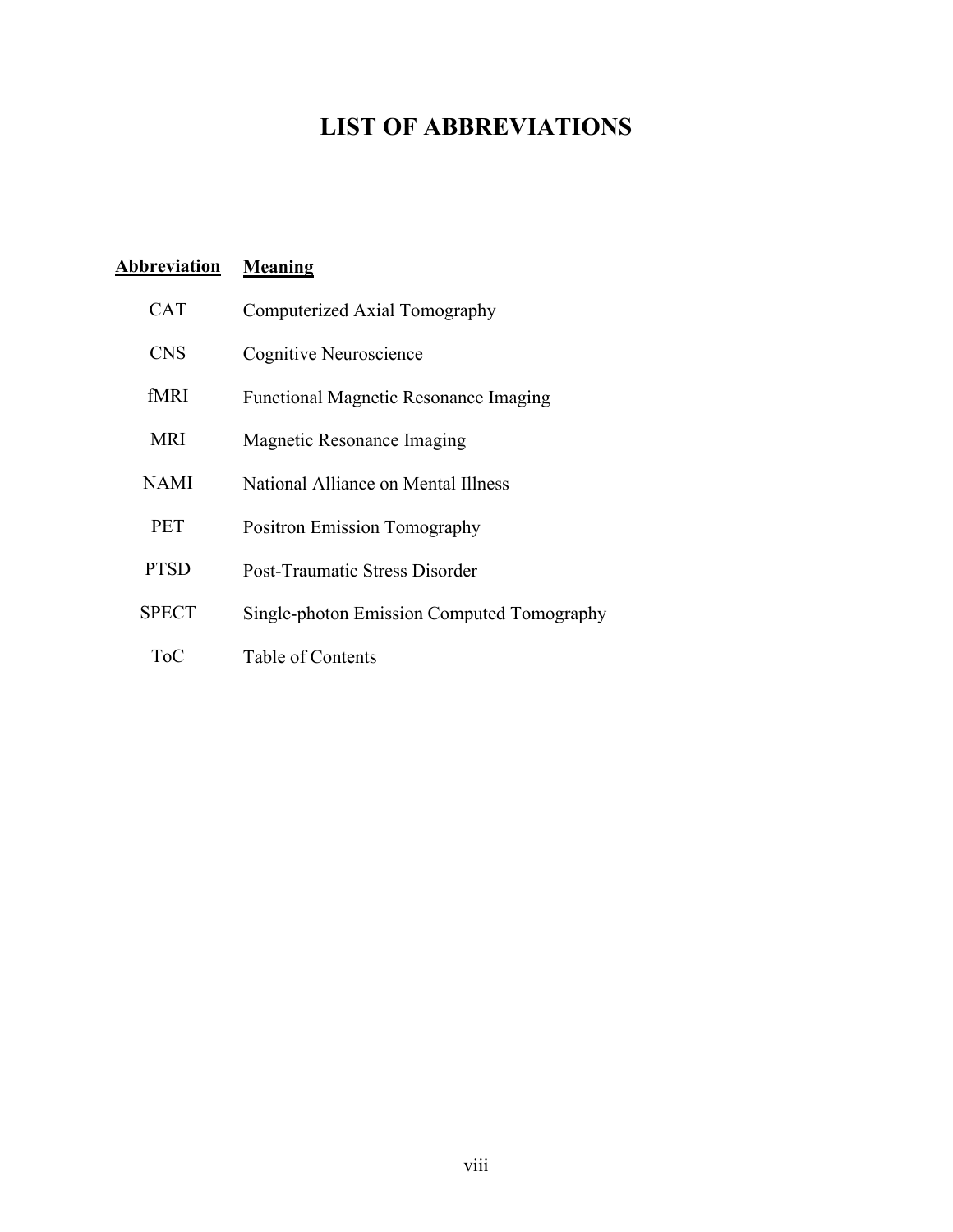# LIST OF ABBREVIATIONS

| Abbreviation | Meaning |
|---|---|
| CAT | Computerized Axial Tomography |
| CNS | Cognitive Neuroscience |
| fMRI | Functional Magnetic Resonance Imaging |
| MRI | Magnetic Resonance Imaging |
| NAMI | National Alliance on Mental Illness |
| PET | Positron Emission Tomography |
| PTSD | Post-Traumatic Stress Disorder |
| SPECT | Single-photon Emission Computed Tomography |
| ToC | Table of Contents |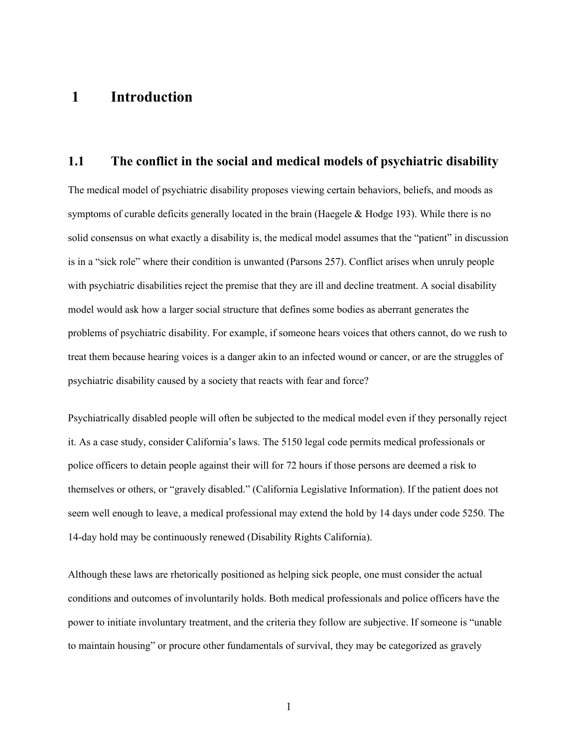# 1 Introduction

## 1.1 The conflict in the social and medical models of psychiatric disability

The medical model of psychiatric disability proposes viewing certain behaviors, beliefs, and moods as symptoms of curable deficits generally located in the brain (Haegele & Hodge 193). While there is no solid consensus on what exactly a disability is, the medical model assumes that the "patient" in discussion is in a "sick role" where their condition is unwanted (Parsons 257). Conflict arises when unruly people with psychiatric disabilities reject the premise that they are ill and decline treatment. A social disability model would ask how a larger social structure that defines some bodies as aberrant generates the problems of psychiatric disability. For example, if someone hears voices that others cannot, do we rush to treat them because hearing voices is a danger akin to an infected wound or cancer, or are the struggles of psychiatric disability caused by a society that reacts with fear and force?

Psychiatrically disabled people will often be subjected to the medical model even if they personally reject it. As a case study, consider California's laws. The 5150 legal code permits medical professionals or police officers to detain people against their will for 72 hours if those persons are deemed a risk to themselves or others, or "gravely disabled." (California Legislative Information). If the patient does not seem well enough to leave, a medical professional may extend the hold by 14 days under code 5250. The 14-day hold may be continuously renewed (Disability Rights California).

Although these laws are rhetorically positioned as helping sick people, one must consider the actual conditions and outcomes of involuntarily holds. Both medical professionals and police officers have the power to initiate involuntary treatment, and the criteria they follow are subjective. If someone is "unable to maintain housing" or procure other fundamentals of survival, they may be categorized as gravely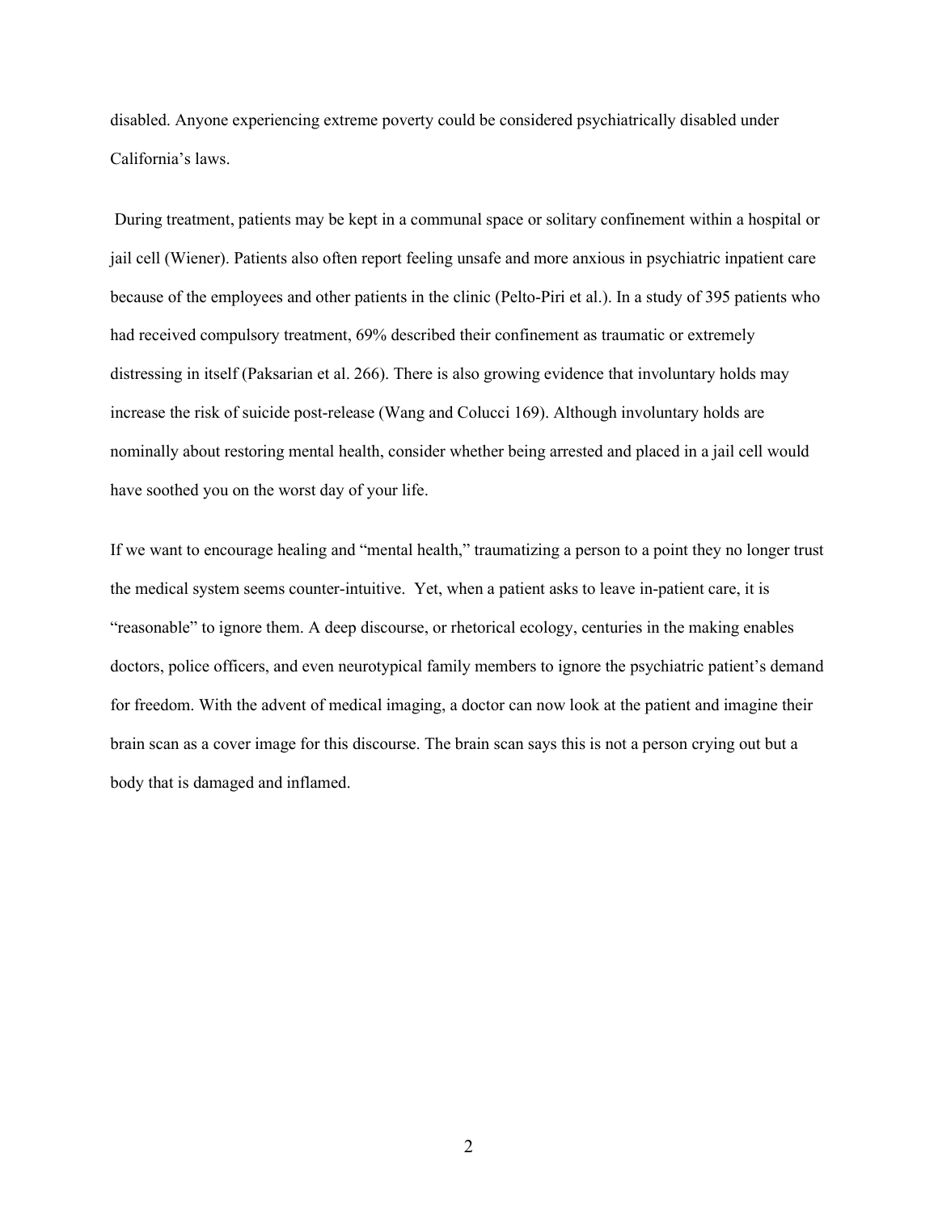disabled. Anyone experiencing extreme poverty could be considered psychiatrically disabled under California's laws.

During treatment, patients may be kept in a communal space or solitary confinement within a hospital or jail cell (Wiener). Patients also often report feeling unsafe and more anxious in psychiatric inpatient care because of the employees and other patients in the clinic (Pelto-Piri et al.). In a study of 395 patients who had received compulsory treatment, 69% described their confinement as traumatic or extremely distressing in itself (Paksarian et al. 266). There is also growing evidence that involuntary holds may increase the risk of suicide post-release (Wang and Colucci 169). Although involuntary holds are nominally about restoring mental health, consider whether being arrested and placed in a jail cell would have soothed you on the worst day of your life.

If we want to encourage healing and "mental health," traumatizing a person to a point they no longer trust the medical system seems counter-intuitive. Yet, when a patient asks to leave in-patient care, it is "reasonable" to ignore them. A deep discourse, or rhetorical ecology, centuries in the making enables doctors, police officers, and even neurotypical family members to ignore the psychiatric patient's demand for freedom. With the advent of medical imaging, a doctor can now look at the patient and imagine their brain scan as a cover image for this discourse. The brain scan says this is not a person crying out but a body that is damaged and inflamed.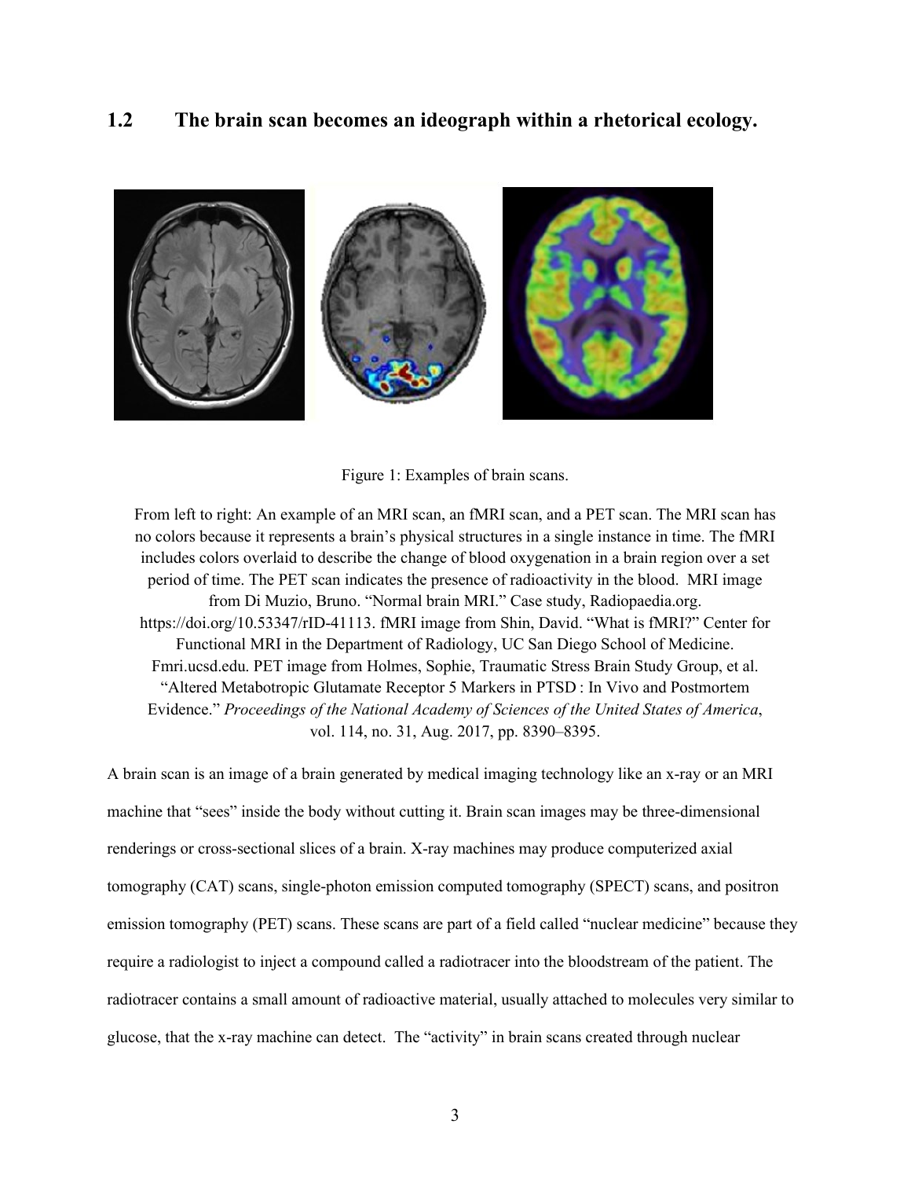## 1.2 The brain scan becomes an ideograph within a rhetorical ecology.

Figure 1: Examples of brain scans.

From left to right: An example of an MRI scan, an fMRI scan, and a PET scan. The MRI scan has no colors because it represents a brain's physical structures in a single instance in time. The fMRI includes colors overlaid to describe the change of blood oxygenation in a brain region over a set period of time. The PET scan indicates the presence of radioactivity in the blood. MRI image from Di Muzio, Bruno. "Normal brain MRI." Case study, Radiopaedia.org. https://doi.org/10.53347/rID-41113. fMRI image from Shin, David. "What is fMRI?" Center for Functional MRI in the Department of Radiology, UC San Diego School of Medicine. Fmri.ucsd.edu. PET image from Holmes, Sophie, Traumatic Stress Brain Study Group, et al. "Altered Metabotropic Glutamate Receptor 5 Markers in PTSD : In Vivo and Postmortem Evidence." *Proceedings of the National Academy of Sciences of the United States of America*, vol. 114, no. 31, Aug. 2017, pp. 8390–8395.

A brain scan is an image of a brain generated by medical imaging technology like an x-ray or an MRI machine that "sees" inside the body without cutting it. Brain scan images may be three-dimensional renderings or cross-sectional slices of a brain. X-ray machines may produce computerized axial tomography (CAT) scans, single-photon emission computed tomography (SPECT) scans, and positron emission tomography (PET) scans. These scans are part of a field called "nuclear medicine" because they require a radiologist to inject a compound called a radiotracer into the bloodstream of the patient. The radiotracer contains a small amount of radioactive material, usually attached to molecules very similar to glucose, that the x-ray machine can detect. The "activity" in brain scans created through nuclear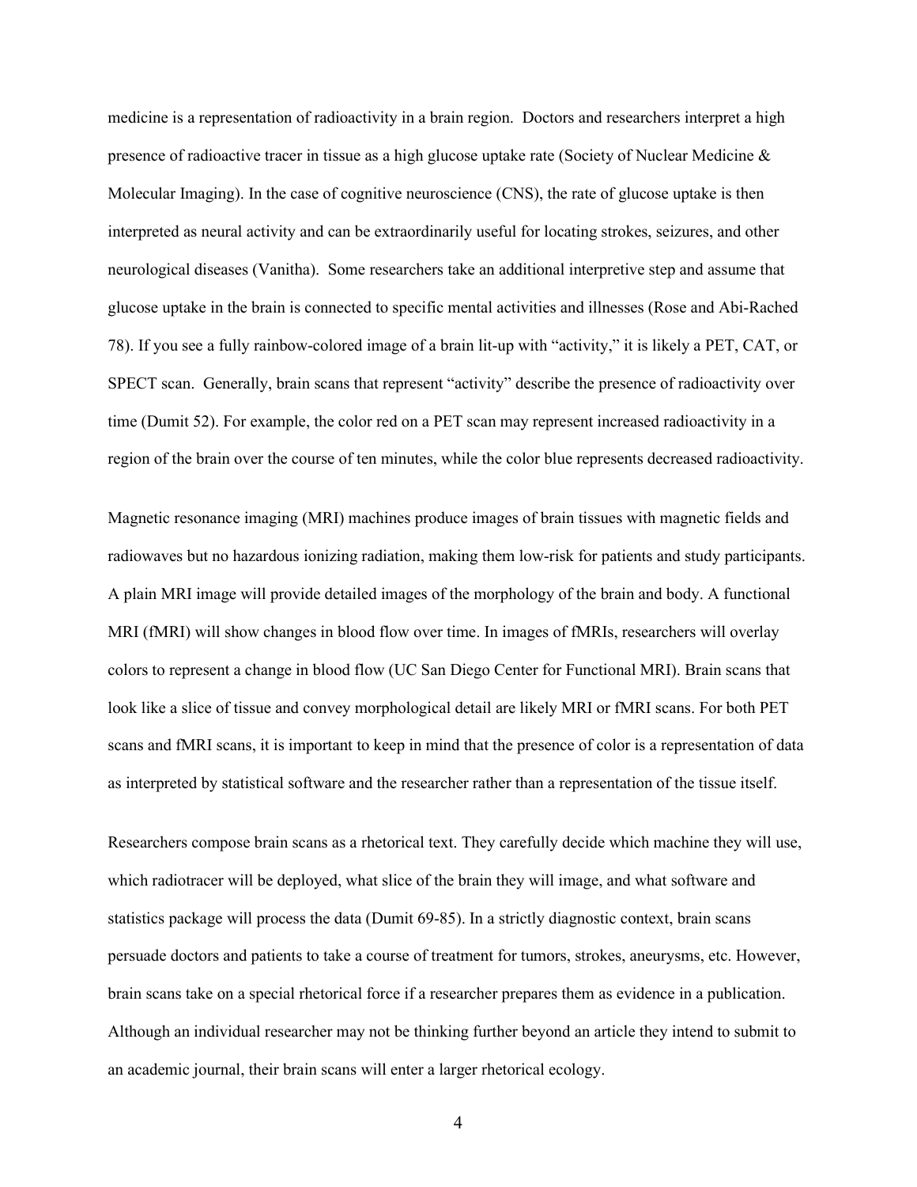medicine is a representation of radioactivity in a brain region. Doctors and researchers interpret a high presence of radioactive tracer in tissue as a high glucose uptake rate (Society of Nuclear Medicine & Molecular Imaging). In the case of cognitive neuroscience (CNS), the rate of glucose uptake is then interpreted as neural activity and can be extraordinarily useful for locating strokes, seizures, and other neurological diseases (Vanitha). Some researchers take an additional interpretive step and assume that glucose uptake in the brain is connected to specific mental activities and illnesses (Rose and Abi-Rached 78). If you see a fully rainbow-colored image of a brain lit-up with "activity," it is likely a PET, CAT, or SPECT scan. Generally, brain scans that represent "activity" describe the presence of radioactivity over time (Dumit 52). For example, the color red on a PET scan may represent increased radioactivity in a region of the brain over the course of ten minutes, while the color blue represents decreased radioactivity.

Magnetic resonance imaging (MRI) machines produce images of brain tissues with magnetic fields and radiowaves but no hazardous ionizing radiation, making them low-risk for patients and study participants. A plain MRI image will provide detailed images of the morphology of the brain and body. A functional MRI (fMRI) will show changes in blood flow over time. In images of fMRIs, researchers will overlay colors to represent a change in blood flow (UC San Diego Center for Functional MRI). Brain scans that look like a slice of tissue and convey morphological detail are likely MRI or fMRI scans. For both PET scans and fMRI scans, it is important to keep in mind that the presence of color is a representation of data as interpreted by statistical software and the researcher rather than a representation of the tissue itself.

Researchers compose brain scans as a rhetorical text. They carefully decide which machine they will use, which radiotracer will be deployed, what slice of the brain they will image, and what software and statistics package will process the data (Dumit 69-85). In a strictly diagnostic context, brain scans persuade doctors and patients to take a course of treatment for tumors, strokes, aneurysms, etc. However, brain scans take on a special rhetorical force if a researcher prepares them as evidence in a publication. Although an individual researcher may not be thinking further beyond an article they intend to submit to an academic journal, their brain scans will enter a larger rhetorical ecology.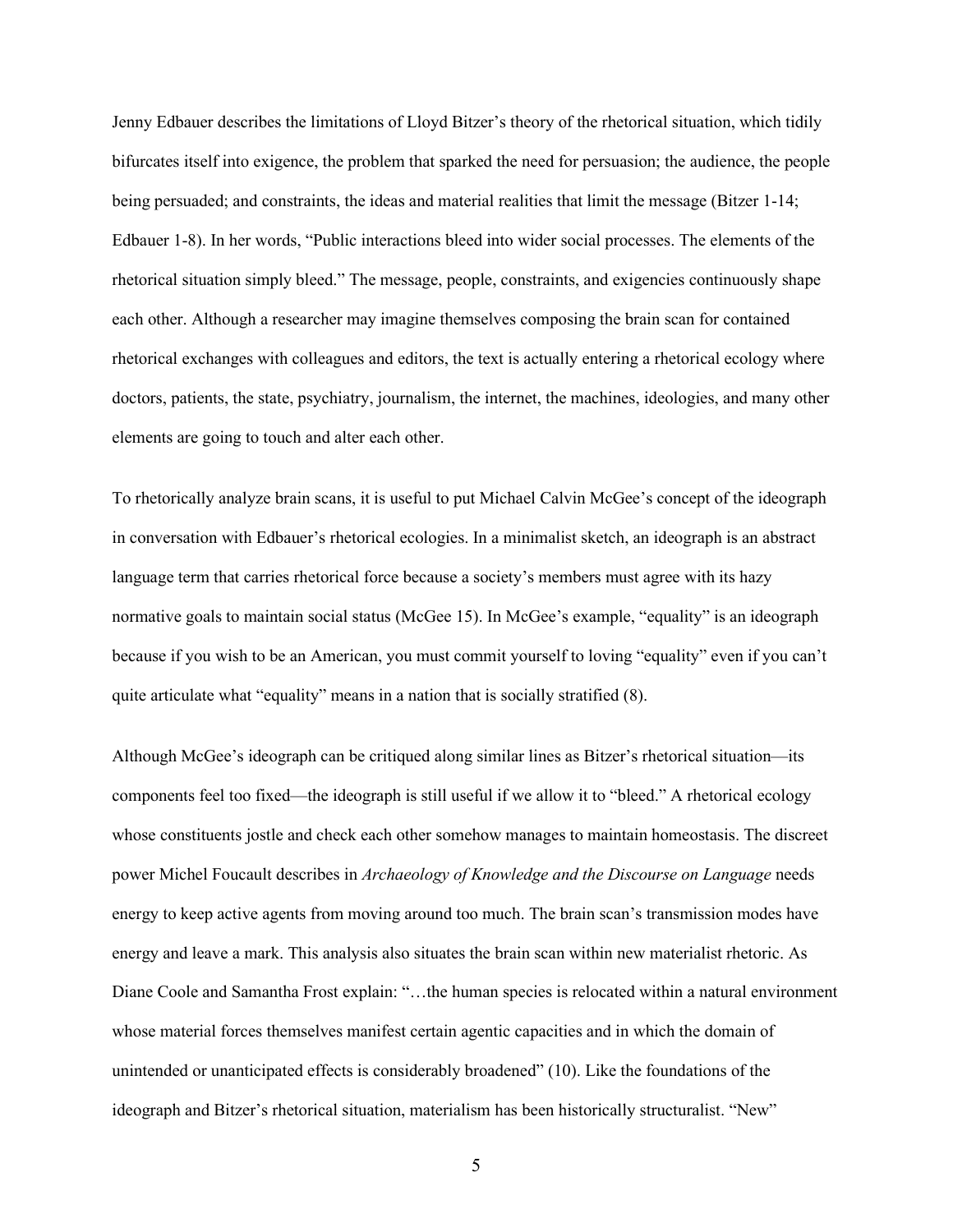Jenny Edbauer describes the limitations of Lloyd Bitzer's theory of the rhetorical situation, which tidily bifurcates itself into exigence, the problem that sparked the need for persuasion; the audience, the people being persuaded; and constraints, the ideas and material realities that limit the message (Bitzer 1-14; Edbauer 1-8). In her words, "Public interactions bleed into wider social processes. The elements of the rhetorical situation simply bleed." The message, people, constraints, and exigencies continuously shape each other. Although a researcher may imagine themselves composing the brain scan for contained rhetorical exchanges with colleagues and editors, the text is actually entering a rhetorical ecology where doctors, patients, the state, psychiatry, journalism, the internet, the machines, ideologies, and many other elements are going to touch and alter each other.

To rhetorically analyze brain scans, it is useful to put Michael Calvin McGee's concept of the ideograph in conversation with Edbauer's rhetorical ecologies. In a minimalist sketch, an ideograph is an abstract language term that carries rhetorical force because a society's members must agree with its hazy normative goals to maintain social status (McGee 15). In McGee's example, "equality" is an ideograph because if you wish to be an American, you must commit yourself to loving "equality" even if you can't quite articulate what "equality" means in a nation that is socially stratified (8).

Although McGee's ideograph can be critiqued along similar lines as Bitzer's rhetorical situation—its components feel too fixed—the ideograph is still useful if we allow it to "bleed." A rhetorical ecology whose constituents jostle and check each other somehow manages to maintain homeostasis. The discreet power Michel Foucault describes in *Archaeology of Knowledge and the Discourse on Language* needs energy to keep active agents from moving around too much. The brain scan's transmission modes have energy and leave a mark. This analysis also situates the brain scan within new materialist rhetoric. As Diane Coole and Samantha Frost explain: "…the human species is relocated within a natural environment whose material forces themselves manifest certain agentic capacities and in which the domain of unintended or unanticipated effects is considerably broadened" (10). Like the foundations of the ideograph and Bitzer's rhetorical situation, materialism has been historically structuralist. "New"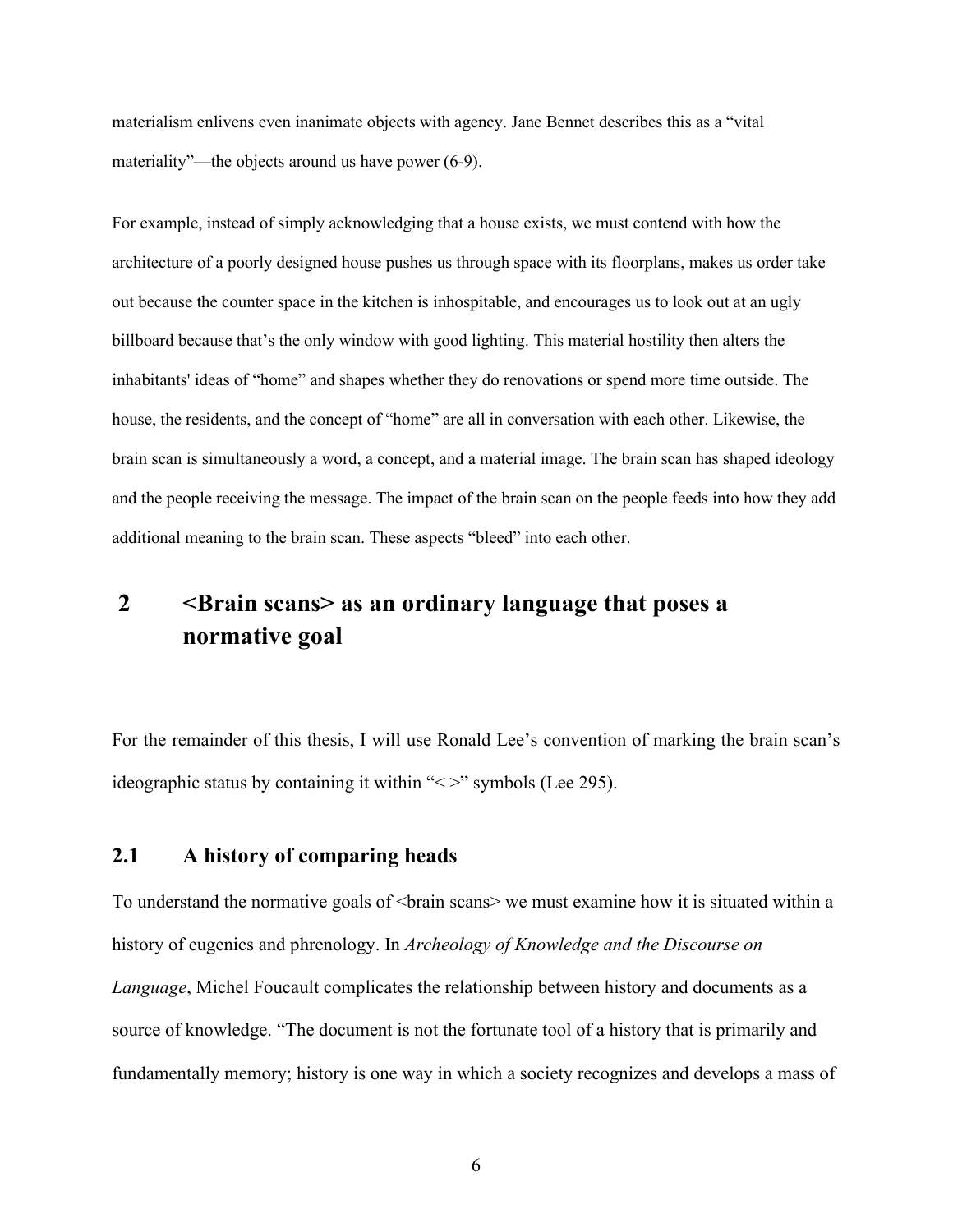materialism enlivens even inanimate objects with agency. Jane Bennet describes this as a "vital materiality"—the objects around us have power (6-9).

For example, instead of simply acknowledging that a house exists, we must contend with how the architecture of a poorly designed house pushes us through space with its floorplans, makes us order take out because the counter space in the kitchen is inhospitable, and encourages us to look out at an ugly billboard because that's the only window with good lighting. This material hostility then alters the inhabitants' ideas of "home" and shapes whether they do renovations or spend more time outside. The house, the residents, and the concept of "home" are all in conversation with each other. Likewise, the brain scan is simultaneously a word, a concept, and a material image. The brain scan has shaped ideology and the people receiving the message. The impact of the brain scan on the people feeds into how they add additional meaning to the brain scan. These aspects "bleed" into each other.

# 2 <Brain scans> as an ordinary language that poses a normative goal

For the remainder of this thesis, I will use Ronald Lee's convention of marking the brain scan's ideographic status by containing it within "< >" symbols (Lee 295).

## 2.1 A history of comparing heads

To understand the normative goals of <brain scans> we must examine how it is situated within a history of eugenics and phrenology. In *Archeology of Knowledge and the Discourse on Language*, Michel Foucault complicates the relationship between history and documents as a source of knowledge. "The document is not the fortunate tool of a history that is primarily and fundamentally memory; history is one way in which a society recognizes and develops a mass of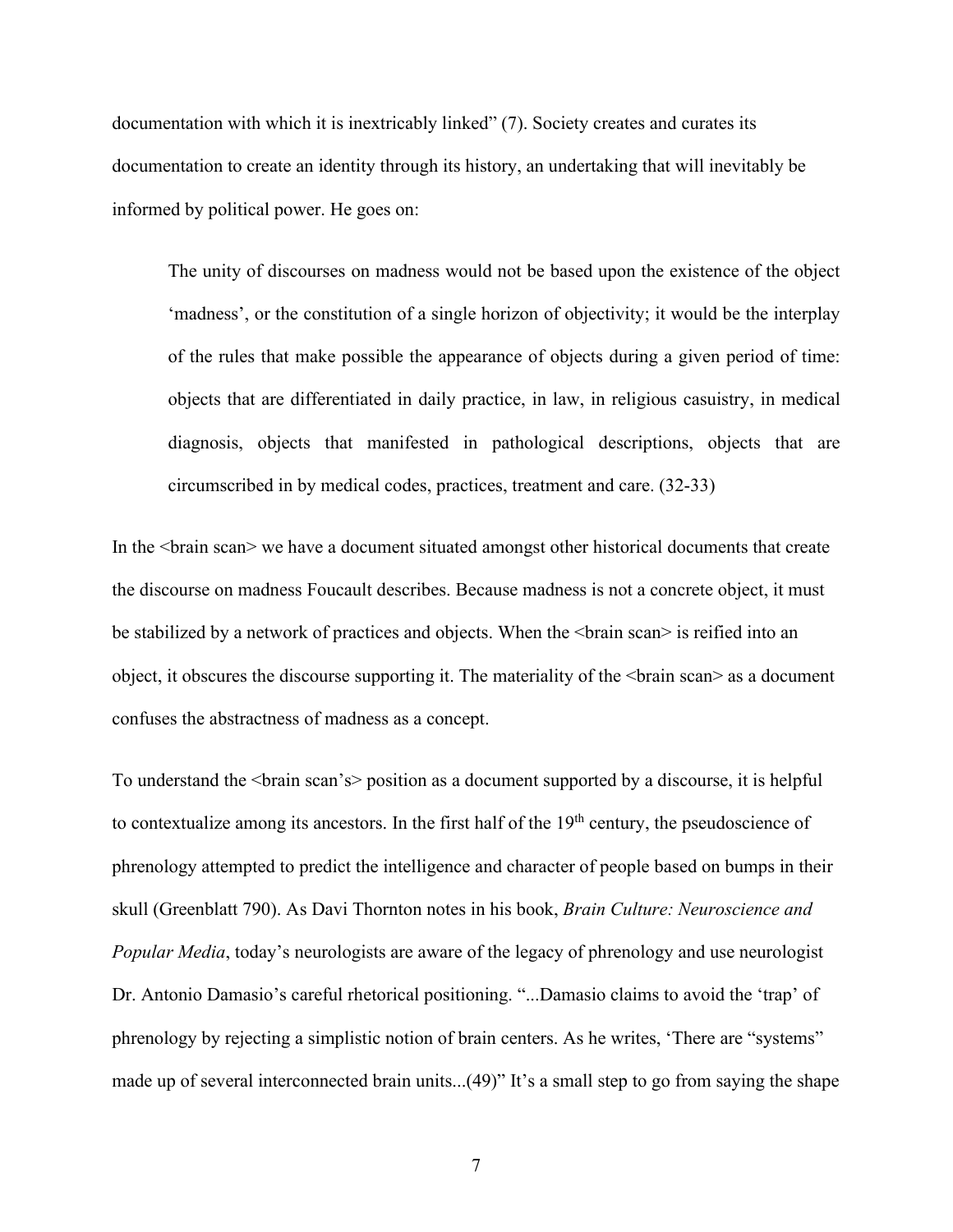documentation with which it is inextricably linked" (7). Society creates and curates its documentation to create an identity through its history, an undertaking that will inevitably be informed by political power. He goes on:

> The unity of discourses on madness would not be based upon the existence of the object 'madness', or the constitution of a single horizon of objectivity; it would be the interplay of the rules that make possible the appearance of objects during a given period of time: objects that are differentiated in daily practice, in law, in religious casuistry, in medical diagnosis, objects that manifested in pathological descriptions, objects that are circumscribed in by medical codes, practices, treatment and care. (32-33)

In the <brain scan> we have a document situated amongst other historical documents that create the discourse on madness Foucault describes. Because madness is not a concrete object, it must be stabilized by a network of practices and objects. When the <brain scan> is reified into an object, it obscures the discourse supporting it. The materiality of the <brain scan> as a document confuses the abstractness of madness as a concept.

To understand the <brain scan's> position as a document supported by a discourse, it is helpful to contextualize among its ancestors. In the first half of the 19th century, the pseudoscience of phrenology attempted to predict the intelligence and character of people based on bumps in their skull (Greenblatt 790). As Davi Thornton notes in his book, *Brain Culture: Neuroscience and Popular Media*, today's neurologists are aware of the legacy of phrenology and use neurologist Dr. Antonio Damasio's careful rhetorical positioning. "...Damasio claims to avoid the 'trap' of phrenology by rejecting a simplistic notion of brain centers. As he writes, 'There are "systems" made up of several interconnected brain units...(49)" It's a small step to go from saying the shape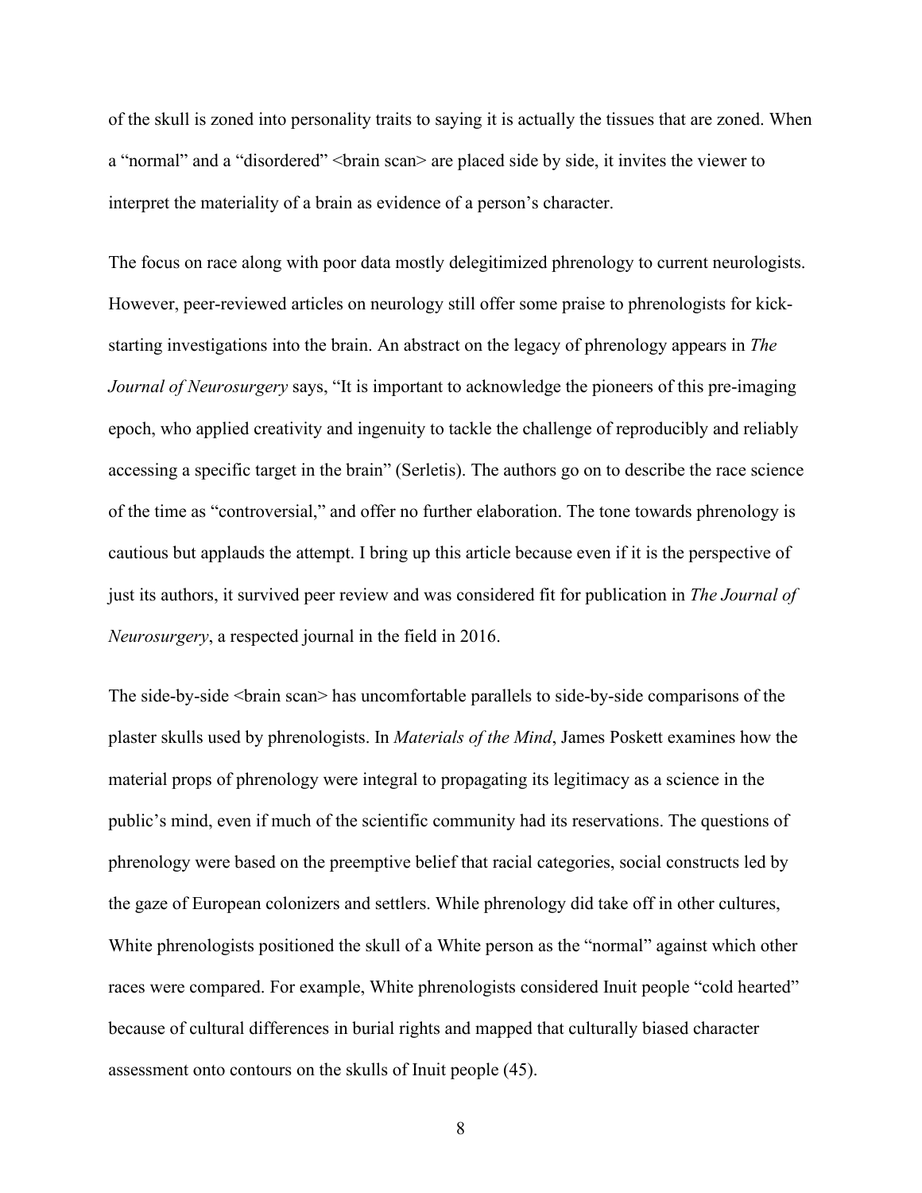of the skull is zoned into personality traits to saying it is actually the tissues that are zoned. When a "normal" and a "disordered" <brain scan> are placed side by side, it invites the viewer to interpret the materiality of a brain as evidence of a person's character.

The focus on race along with poor data mostly delegitimized phrenology to current neurologists. However, peer-reviewed articles on neurology still offer some praise to phrenologists for kick-starting investigations into the brain. An abstract on the legacy of phrenology appears in *The Journal of Neurosurgery* says, "It is important to acknowledge the pioneers of this pre-imaging epoch, who applied creativity and ingenuity to tackle the challenge of reproducibly and reliably accessing a specific target in the brain" (Serletis). The authors go on to describe the race science of the time as "controversial," and offer no further elaboration. The tone towards phrenology is cautious but applauds the attempt. I bring up this article because even if it is the perspective of just its authors, it survived peer review and was considered fit for publication in *The Journal of Neurosurgery*, a respected journal in the field in 2016.

The side-by-side <brain scan> has uncomfortable parallels to side-by-side comparisons of the plaster skulls used by phrenologists. In *Materials of the Mind*, James Poskett examines how the material props of phrenology were integral to propagating its legitimacy as a science in the public's mind, even if much of the scientific community had its reservations. The questions of phrenology were based on the preemptive belief that racial categories, social constructs led by the gaze of European colonizers and settlers. While phrenology did take off in other cultures, White phrenologists positioned the skull of a White person as the "normal" against which other races were compared. For example, White phrenologists considered Inuit people "cold hearted" because of cultural differences in burial rights and mapped that culturally biased character assessment onto contours on the skulls of Inuit people (45).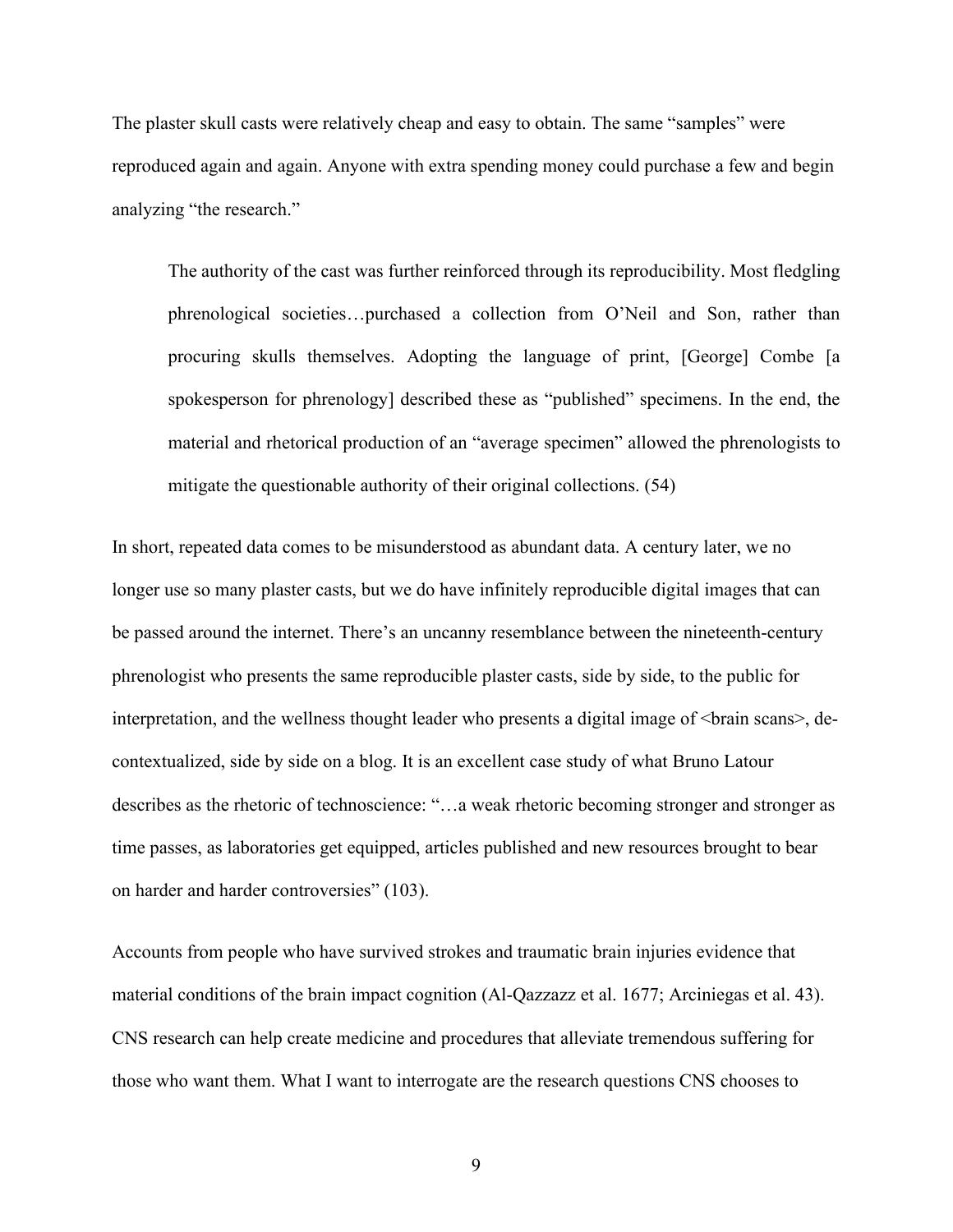The plaster skull casts were relatively cheap and easy to obtain. The same "samples" were reproduced again and again. Anyone with extra spending money could purchase a few and begin analyzing "the research."

> The authority of the cast was further reinforced through its reproducibility. Most fledgling phrenological societies…purchased a collection from O'Neil and Son, rather than procuring skulls themselves. Adopting the language of print, [George] Combe [a spokesperson for phrenology] described these as "published" specimens. In the end, the material and rhetorical production of an "average specimen" allowed the phrenologists to mitigate the questionable authority of their original collections. (54)

In short, repeated data comes to be misunderstood as abundant data. A century later, we no longer use so many plaster casts, but we do have infinitely reproducible digital images that can be passed around the internet. There's an uncanny resemblance between the nineteenth-century phrenologist who presents the same reproducible plaster casts, side by side, to the public for interpretation, and the wellness thought leader who presents a digital image of <brain scans>, de-contextualized, side by side on a blog. It is an excellent case study of what Bruno Latour describes as the rhetoric of technoscience: "…a weak rhetoric becoming stronger and stronger as time passes, as laboratories get equipped, articles published and new resources brought to bear on harder and harder controversies" (103).

Accounts from people who have survived strokes and traumatic brain injuries evidence that material conditions of the brain impact cognition (Al-Qazzazz et al. 1677; Arciniegas et al. 43). CNS research can help create medicine and procedures that alleviate tremendous suffering for those who want them. What I want to interrogate are the research questions CNS chooses to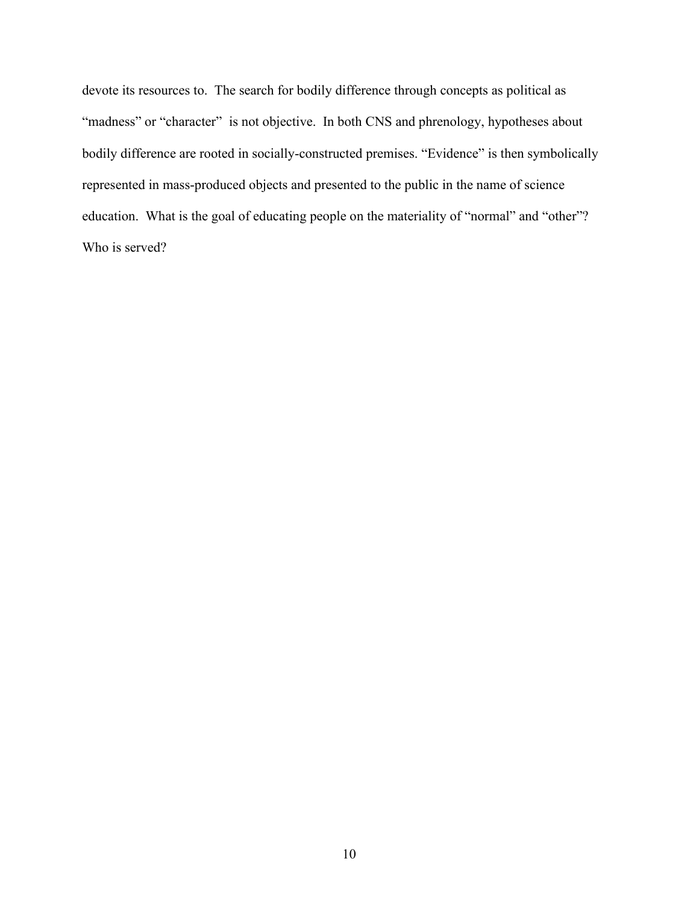devote its resources to. The search for bodily difference through concepts as political as "madness" or "character" is not objective. In both CNS and phrenology, hypotheses about bodily difference are rooted in socially-constructed premises. "Evidence" is then symbolically represented in mass-produced objects and presented to the public in the name of science education. What is the goal of educating people on the materiality of "normal" and "other"? Who is served?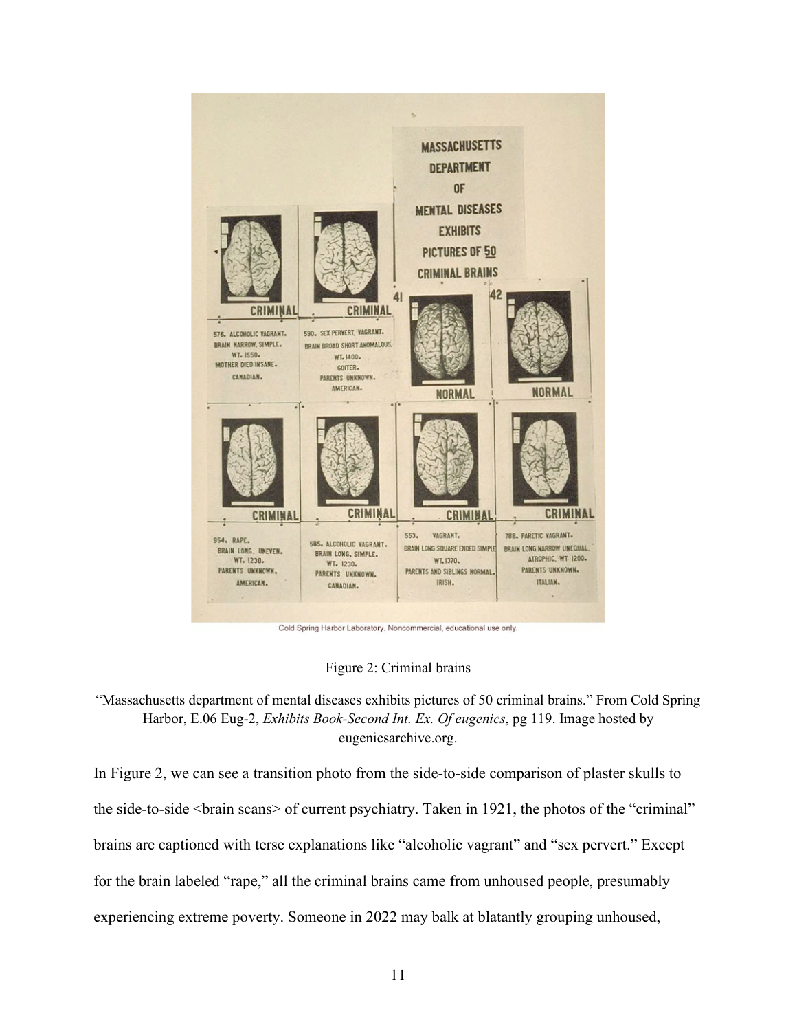Figure 2: Criminal brains

"Massachusetts department of mental diseases exhibits pictures of 50 criminal brains." From Cold Spring Harbor, E.06 Eug-2, *Exhibits Book-Second Int. Ex. Of eugenics*, pg 119. Image hosted by eugenicsarchive.org.

In Figure 2, we can see a transition photo from the side-to-side comparison of plaster skulls to the side-to-side <brain scans> of current psychiatry. Taken in 1921, the photos of the "criminal" brains are captioned with terse explanations like "alcoholic vagrant" and "sex pervert." Except for the brain labeled "rape," all the criminal brains came from unhoused people, presumably experiencing extreme poverty. Someone in 2022 may balk at blatantly grouping unhoused,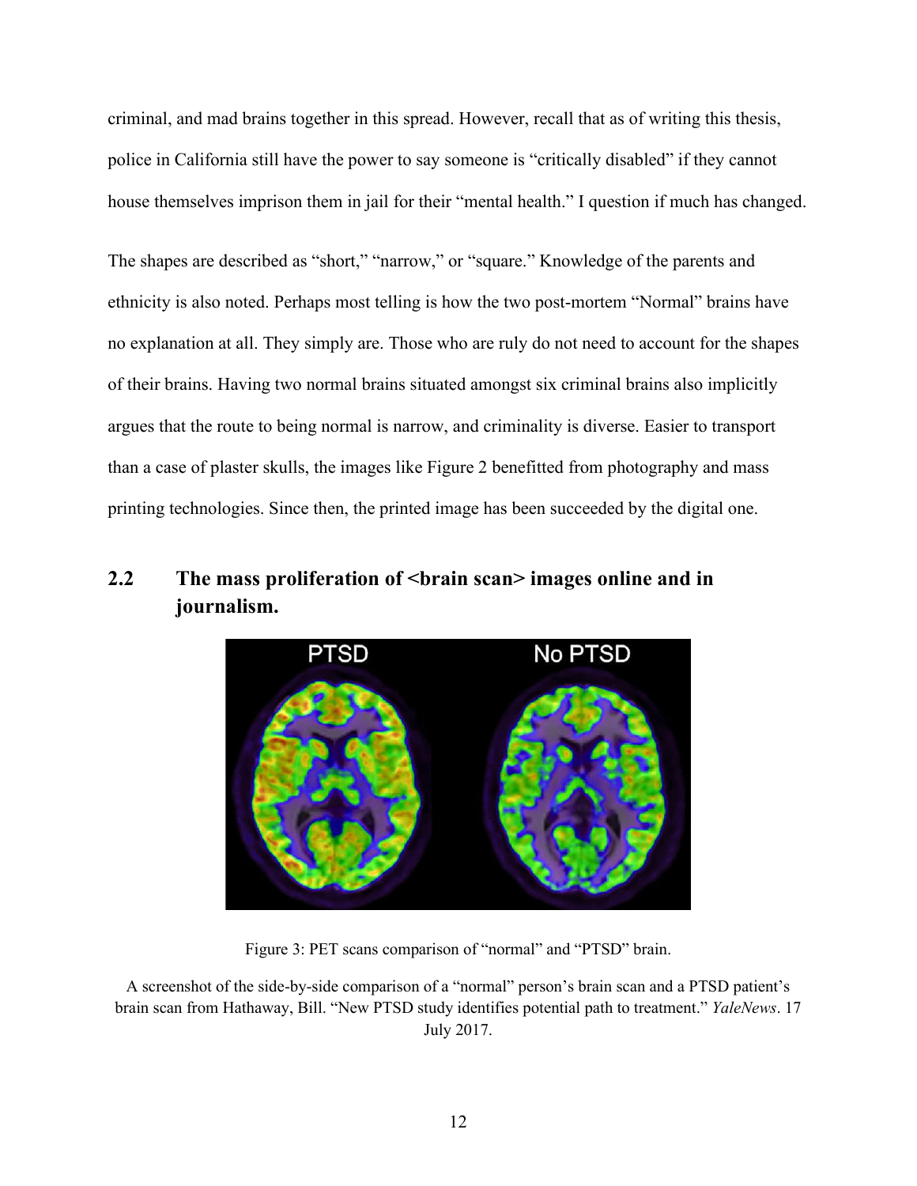criminal, and mad brains together in this spread. However, recall that as of writing this thesis, police in California still have the power to say someone is "critically disabled" if they cannot house themselves imprison them in jail for their "mental health." I question if much has changed.

The shapes are described as "short," "narrow," or "square." Knowledge of the parents and ethnicity is also noted. Perhaps most telling is how the two post-mortem "Normal" brains have no explanation at all. They simply are. Those who are ruly do not need to account for the shapes of their brains. Having two normal brains situated amongst six criminal brains also implicitly argues that the route to being normal is narrow, and criminality is diverse. Easier to transport than a case of plaster skulls, the images like Figure 2 benefitted from photography and mass printing technologies. Since then, the printed image has been succeeded by the digital one.

## 2.2 The mass proliferation of <brain scan> images online and in journalism.

PTSD

No PTSD

Figure 3: PET scans comparison of "normal" and "PTSD" brain.

A screenshot of the side-by-side comparison of a "normal" person's brain scan and a PTSD patient's brain scan from Hathaway, Bill. "New PTSD study identifies potential path to treatment." *YaleNews*. 17 July 2017.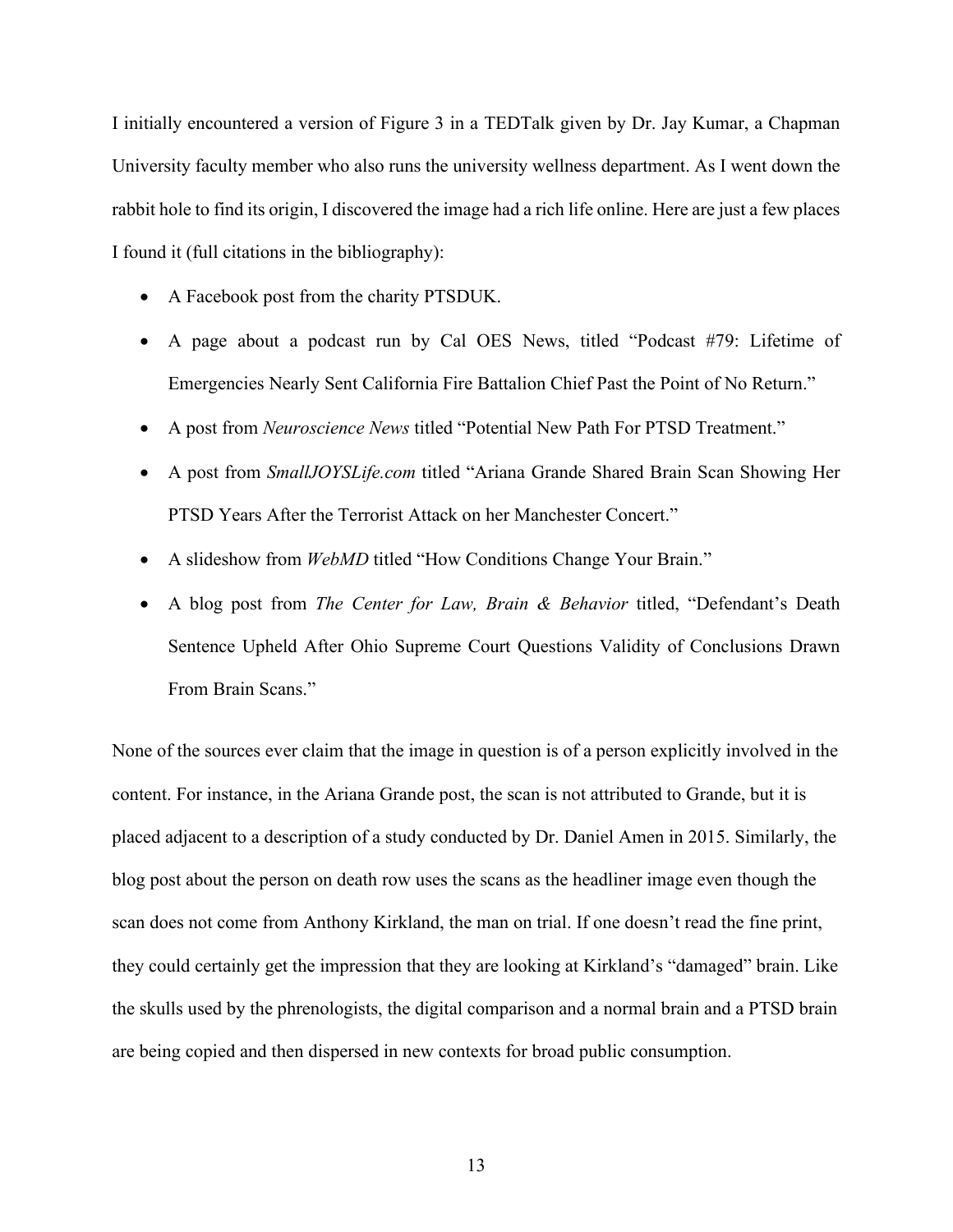I initially encountered a version of Figure 3 in a TEDTalk given by Dr. Jay Kumar, a Chapman University faculty member who also runs the university wellness department. As I went down the rabbit hole to find its origin, I discovered the image had a rich life online. Here are just a few places I found it (full citations in the bibliography):

- A Facebook post from the charity PTSDUK.
- A page about a podcast run by Cal OES News, titled "Podcast #79: Lifetime of Emergencies Nearly Sent California Fire Battalion Chief Past the Point of No Return."
- A post from *Neuroscience News* titled "Potential New Path For PTSD Treatment."
- A post from *SmallJOYSLife.com* titled "Ariana Grande Shared Brain Scan Showing Her PTSD Years After the Terrorist Attack on her Manchester Concert."
- A slideshow from *WebMD* titled "How Conditions Change Your Brain."
- A blog post from *The Center for Law, Brain & Behavior* titled, "Defendant's Death Sentence Upheld After Ohio Supreme Court Questions Validity of Conclusions Drawn From Brain Scans."

None of the sources ever claim that the image in question is of a person explicitly involved in the content. For instance, in the Ariana Grande post, the scan is not attributed to Grande, but it is placed adjacent to a description of a study conducted by Dr. Daniel Amen in 2015. Similarly, the blog post about the person on death row uses the scans as the headliner image even though the scan does not come from Anthony Kirkland, the man on trial. If one doesn't read the fine print, they could certainly get the impression that they are looking at Kirkland's "damaged" brain. Like the skulls used by the phrenologists, the digital comparison and a normal brain and a PTSD brain are being copied and then dispersed in new contexts for broad public consumption.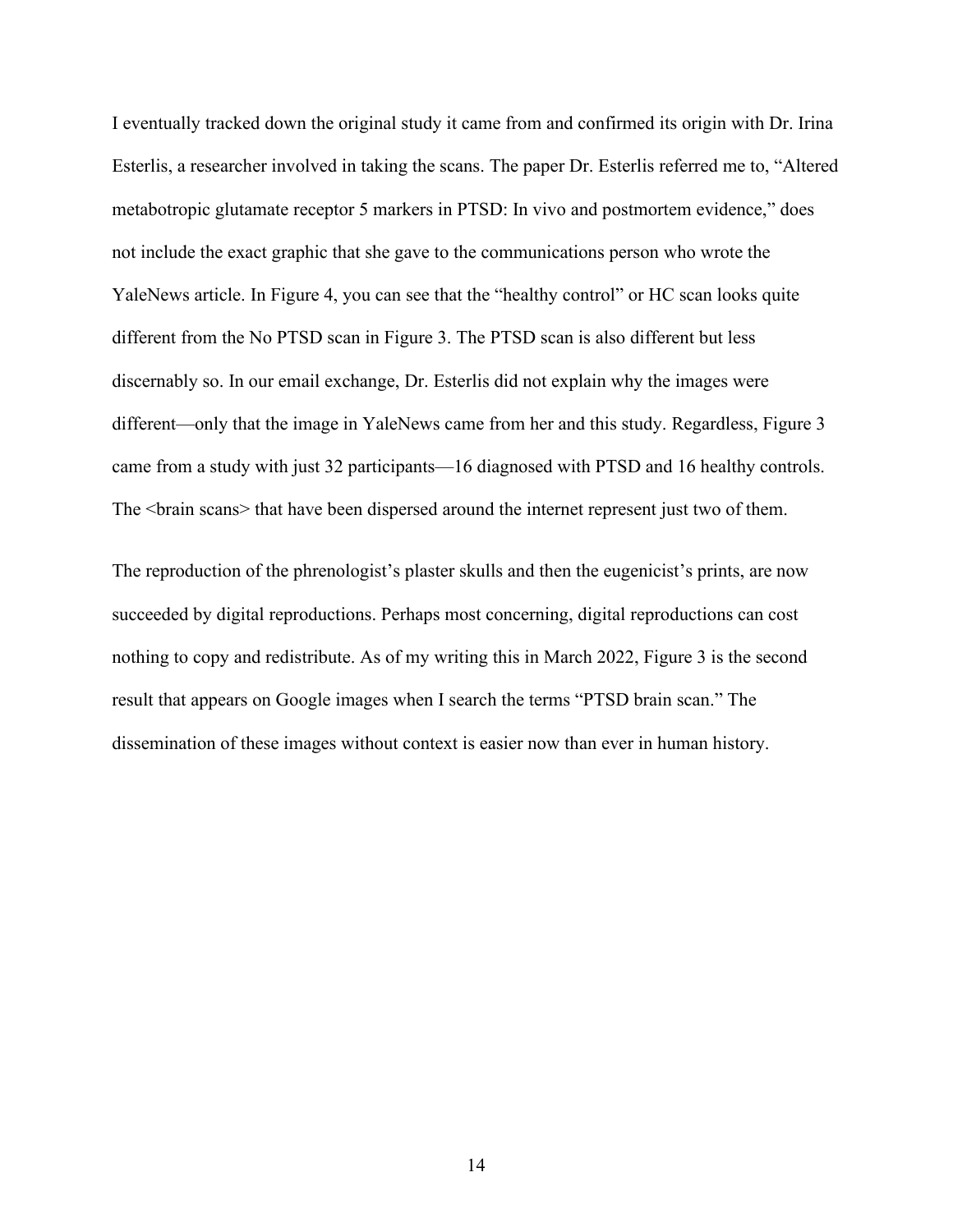I eventually tracked down the original study it came from and confirmed its origin with Dr. Irina Esterlis, a researcher involved in taking the scans. The paper Dr. Esterlis referred me to, "Altered metabotropic glutamate receptor 5 markers in PTSD: In vivo and postmortem evidence," does not include the exact graphic that she gave to the communications person who wrote the YaleNews article. In Figure 4, you can see that the "healthy control" or HC scan looks quite different from the No PTSD scan in Figure 3. The PTSD scan is also different but less discernably so. In our email exchange, Dr. Esterlis did not explain why the images were different—only that the image in YaleNews came from her and this study. Regardless, Figure 3 came from a study with just 32 participants—16 diagnosed with PTSD and 16 healthy controls. The <brain scans> that have been dispersed around the internet represent just two of them.

The reproduction of the phrenologist's plaster skulls and then the eugenicist's prints, are now succeeded by digital reproductions. Perhaps most concerning, digital reproductions can cost nothing to copy and redistribute. As of my writing this in March 2022, Figure 3 is the second result that appears on Google images when I search the terms "PTSD brain scan." The dissemination of these images without context is easier now than ever in human history.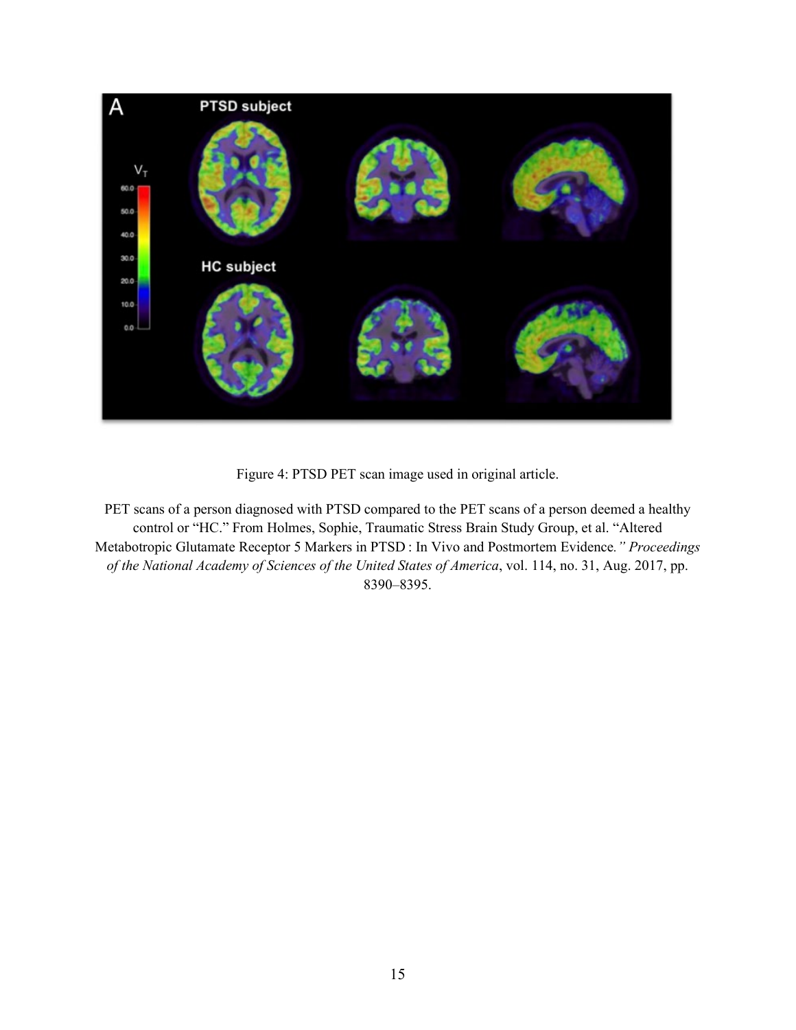A

PTSD subject

HC subject

$V_T$

60.0
50.0
40.0
30.0
20.0
10.0
0.0

Figure 4: PTSD PET scan image used in original article.

PET scans of a person diagnosed with PTSD compared to the PET scans of a person deemed a healthy control or "HC." From Holmes, Sophie, Traumatic Stress Brain Study Group, et al. "Altered Metabotropic Glutamate Receptor 5 Markers in PTSD : In Vivo and Postmortem Evidence*." Proceedings of the National Academy of Sciences of the United States of America*, vol. 114, no. 31, Aug. 2017, pp. 8390–8395.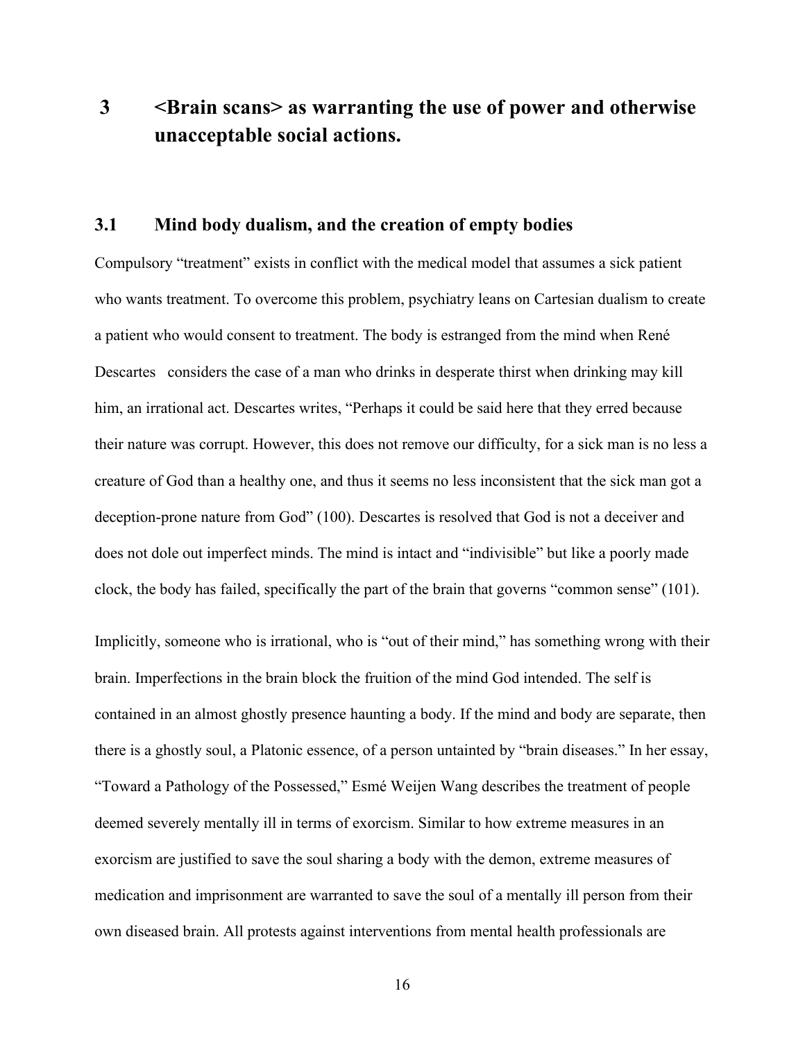# 3 <Brain scans> as warranting the use of power and otherwise unacceptable social actions.

## 3.1 Mind body dualism, and the creation of empty bodies

Compulsory "treatment" exists in conflict with the medical model that assumes a sick patient who wants treatment. To overcome this problem, psychiatry leans on Cartesian dualism to create a patient who would consent to treatment. The body is estranged from the mind when René Descartes considers the case of a man who drinks in desperate thirst when drinking may kill him, an irrational act. Descartes writes, "Perhaps it could be said here that they erred because their nature was corrupt. However, this does not remove our difficulty, for a sick man is no less a creature of God than a healthy one, and thus it seems no less inconsistent that the sick man got a deception-prone nature from God" (100). Descartes is resolved that God is not a deceiver and does not dole out imperfect minds. The mind is intact and "indivisible" but like a poorly made clock, the body has failed, specifically the part of the brain that governs "common sense" (101).

Implicitly, someone who is irrational, who is "out of their mind," has something wrong with their brain. Imperfections in the brain block the fruition of the mind God intended. The self is contained in an almost ghostly presence haunting a body. If the mind and body are separate, then there is a ghostly soul, a Platonic essence, of a person untainted by "brain diseases." In her essay, "Toward a Pathology of the Possessed," Esmé Weijen Wang describes the treatment of people deemed severely mentally ill in terms of exorcism. Similar to how extreme measures in an exorcism are justified to save the soul sharing a body with the demon, extreme measures of medication and imprisonment are warranted to save the soul of a mentally ill person from their own diseased brain. All protests against interventions from mental health professionals are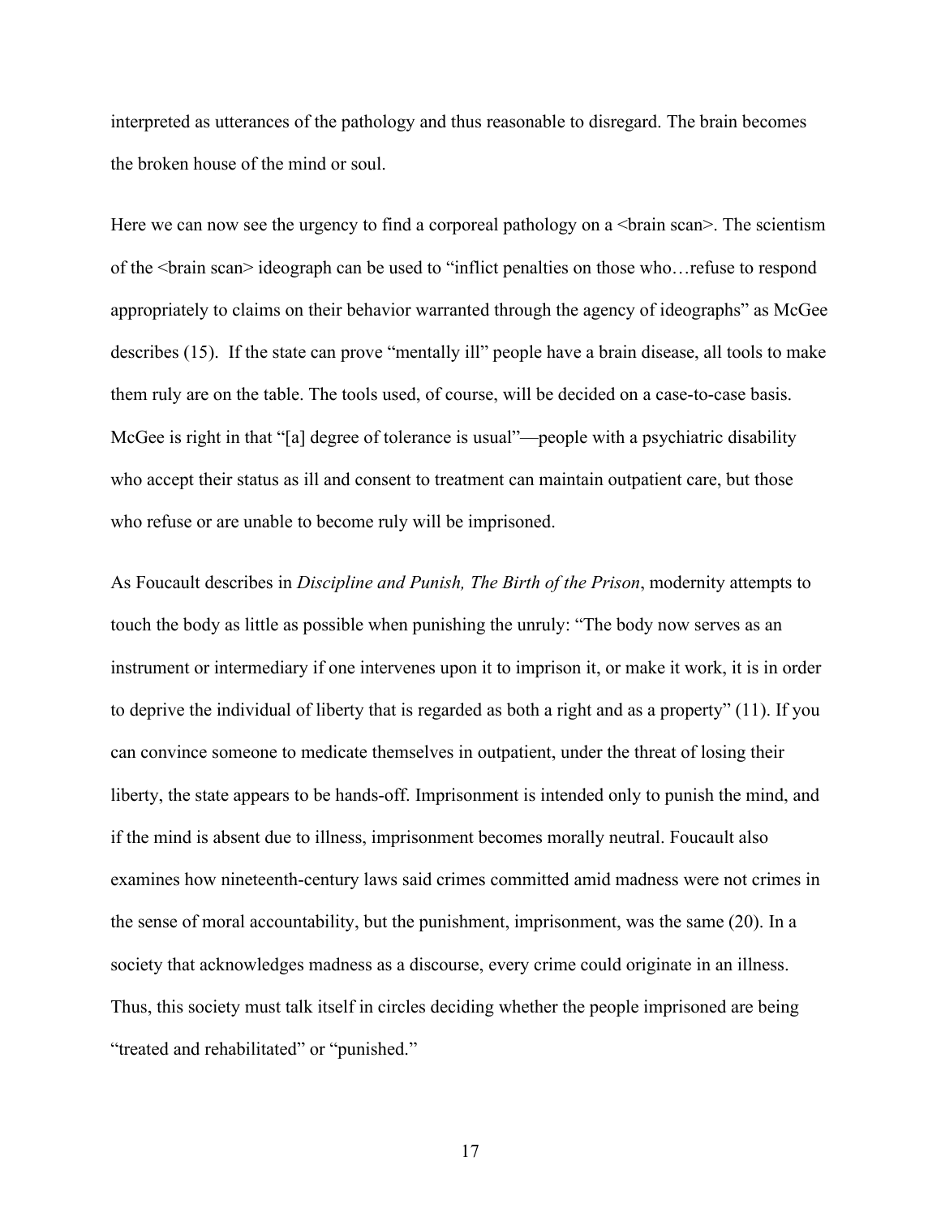interpreted as utterances of the pathology and thus reasonable to disregard. The brain becomes the broken house of the mind or soul.

Here we can now see the urgency to find a corporeal pathology on a <brain scan>. The scientism of the <brain scan> ideograph can be used to "inflict penalties on those who…refuse to respond appropriately to claims on their behavior warranted through the agency of ideographs" as McGee describes (15). If the state can prove "mentally ill" people have a brain disease, all tools to make them ruly are on the table. The tools used, of course, will be decided on a case-to-case basis. McGee is right in that "[a] degree of tolerance is usual"—people with a psychiatric disability who accept their status as ill and consent to treatment can maintain outpatient care, but those who refuse or are unable to become ruly will be imprisoned.

As Foucault describes in *Discipline and Punish, The Birth of the Prison*, modernity attempts to touch the body as little as possible when punishing the unruly: "The body now serves as an instrument or intermediary if one intervenes upon it to imprison it, or make it work, it is in order to deprive the individual of liberty that is regarded as both a right and as a property" (11). If you can convince someone to medicate themselves in outpatient, under the threat of losing their liberty, the state appears to be hands-off. Imprisonment is intended only to punish the mind, and if the mind is absent due to illness, imprisonment becomes morally neutral. Foucault also examines how nineteenth-century laws said crimes committed amid madness were not crimes in the sense of moral accountability, but the punishment, imprisonment, was the same (20). In a society that acknowledges madness as a discourse, every crime could originate in an illness. Thus, this society must talk itself in circles deciding whether the people imprisoned are being "treated and rehabilitated" or "punished."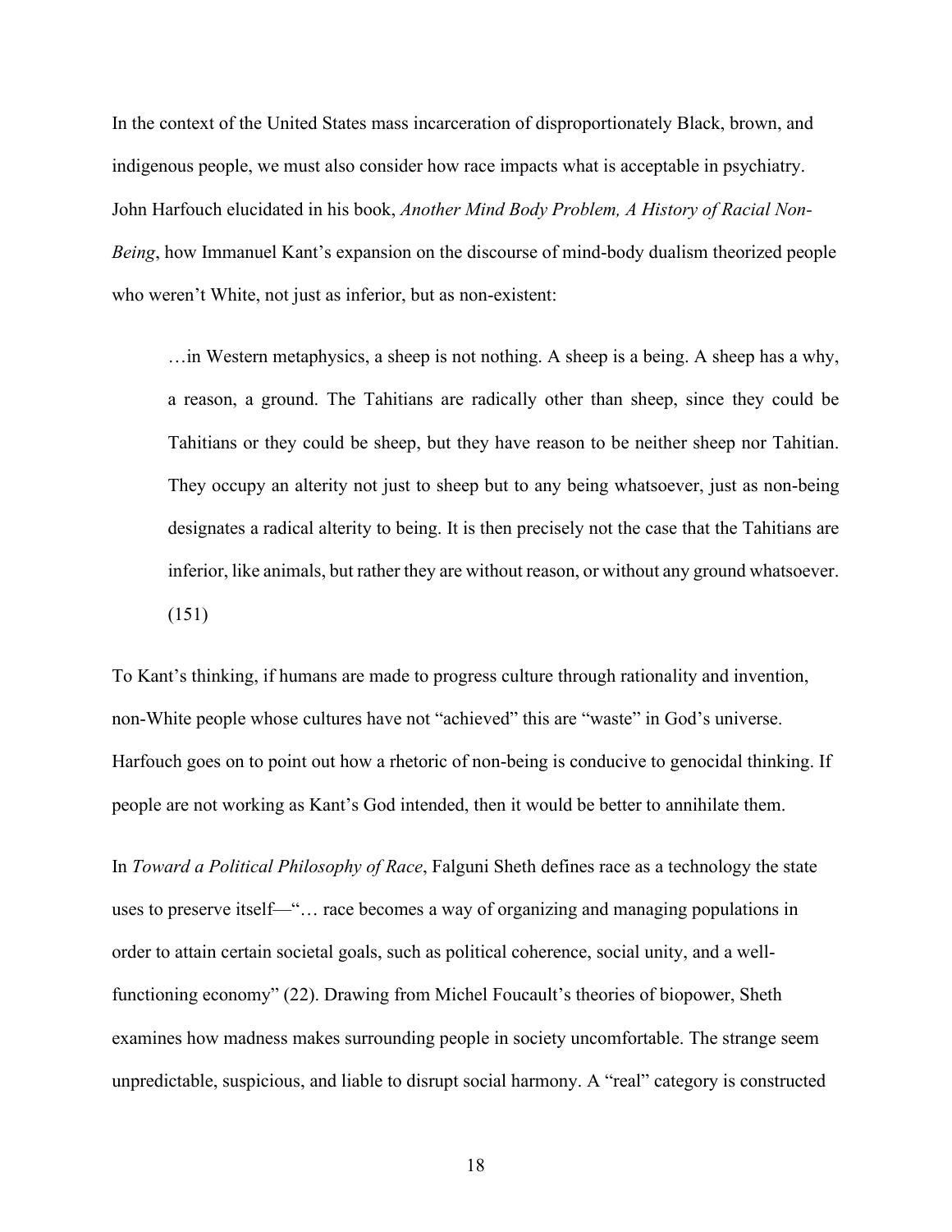In the context of the United States mass incarceration of disproportionately Black, brown, and indigenous people, we must also consider how race impacts what is acceptable in psychiatry. John Harfouch elucidated in his book, *Another Mind Body Problem, A History of Racial Non-Being*, how Immanuel Kant's expansion on the discourse of mind-body dualism theorized people who weren't White, not just as inferior, but as non-existent:

> …in Western metaphysics, a sheep is not nothing. A sheep is a being. A sheep has a why, a reason, a ground. The Tahitians are radically other than sheep, since they could be Tahitians or they could be sheep, but they have reason to be neither sheep nor Tahitian. They occupy an alterity not just to sheep but to any being whatsoever, just as non-being designates a radical alterity to being. It is then precisely not the case that the Tahitians are inferior, like animals, but rather they are without reason, or without any ground whatsoever. (151)

To Kant's thinking, if humans are made to progress culture through rationality and invention, non-White people whose cultures have not "achieved" this are "waste" in God's universe. Harfouch goes on to point out how a rhetoric of non-being is conducive to genocidal thinking. If people are not working as Kant's God intended, then it would be better to annihilate them.

In *Toward a Political Philosophy of Race*, Falguni Sheth defines race as a technology the state uses to preserve itself—"… race becomes a way of organizing and managing populations in order to attain certain societal goals, such as political coherence, social unity, and a well-functioning economy" (22). Drawing from Michel Foucault's theories of biopower, Sheth examines how madness makes surrounding people in society uncomfortable. The strange seem unpredictable, suspicious, and liable to disrupt social harmony. A "real" category is constructed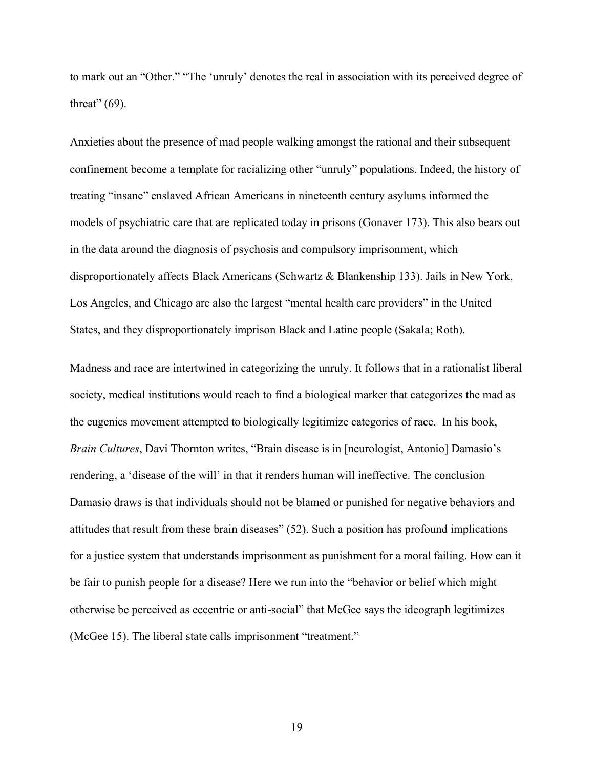to mark out an "Other." "The 'unruly' denotes the real in association with its perceived degree of threat" (69).

Anxieties about the presence of mad people walking amongst the rational and their subsequent confinement become a template for racializing other "unruly" populations. Indeed, the history of treating "insane" enslaved African Americans in nineteenth century asylums informed the models of psychiatric care that are replicated today in prisons (Gonaver 173). This also bears out in the data around the diagnosis of psychosis and compulsory imprisonment, which disproportionately affects Black Americans (Schwartz & Blankenship 133). Jails in New York, Los Angeles, and Chicago are also the largest "mental health care providers" in the United States, and they disproportionately imprison Black and Latine people (Sakala; Roth).

Madness and race are intertwined in categorizing the unruly. It follows that in a rationalist liberal society, medical institutions would reach to find a biological marker that categorizes the mad as the eugenics movement attempted to biologically legitimize categories of race. In his book, *Brain Cultures*, Davi Thornton writes, "Brain disease is in [neurologist, Antonio] Damasio's rendering, a 'disease of the will' in that it renders human will ineffective. The conclusion Damasio draws is that individuals should not be blamed or punished for negative behaviors and attitudes that result from these brain diseases" (52). Such a position has profound implications for a justice system that understands imprisonment as punishment for a moral failing. How can it be fair to punish people for a disease? Here we run into the "behavior or belief which might otherwise be perceived as eccentric or anti-social" that McGee says the ideograph legitimizes (McGee 15). The liberal state calls imprisonment "treatment."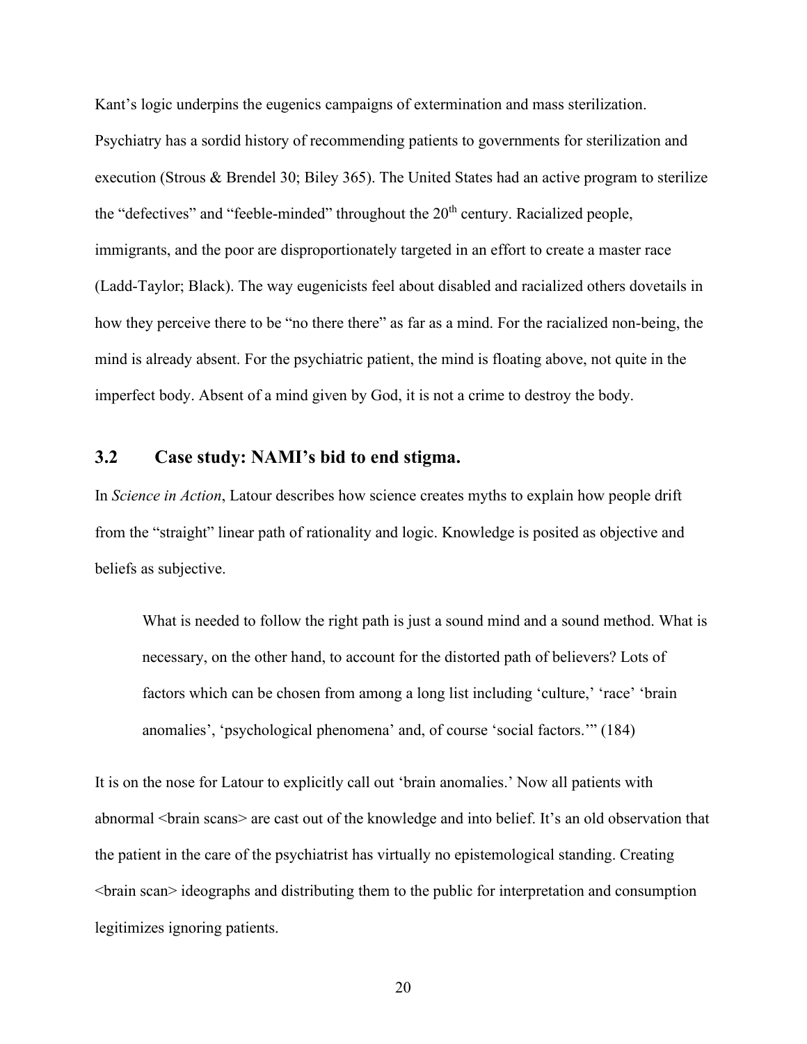Kant's logic underpins the eugenics campaigns of extermination and mass sterilization. Psychiatry has a sordid history of recommending patients to governments for sterilization and execution (Strous & Brendel 30; Biley 365). The United States had an active program to sterilize the "defectives" and "feeble-minded" throughout the 20th century. Racialized people, immigrants, and the poor are disproportionately targeted in an effort to create a master race (Ladd-Taylor; Black). The way eugenicists feel about disabled and racialized others dovetails in how they perceive there to be "no there there" as far as a mind. For the racialized non-being, the mind is already absent. For the psychiatric patient, the mind is floating above, not quite in the imperfect body. Absent of a mind given by God, it is not a crime to destroy the body.

## 3.2 Case study: NAMI's bid to end stigma.

In *Science in Action*, Latour describes how science creates myths to explain how people drift from the "straight" linear path of rationality and logic. Knowledge is posited as objective and beliefs as subjective.

> What is needed to follow the right path is just a sound mind and a sound method. What is necessary, on the other hand, to account for the distorted path of believers? Lots of factors which can be chosen from among a long list including 'culture,' 'race' 'brain anomalies', 'psychological phenomena' and, of course 'social factors.'" (184)

It is on the nose for Latour to explicitly call out 'brain anomalies.' Now all patients with abnormal <brain scans> are cast out of the knowledge and into belief. It's an old observation that the patient in the care of the psychiatrist has virtually no epistemological standing. Creating <brain scan> ideographs and distributing them to the public for interpretation and consumption legitimizes ignoring patients.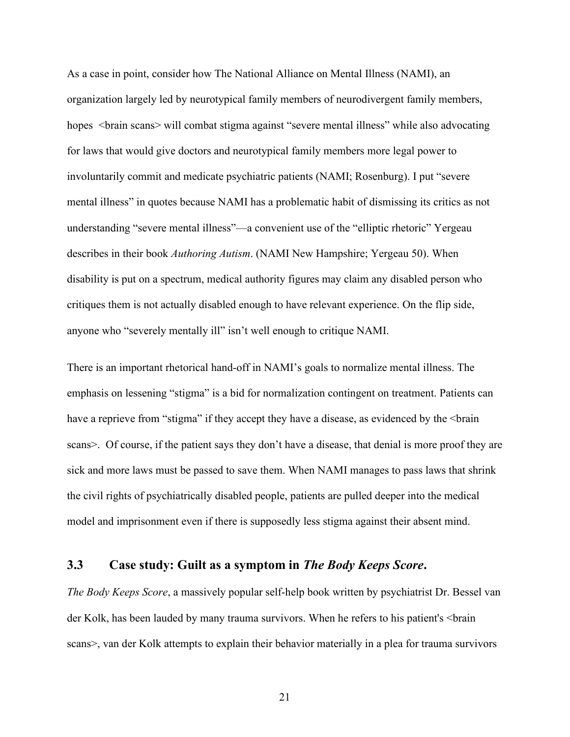As a case in point, consider how The National Alliance on Mental Illness (NAMI), an organization largely led by neurotypical family members of neurodivergent family members, hopes <brain scans> will combat stigma against "severe mental illness" while also advocating for laws that would give doctors and neurotypical family members more legal power to involuntarily commit and medicate psychiatric patients (NAMI; Rosenburg). I put "severe mental illness" in quotes because NAMI has a problematic habit of dismissing its critics as not understanding "severe mental illness"—a convenient use of the "elliptic rhetoric" Yergeau describes in their book *Authoring Autism*. (NAMI New Hampshire; Yergeau 50). When disability is put on a spectrum, medical authority figures may claim any disabled person who critiques them is not actually disabled enough to have relevant experience. On the flip side, anyone who "severely mentally ill" isn't well enough to critique NAMI.

There is an important rhetorical hand-off in NAMI's goals to normalize mental illness. The emphasis on lessening "stigma" is a bid for normalization contingent on treatment. Patients can have a reprieve from "stigma" if they accept they have a disease, as evidenced by the <brain scans>. Of course, if the patient says they don't have a disease, that denial is more proof they are sick and more laws must be passed to save them. When NAMI manages to pass laws that shrink the civil rights of psychiatrically disabled people, patients are pulled deeper into the medical model and imprisonment even if there is supposedly less stigma against their absent mind.

## 3.3 Case study: Guilt as a symptom in *The Body Keeps Score*.

*The Body Keeps Score*, a massively popular self-help book written by psychiatrist Dr. Bessel van der Kolk, has been lauded by many trauma survivors. When he refers to his patient's <brain scans>, van der Kolk attempts to explain their behavior materially in a plea for trauma survivors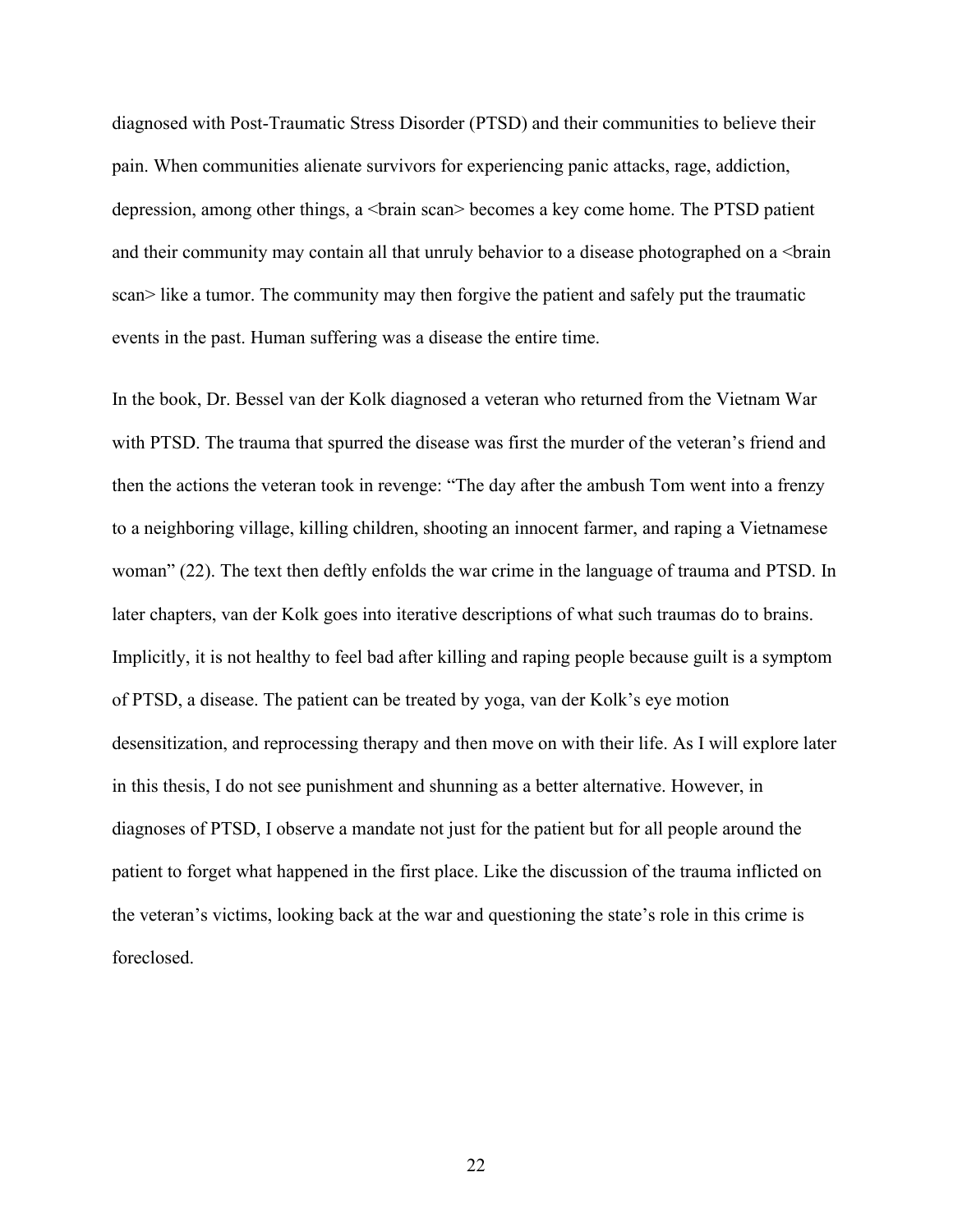diagnosed with Post-Traumatic Stress Disorder (PTSD) and their communities to believe their pain. When communities alienate survivors for experiencing panic attacks, rage, addiction, depression, among other things, a <brain scan> becomes a key come home. The PTSD patient and their community may contain all that unruly behavior to a disease photographed on a <brain scan> like a tumor. The community may then forgive the patient and safely put the traumatic events in the past. Human suffering was a disease the entire time.

In the book, Dr. Bessel van der Kolk diagnosed a veteran who returned from the Vietnam War with PTSD. The trauma that spurred the disease was first the murder of the veteran's friend and then the actions the veteran took in revenge: "The day after the ambush Tom went into a frenzy to a neighboring village, killing children, shooting an innocent farmer, and raping a Vietnamese woman" (22). The text then deftly enfolds the war crime in the language of trauma and PTSD. In later chapters, van der Kolk goes into iterative descriptions of what such traumas do to brains. Implicitly, it is not healthy to feel bad after killing and raping people because guilt is a symptom of PTSD, a disease. The patient can be treated by yoga, van der Kolk's eye motion desensitization, and reprocessing therapy and then move on with their life. As I will explore later in this thesis, I do not see punishment and shunning as a better alternative. However, in diagnoses of PTSD, I observe a mandate not just for the patient but for all people around the patient to forget what happened in the first place. Like the discussion of the trauma inflicted on the veteran's victims, looking back at the war and questioning the state's role in this crime is foreclosed.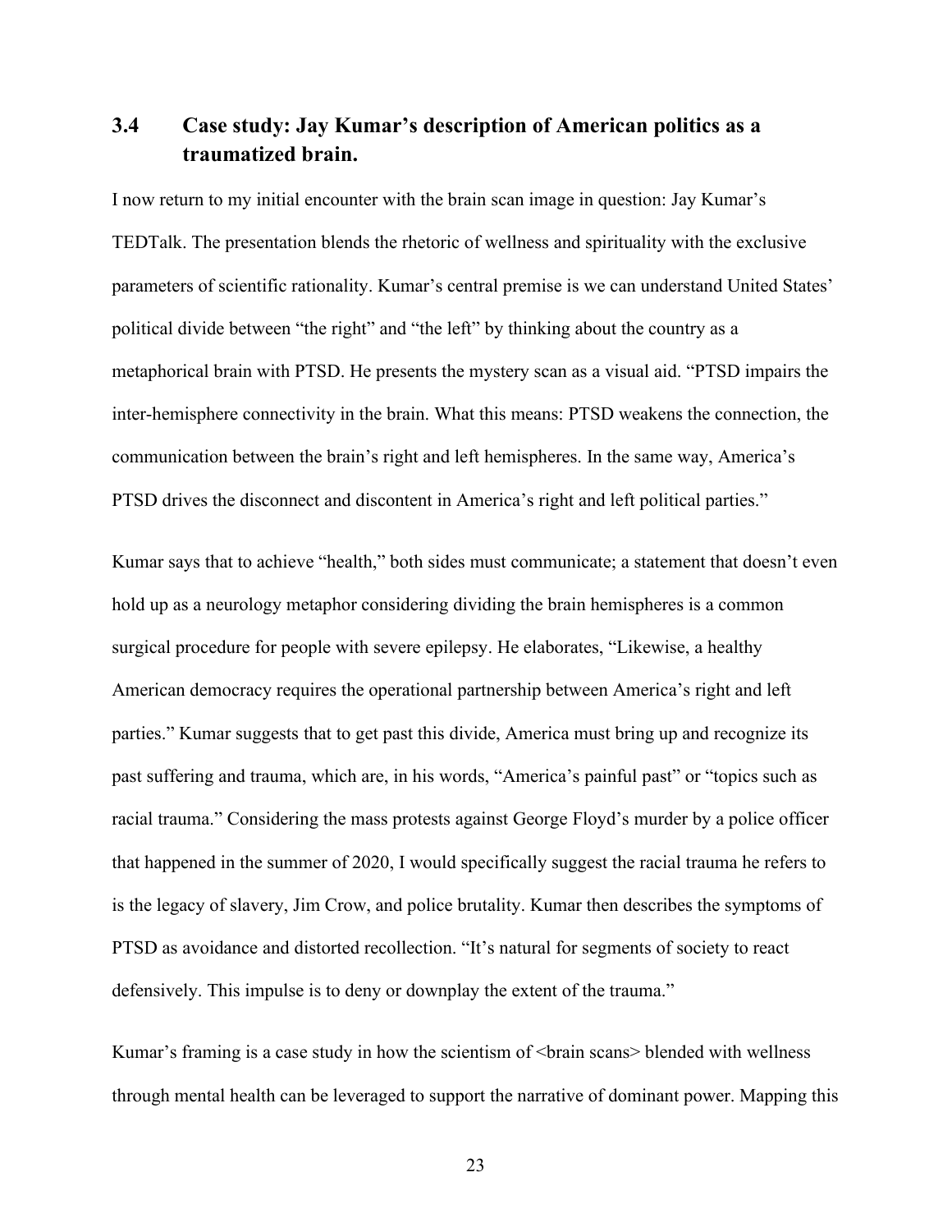## 3.4 Case study: Jay Kumar's description of American politics as a traumatized brain.

I now return to my initial encounter with the brain scan image in question: Jay Kumar's TEDTalk. The presentation blends the rhetoric of wellness and spirituality with the exclusive parameters of scientific rationality. Kumar's central premise is we can understand United States' political divide between "the right" and "the left" by thinking about the country as a metaphorical brain with PTSD. He presents the mystery scan as a visual aid. "PTSD impairs the inter-hemisphere connectivity in the brain. What this means: PTSD weakens the connection, the communication between the brain's right and left hemispheres. In the same way, America's PTSD drives the disconnect and discontent in America's right and left political parties."

Kumar says that to achieve "health," both sides must communicate; a statement that doesn't even hold up as a neurology metaphor considering dividing the brain hemispheres is a common surgical procedure for people with severe epilepsy. He elaborates, "Likewise, a healthy American democracy requires the operational partnership between America's right and left parties." Kumar suggests that to get past this divide, America must bring up and recognize its past suffering and trauma, which are, in his words, "America's painful past" or "topics such as racial trauma." Considering the mass protests against George Floyd's murder by a police officer that happened in the summer of 2020, I would specifically suggest the racial trauma he refers to is the legacy of slavery, Jim Crow, and police brutality. Kumar then describes the symptoms of PTSD as avoidance and distorted recollection. "It's natural for segments of society to react defensively. This impulse is to deny or downplay the extent of the trauma."

Kumar's framing is a case study in how the scientism of <brain scans> blended with wellness through mental health can be leveraged to support the narrative of dominant power. Mapping this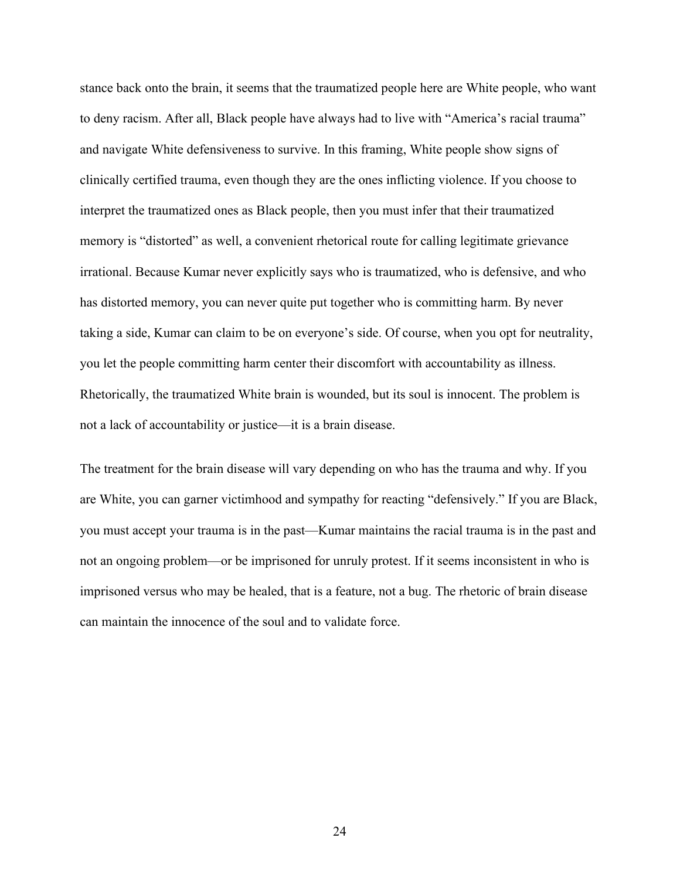stance back onto the brain, it seems that the traumatized people here are White people, who want to deny racism. After all, Black people have always had to live with "America's racial trauma" and navigate White defensiveness to survive. In this framing, White people show signs of clinically certified trauma, even though they are the ones inflicting violence. If you choose to interpret the traumatized ones as Black people, then you must infer that their traumatized memory is "distorted" as well, a convenient rhetorical route for calling legitimate grievance irrational. Because Kumar never explicitly says who is traumatized, who is defensive, and who has distorted memory, you can never quite put together who is committing harm. By never taking a side, Kumar can claim to be on everyone's side. Of course, when you opt for neutrality, you let the people committing harm center their discomfort with accountability as illness. Rhetorically, the traumatized White brain is wounded, but its soul is innocent. The problem is not a lack of accountability or justice—it is a brain disease.

The treatment for the brain disease will vary depending on who has the trauma and why. If you are White, you can garner victimhood and sympathy for reacting "defensively." If you are Black, you must accept your trauma is in the past—Kumar maintains the racial trauma is in the past and not an ongoing problem—or be imprisoned for unruly protest. If it seems inconsistent in who is imprisoned versus who may be healed, that is a feature, not a bug. The rhetoric of brain disease can maintain the innocence of the soul and to validate force.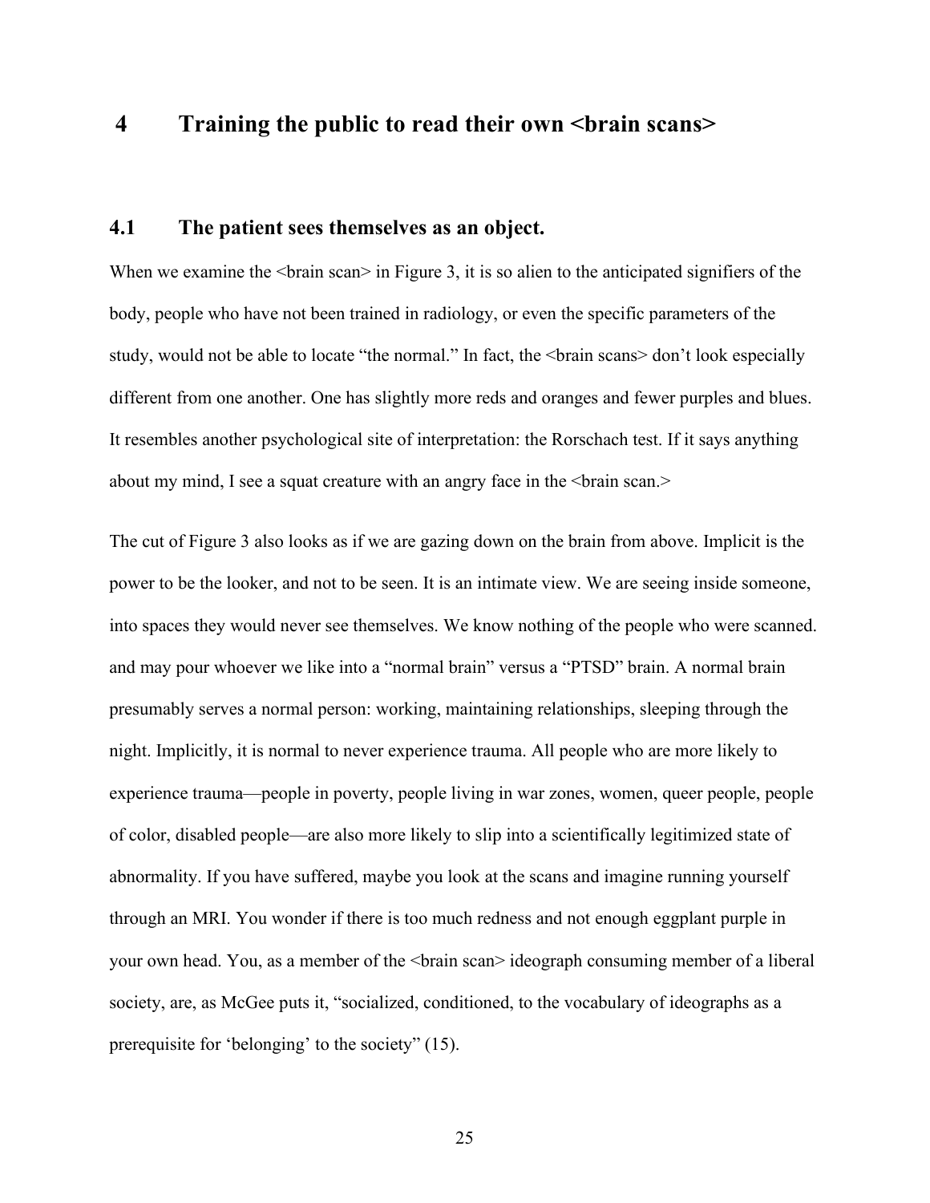# 4 Training the public to read their own <brain scans>

## 4.1 The patient sees themselves as an object.

When we examine the <brain scan> in Figure 3, it is so alien to the anticipated signifiers of the body, people who have not been trained in radiology, or even the specific parameters of the study, would not be able to locate "the normal." In fact, the <brain scans> don't look especially different from one another. One has slightly more reds and oranges and fewer purples and blues. It resembles another psychological site of interpretation: the Rorschach test. If it says anything about my mind, I see a squat creature with an angry face in the <brain scan.>

The cut of Figure 3 also looks as if we are gazing down on the brain from above. Implicit is the power to be the looker, and not to be seen. It is an intimate view. We are seeing inside someone, into spaces they would never see themselves. We know nothing of the people who were scanned. and may pour whoever we like into a "normal brain" versus a "PTSD" brain. A normal brain presumably serves a normal person: working, maintaining relationships, sleeping through the night. Implicitly, it is normal to never experience trauma. All people who are more likely to experience trauma—people in poverty, people living in war zones, women, queer people, people of color, disabled people—are also more likely to slip into a scientifically legitimized state of abnormality. If you have suffered, maybe you look at the scans and imagine running yourself through an MRI. You wonder if there is too much redness and not enough eggplant purple in your own head. You, as a member of the <brain scan> ideograph consuming member of a liberal society, are, as McGee puts it, "socialized, conditioned, to the vocabulary of ideographs as a prerequisite for 'belonging' to the society" (15).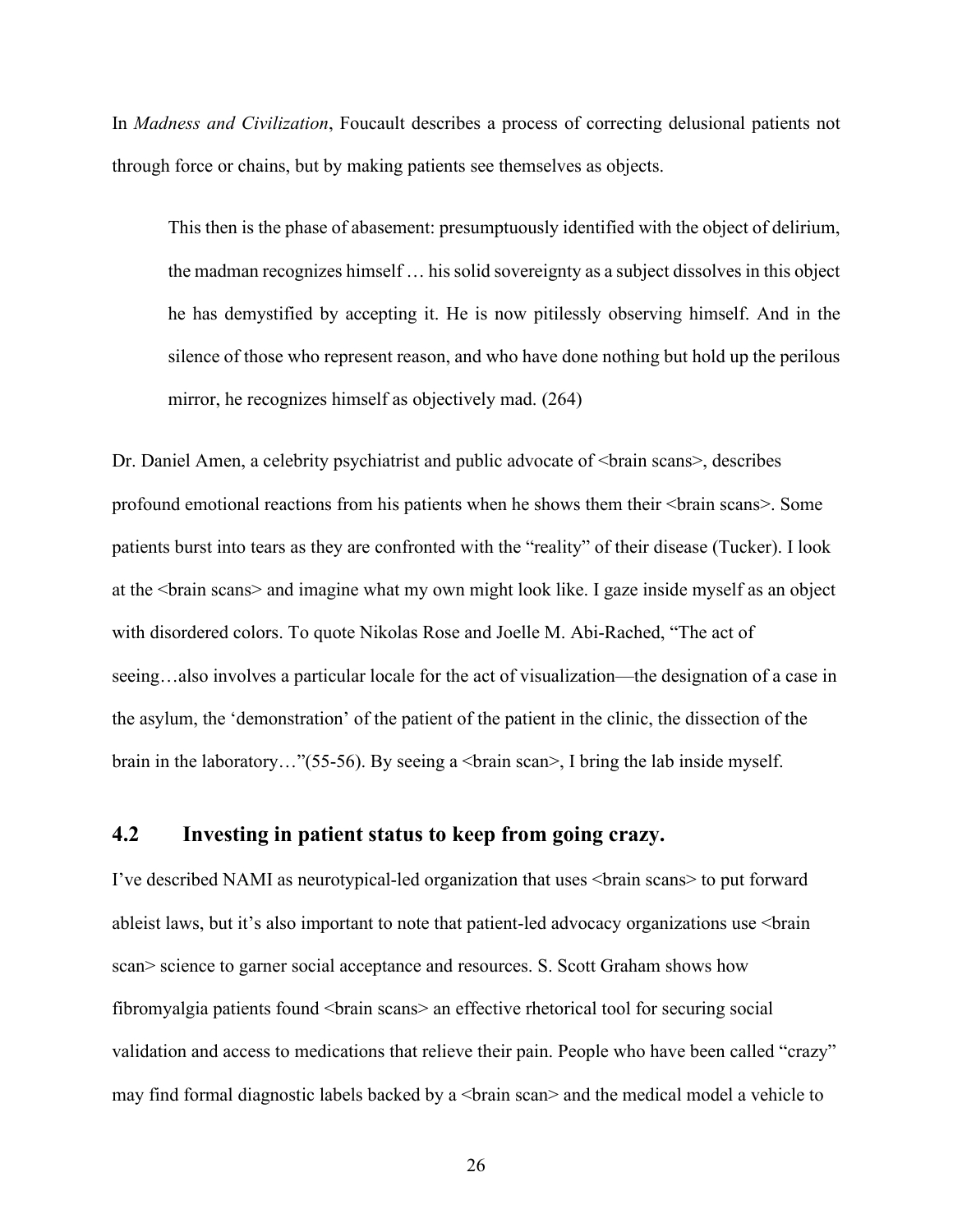In *Madness and Civilization*, Foucault describes a process of correcting delusional patients not through force or chains, but by making patients see themselves as objects.

> This then is the phase of abasement: presumptuously identified with the object of delirium, the madman recognizes himself … his solid sovereignty as a subject dissolves in this object he has demystified by accepting it. He is now pitilessly observing himself. And in the silence of those who represent reason, and who have done nothing but hold up the perilous mirror, he recognizes himself as objectively mad. (264)

Dr. Daniel Amen, a celebrity psychiatrist and public advocate of <brain scans>, describes profound emotional reactions from his patients when he shows them their <brain scans>. Some patients burst into tears as they are confronted with the "reality" of their disease (Tucker). I look at the <brain scans> and imagine what my own might look like. I gaze inside myself as an object with disordered colors. To quote Nikolas Rose and Joelle M. Abi-Rached, "The act of seeing…also involves a particular locale for the act of visualization—the designation of a case in the asylum, the 'demonstration' of the patient of the patient in the clinic, the dissection of the brain in the laboratory…"(55-56). By seeing a <brain scan>, I bring the lab inside myself.

## 4.2 Investing in patient status to keep from going crazy.

I've described NAMI as neurotypical-led organization that uses <brain scans> to put forward ableist laws, but it's also important to note that patient-led advocacy organizations use <brain scan> science to garner social acceptance and resources. S. Scott Graham shows how fibromyalgia patients found <brain scans> an effective rhetorical tool for securing social validation and access to medications that relieve their pain. People who have been called "crazy" may find formal diagnostic labels backed by a <brain scan> and the medical model a vehicle to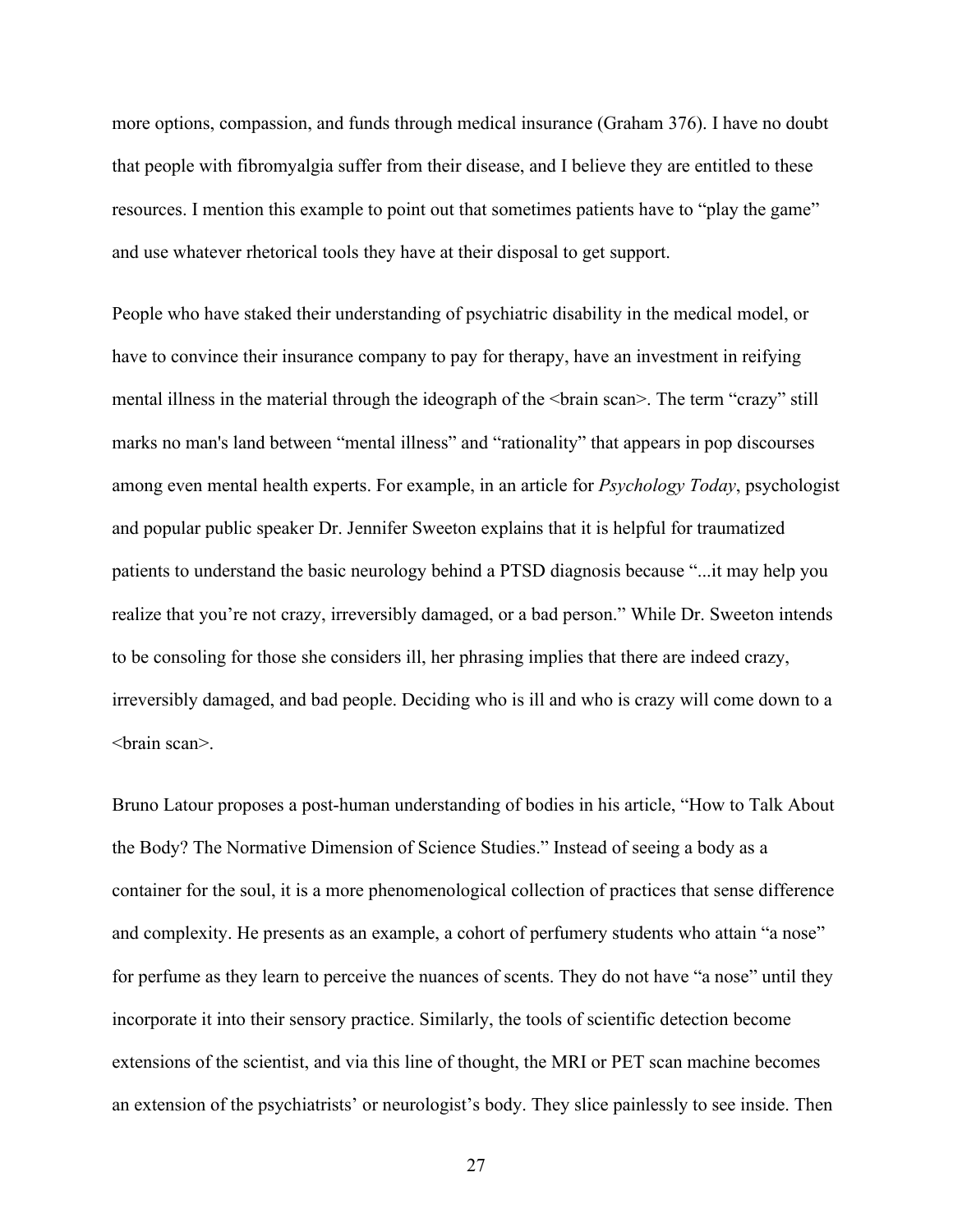more options, compassion, and funds through medical insurance (Graham 376). I have no doubt that people with fibromyalgia suffer from their disease, and I believe they are entitled to these resources. I mention this example to point out that sometimes patients have to "play the game" and use whatever rhetorical tools they have at their disposal to get support.

People who have staked their understanding of psychiatric disability in the medical model, or have to convince their insurance company to pay for therapy, have an investment in reifying mental illness in the material through the ideograph of the <brain scan>. The term "crazy" still marks no man's land between "mental illness" and "rationality" that appears in pop discourses among even mental health experts. For example, in an article for *Psychology Today*, psychologist and popular public speaker Dr. Jennifer Sweeton explains that it is helpful for traumatized patients to understand the basic neurology behind a PTSD diagnosis because "...it may help you realize that you're not crazy, irreversibly damaged, or a bad person." While Dr. Sweeton intends to be consoling for those she considers ill, her phrasing implies that there are indeed crazy, irreversibly damaged, and bad people. Deciding who is ill and who is crazy will come down to a <brain scan>.

Bruno Latour proposes a post-human understanding of bodies in his article, "How to Talk About the Body? The Normative Dimension of Science Studies." Instead of seeing a body as a container for the soul, it is a more phenomenological collection of practices that sense difference and complexity. He presents as an example, a cohort of perfumery students who attain "a nose" for perfume as they learn to perceive the nuances of scents. They do not have "a nose" until they incorporate it into their sensory practice. Similarly, the tools of scientific detection become extensions of the scientist, and via this line of thought, the MRI or PET scan machine becomes an extension of the psychiatrists' or neurologist's body. They slice painlessly to see inside. Then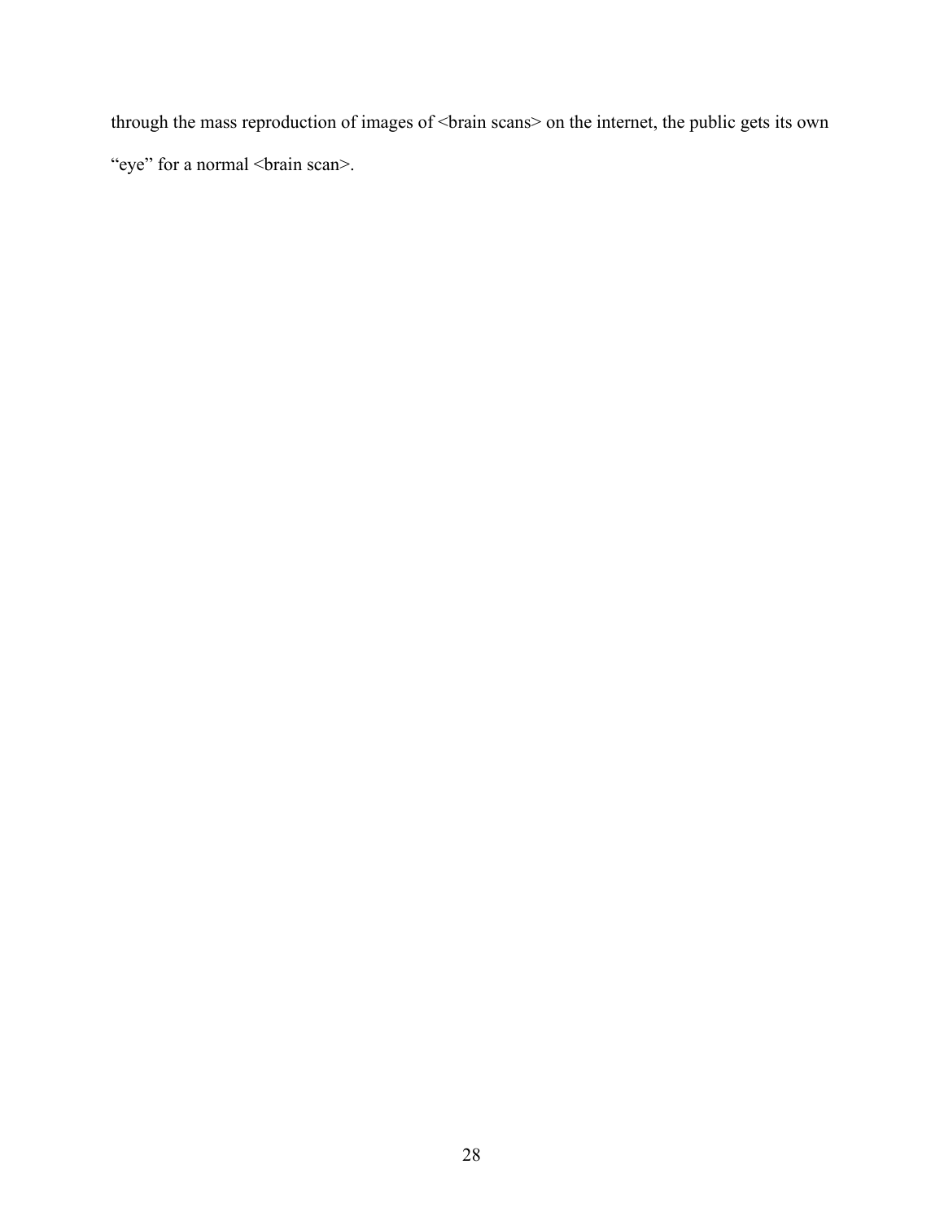through the mass reproduction of images of <brain scans> on the internet, the public gets its own "eye" for a normal <brain scan>.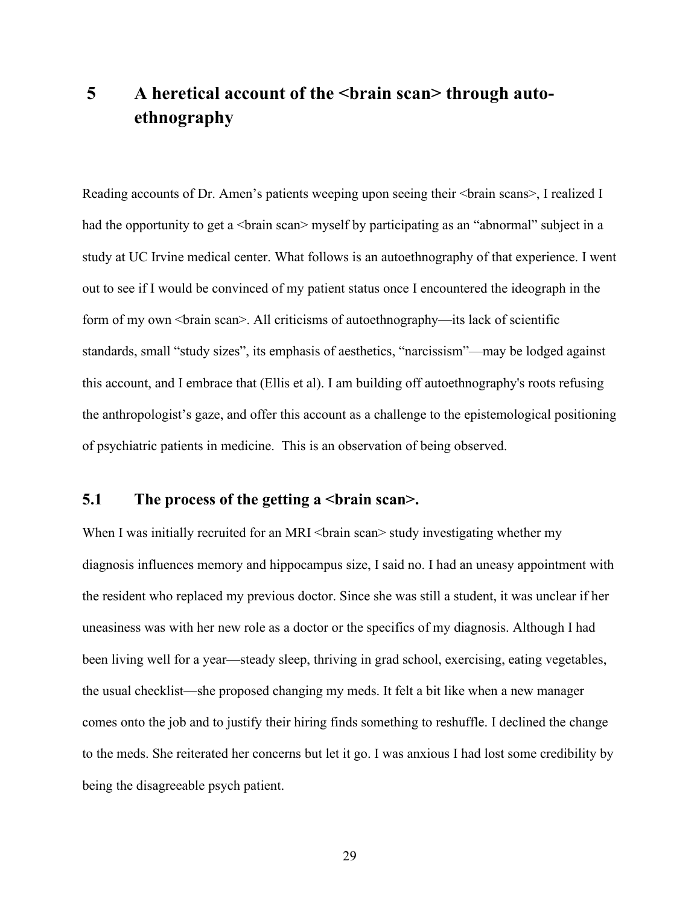# 5 A heretical account of the <brain scan> through auto-ethnography

Reading accounts of Dr. Amen's patients weeping upon seeing their <brain scans>, I realized I had the opportunity to get a <brain scan> myself by participating as an "abnormal" subject in a study at UC Irvine medical center. What follows is an autoethnography of that experience. I went out to see if I would be convinced of my patient status once I encountered the ideograph in the form of my own <brain scan>. All criticisms of autoethnography—its lack of scientific standards, small "study sizes", its emphasis of aesthetics, "narcissism"—may be lodged against this account, and I embrace that (Ellis et al). I am building off autoethnography's roots refusing the anthropologist's gaze, and offer this account as a challenge to the epistemological positioning of psychiatric patients in medicine. This is an observation of being observed.

## 5.1 The process of the getting a <brain scan>.

When I was initially recruited for an MRI <brain scan> study investigating whether my diagnosis influences memory and hippocampus size, I said no. I had an uneasy appointment with the resident who replaced my previous doctor. Since she was still a student, it was unclear if her uneasiness was with her new role as a doctor or the specifics of my diagnosis. Although I had been living well for a year—steady sleep, thriving in grad school, exercising, eating vegetables, the usual checklist—she proposed changing my meds. It felt a bit like when a new manager comes onto the job and to justify their hiring finds something to reshuffle. I declined the change to the meds. She reiterated her concerns but let it go. I was anxious I had lost some credibility by being the disagreeable psych patient.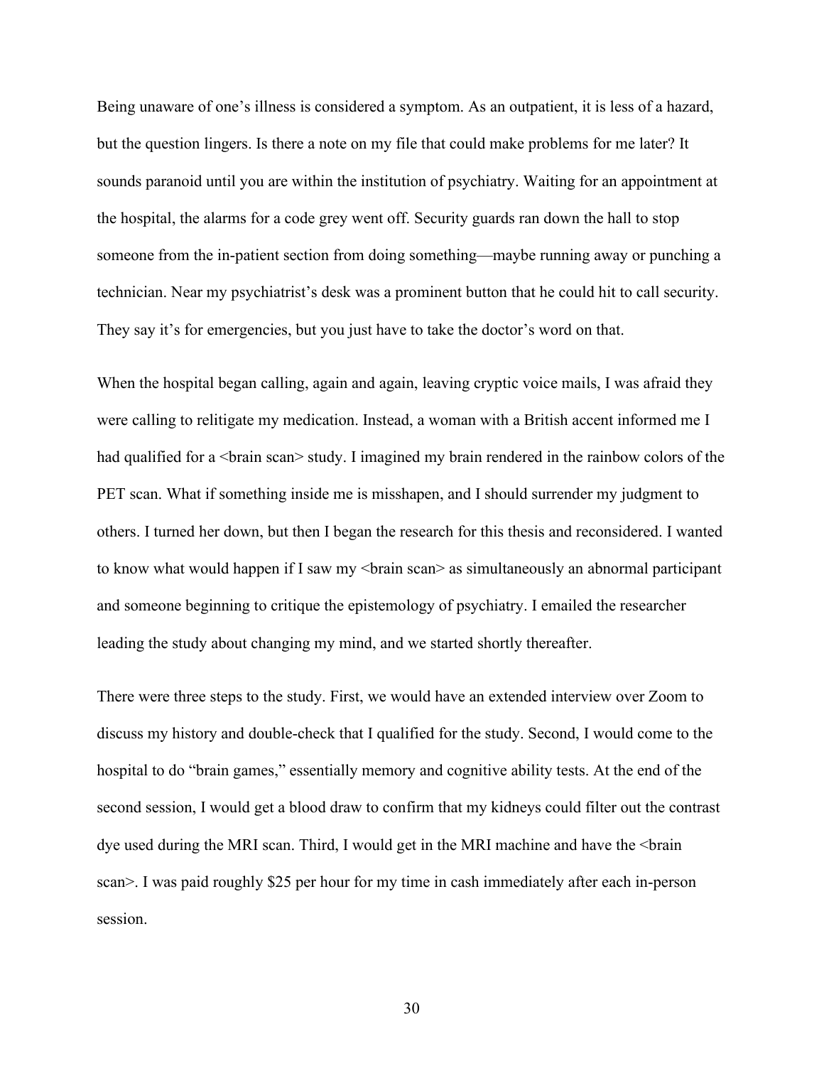Being unaware of one's illness is considered a symptom. As an outpatient, it is less of a hazard, but the question lingers. Is there a note on my file that could make problems for me later? It sounds paranoid until you are within the institution of psychiatry. Waiting for an appointment at the hospital, the alarms for a code grey went off. Security guards ran down the hall to stop someone from the in-patient section from doing something—maybe running away or punching a technician. Near my psychiatrist's desk was a prominent button that he could hit to call security. They say it's for emergencies, but you just have to take the doctor's word on that.

When the hospital began calling, again and again, leaving cryptic voice mails, I was afraid they were calling to relitigate my medication. Instead, a woman with a British accent informed me I had qualified for a <brain scan> study. I imagined my brain rendered in the rainbow colors of the PET scan. What if something inside me is misshapen, and I should surrender my judgment to others. I turned her down, but then I began the research for this thesis and reconsidered. I wanted to know what would happen if I saw my <brain scan> as simultaneously an abnormal participant and someone beginning to critique the epistemology of psychiatry. I emailed the researcher leading the study about changing my mind, and we started shortly thereafter.

There were three steps to the study. First, we would have an extended interview over Zoom to discuss my history and double-check that I qualified for the study. Second, I would come to the hospital to do "brain games," essentially memory and cognitive ability tests. At the end of the second session, I would get a blood draw to confirm that my kidneys could filter out the contrast dye used during the MRI scan. Third, I would get in the MRI machine and have the <brain scan>. I was paid roughly $25 per hour for my time in cash immediately after each in-person session.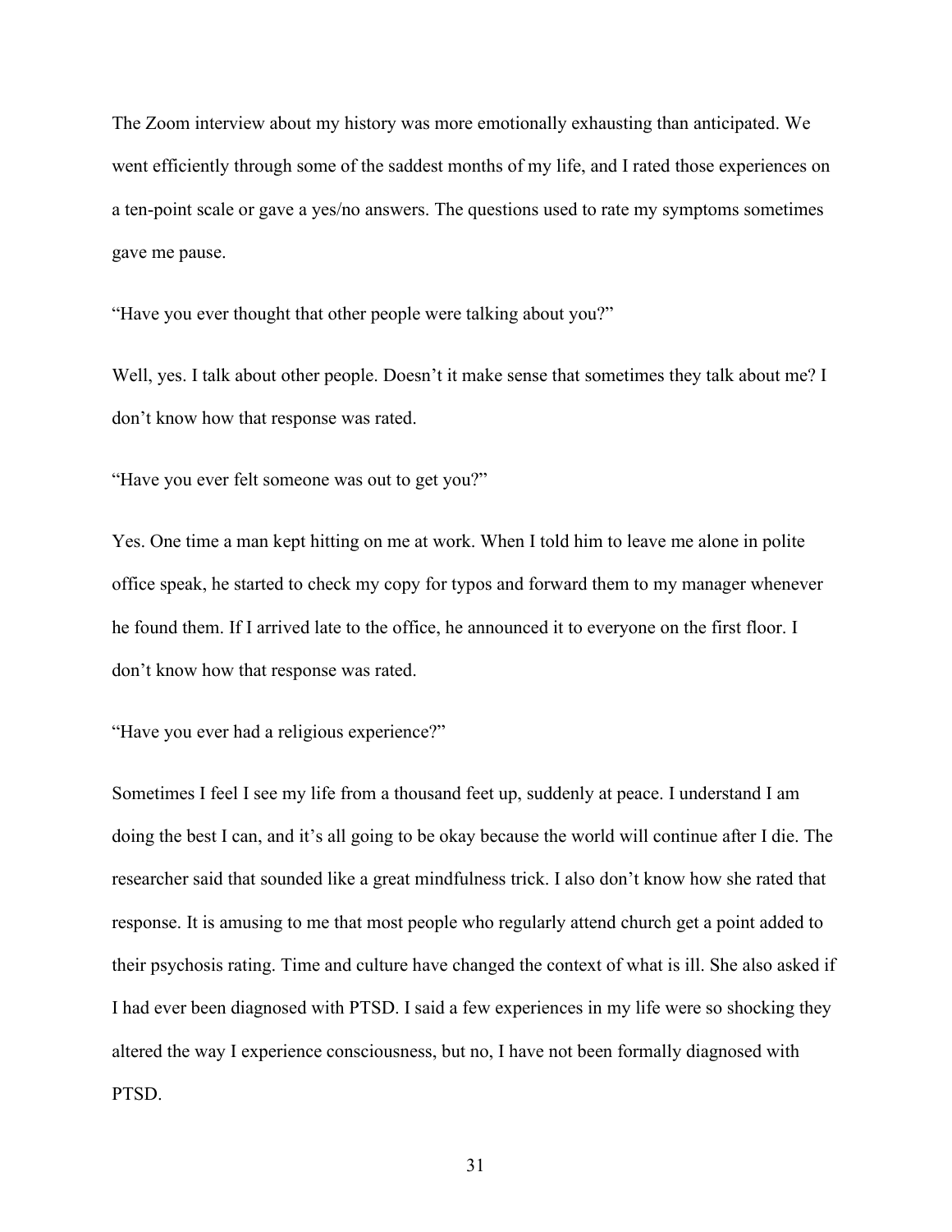The Zoom interview about my history was more emotionally exhausting than anticipated. We went efficiently through some of the saddest months of my life, and I rated those experiences on a ten-point scale or gave a yes/no answers. The questions used to rate my symptoms sometimes gave me pause.

"Have you ever thought that other people were talking about you?"

Well, yes. I talk about other people. Doesn't it make sense that sometimes they talk about me? I don't know how that response was rated.

"Have you ever felt someone was out to get you?"

Yes. One time a man kept hitting on me at work. When I told him to leave me alone in polite office speak, he started to check my copy for typos and forward them to my manager whenever he found them. If I arrived late to the office, he announced it to everyone on the first floor. I don't know how that response was rated.

"Have you ever had a religious experience?"

Sometimes I feel I see my life from a thousand feet up, suddenly at peace. I understand I am doing the best I can, and it's all going to be okay because the world will continue after I die. The researcher said that sounded like a great mindfulness trick. I also don't know how she rated that response. It is amusing to me that most people who regularly attend church get a point added to their psychosis rating. Time and culture have changed the context of what is ill. She also asked if I had ever been diagnosed with PTSD. I said a few experiences in my life were so shocking they altered the way I experience consciousness, but no, I have not been formally diagnosed with PTSD.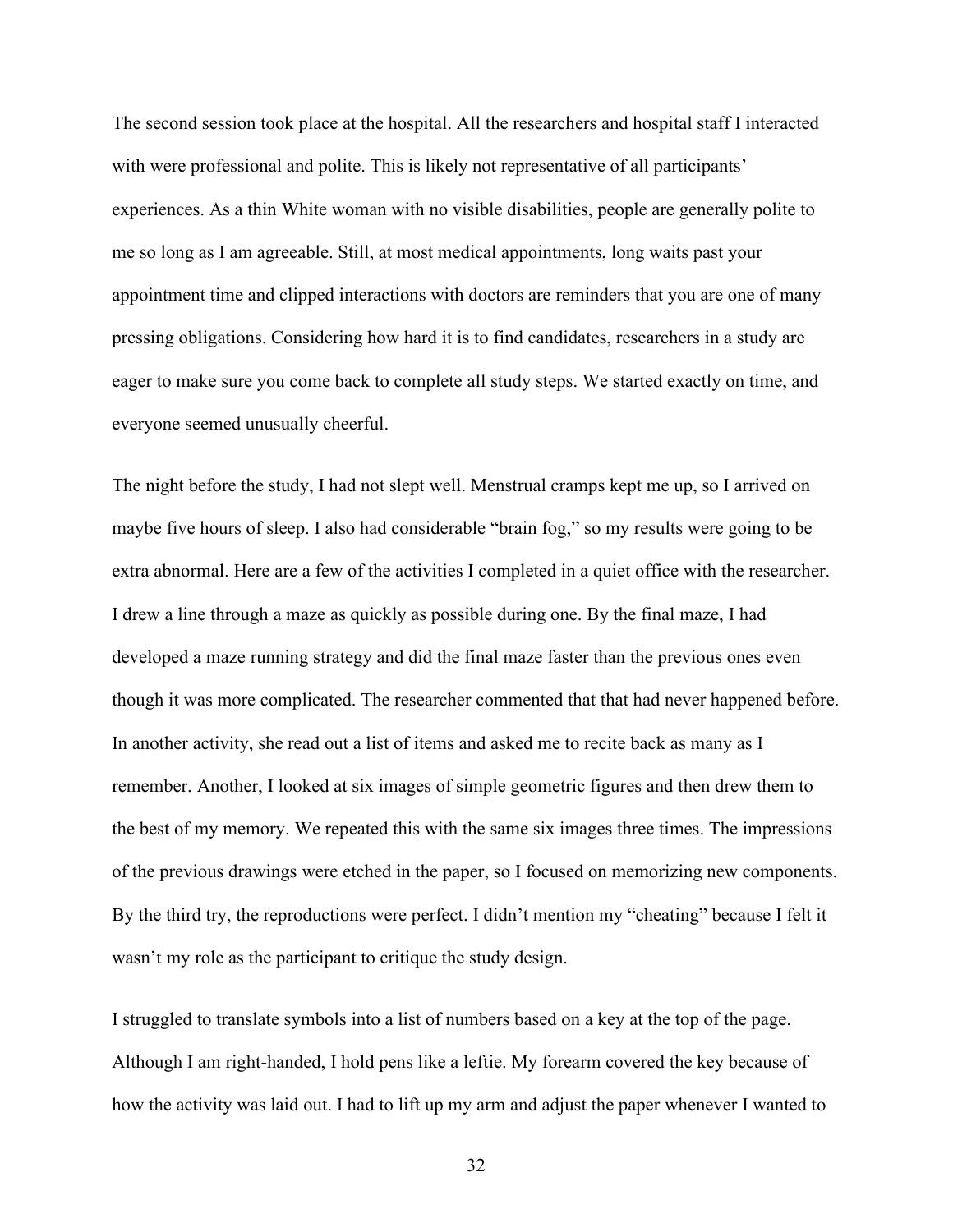The second session took place at the hospital. All the researchers and hospital staff I interacted with were professional and polite. This is likely not representative of all participants' experiences. As a thin White woman with no visible disabilities, people are generally polite to me so long as I am agreeable. Still, at most medical appointments, long waits past your appointment time and clipped interactions with doctors are reminders that you are one of many pressing obligations. Considering how hard it is to find candidates, researchers in a study are eager to make sure you come back to complete all study steps. We started exactly on time, and everyone seemed unusually cheerful.

The night before the study, I had not slept well. Menstrual cramps kept me up, so I arrived on maybe five hours of sleep. I also had considerable "brain fog," so my results were going to be extra abnormal. Here are a few of the activities I completed in a quiet office with the researcher. I drew a line through a maze as quickly as possible during one. By the final maze, I had developed a maze running strategy and did the final maze faster than the previous ones even though it was more complicated. The researcher commented that that had never happened before. In another activity, she read out a list of items and asked me to recite back as many as I remember. Another, I looked at six images of simple geometric figures and then drew them to the best of my memory. We repeated this with the same six images three times. The impressions of the previous drawings were etched in the paper, so I focused on memorizing new components. By the third try, the reproductions were perfect. I didn't mention my "cheating" because I felt it wasn't my role as the participant to critique the study design.

I struggled to translate symbols into a list of numbers based on a key at the top of the page. Although I am right-handed, I hold pens like a leftie. My forearm covered the key because of how the activity was laid out. I had to lift up my arm and adjust the paper whenever I wanted to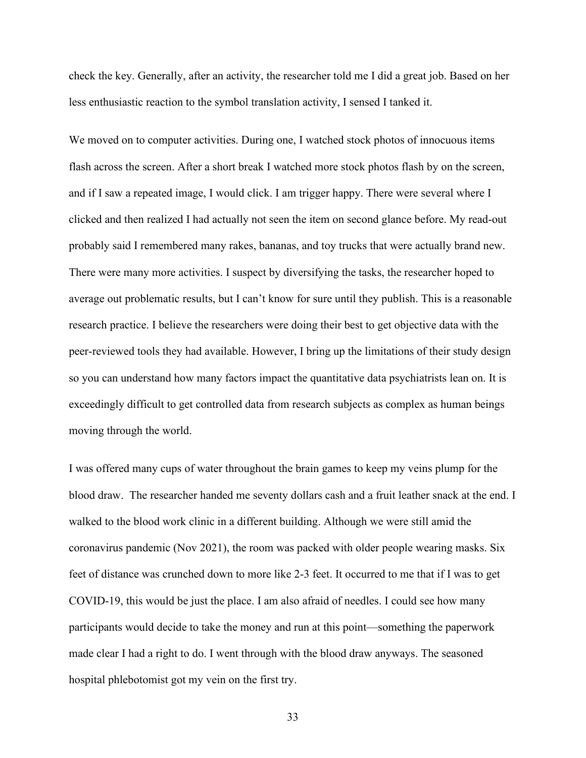check the key. Generally, after an activity, the researcher told me I did a great job. Based on her less enthusiastic reaction to the symbol translation activity, I sensed I tanked it.

We moved on to computer activities. During one, I watched stock photos of innocuous items flash across the screen. After a short break I watched more stock photos flash by on the screen, and if I saw a repeated image, I would click. I am trigger happy. There were several where I clicked and then realized I had actually not seen the item on second glance before. My read-out probably said I remembered many rakes, bananas, and toy trucks that were actually brand new. There were many more activities. I suspect by diversifying the tasks, the researcher hoped to average out problematic results, but I can't know for sure until they publish. This is a reasonable research practice. I believe the researchers were doing their best to get objective data with the peer-reviewed tools they had available. However, I bring up the limitations of their study design so you can understand how many factors impact the quantitative data psychiatrists lean on. It is exceedingly difficult to get controlled data from research subjects as complex as human beings moving through the world.

I was offered many cups of water throughout the brain games to keep my veins plump for the blood draw. The researcher handed me seventy dollars cash and a fruit leather snack at the end. I walked to the blood work clinic in a different building. Although we were still amid the coronavirus pandemic (Nov 2021), the room was packed with older people wearing masks. Six feet of distance was crunched down to more like 2-3 feet. It occurred to me that if I was to get COVID-19, this would be just the place. I am also afraid of needles. I could see how many participants would decide to take the money and run at this point—something the paperwork made clear I had a right to do. I went through with the blood draw anyways. The seasoned hospital phlebotomist got my vein on the first try.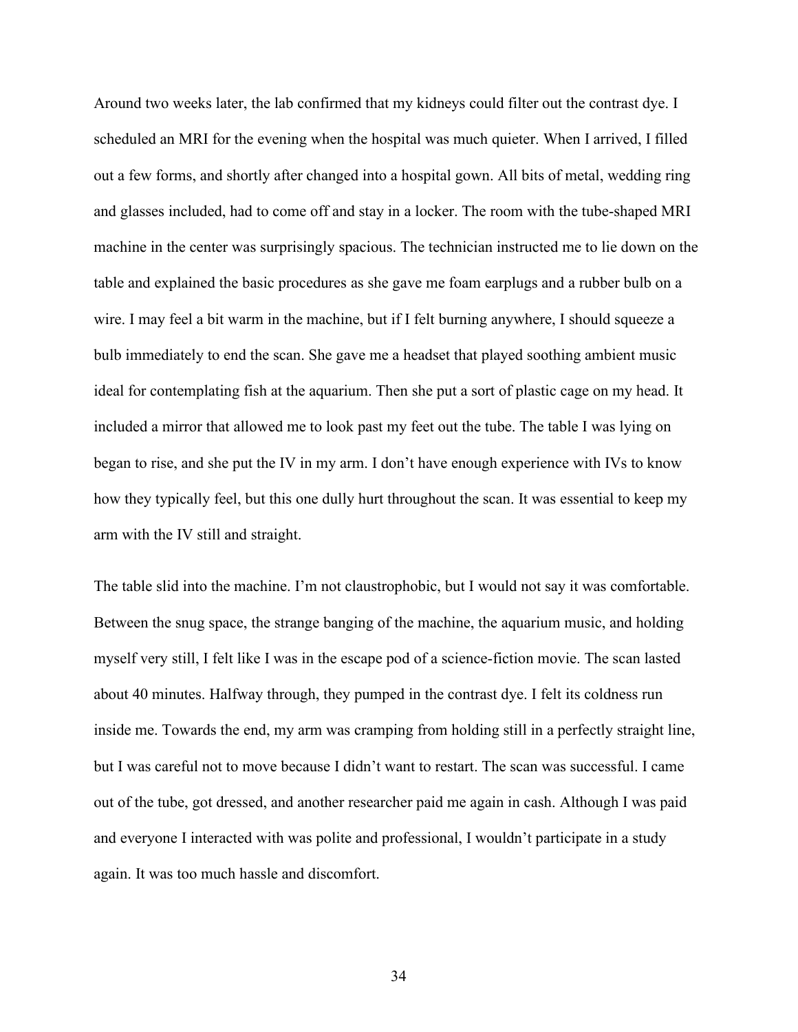Around two weeks later, the lab confirmed that my kidneys could filter out the contrast dye. I scheduled an MRI for the evening when the hospital was much quieter. When I arrived, I filled out a few forms, and shortly after changed into a hospital gown. All bits of metal, wedding ring and glasses included, had to come off and stay in a locker. The room with the tube-shaped MRI machine in the center was surprisingly spacious. The technician instructed me to lie down on the table and explained the basic procedures as she gave me foam earplugs and a rubber bulb on a wire. I may feel a bit warm in the machine, but if I felt burning anywhere, I should squeeze a bulb immediately to end the scan. She gave me a headset that played soothing ambient music ideal for contemplating fish at the aquarium. Then she put a sort of plastic cage on my head. It included a mirror that allowed me to look past my feet out the tube. The table I was lying on began to rise, and she put the IV in my arm. I don't have enough experience with IVs to know how they typically feel, but this one dully hurt throughout the scan. It was essential to keep my arm with the IV still and straight.

The table slid into the machine. I'm not claustrophobic, but I would not say it was comfortable. Between the snug space, the strange banging of the machine, the aquarium music, and holding myself very still, I felt like I was in the escape pod of a science-fiction movie. The scan lasted about 40 minutes. Halfway through, they pumped in the contrast dye. I felt its coldness run inside me. Towards the end, my arm was cramping from holding still in a perfectly straight line, but I was careful not to move because I didn't want to restart. The scan was successful. I came out of the tube, got dressed, and another researcher paid me again in cash. Although I was paid and everyone I interacted with was polite and professional, I wouldn't participate in a study again. It was too much hassle and discomfort.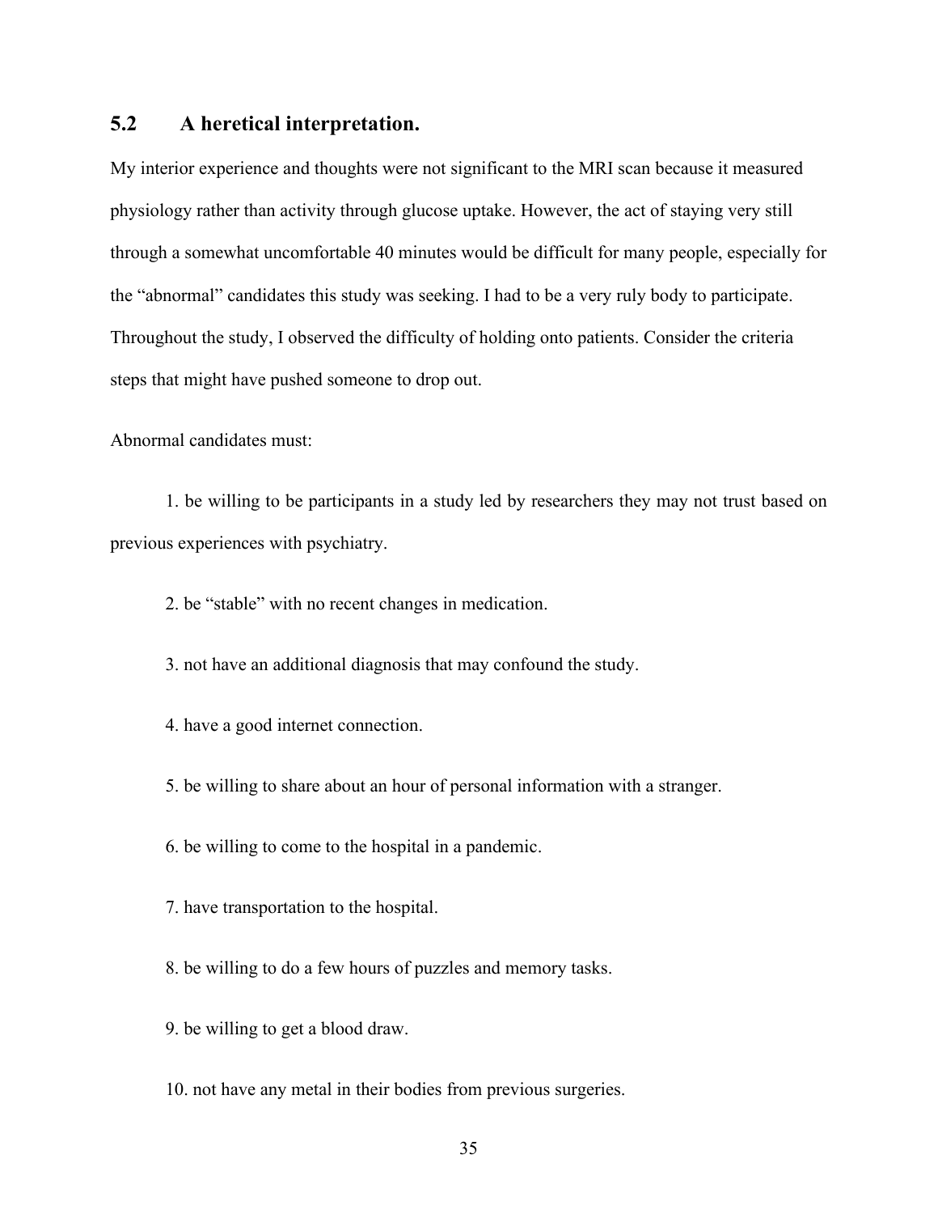## 5.2 A heretical interpretation.

My interior experience and thoughts were not significant to the MRI scan because it measured physiology rather than activity through glucose uptake. However, the act of staying very still through a somewhat uncomfortable 40 minutes would be difficult for many people, especially for the "abnormal" candidates this study was seeking. I had to be a very ruly body to participate. Throughout the study, I observed the difficulty of holding onto patients. Consider the criteria steps that might have pushed someone to drop out.

Abnormal candidates must:

1. be willing to be participants in a study led by researchers they may not trust based on previous experiences with psychiatry.

2. be "stable" with no recent changes in medication.

3. not have an additional diagnosis that may confound the study.

4. have a good internet connection.

5. be willing to share about an hour of personal information with a stranger.

6. be willing to come to the hospital in a pandemic.

7. have transportation to the hospital.

8. be willing to do a few hours of puzzles and memory tasks.

9. be willing to get a blood draw.

10. not have any metal in their bodies from previous surgeries.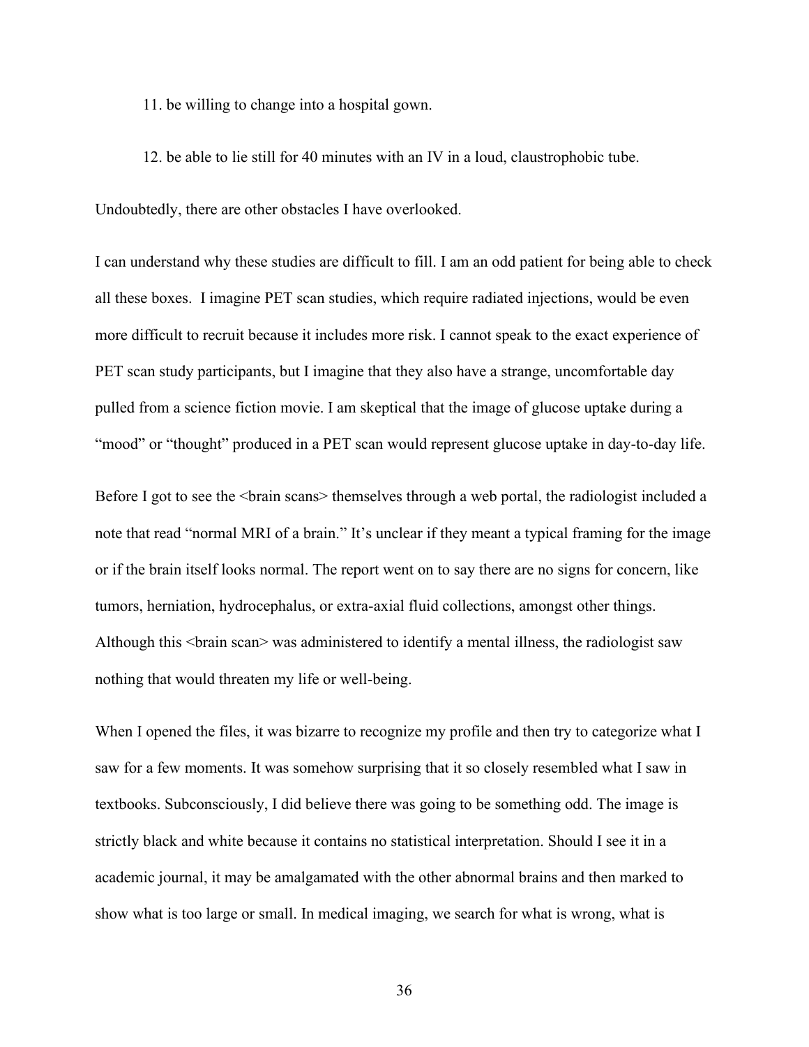11. be willing to change into a hospital gown.

12. be able to lie still for 40 minutes with an IV in a loud, claustrophobic tube.

Undoubtedly, there are other obstacles I have overlooked.

I can understand why these studies are difficult to fill. I am an odd patient for being able to check all these boxes. I imagine PET scan studies, which require radiated injections, would be even more difficult to recruit because it includes more risk. I cannot speak to the exact experience of PET scan study participants, but I imagine that they also have a strange, uncomfortable day pulled from a science fiction movie. I am skeptical that the image of glucose uptake during a "mood" or "thought" produced in a PET scan would represent glucose uptake in day-to-day life.

Before I got to see the <brain scans> themselves through a web portal, the radiologist included a note that read "normal MRI of a brain." It's unclear if they meant a typical framing for the image or if the brain itself looks normal. The report went on to say there are no signs for concern, like tumors, herniation, hydrocephalus, or extra-axial fluid collections, amongst other things. Although this <brain scan> was administered to identify a mental illness, the radiologist saw nothing that would threaten my life or well-being.

When I opened the files, it was bizarre to recognize my profile and then try to categorize what I saw for a few moments. It was somehow surprising that it so closely resembled what I saw in textbooks. Subconsciously, I did believe there was going to be something odd. The image is strictly black and white because it contains no statistical interpretation. Should I see it in a academic journal, it may be amalgamated with the other abnormal brains and then marked to show what is too large or small. In medical imaging, we search for what is wrong, what is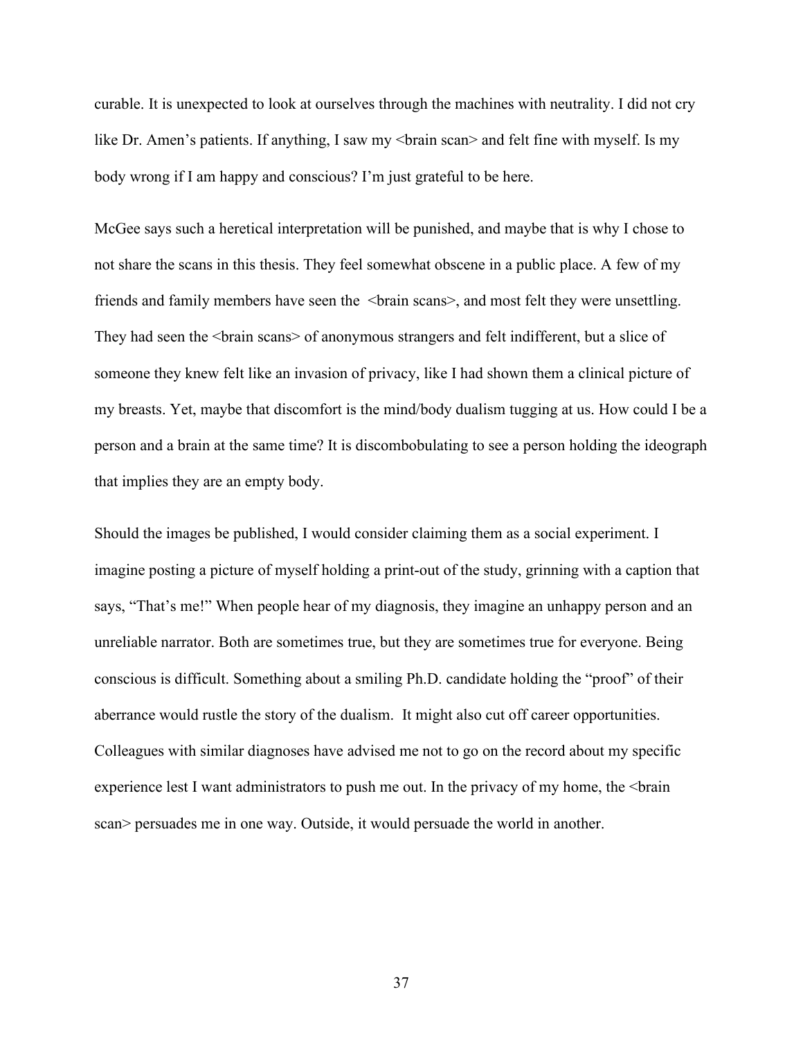curable. It is unexpected to look at ourselves through the machines with neutrality. I did not cry like Dr. Amen's patients. If anything, I saw my <brain scan> and felt fine with myself. Is my body wrong if I am happy and conscious? I'm just grateful to be here.

McGee says such a heretical interpretation will be punished, and maybe that is why I chose to not share the scans in this thesis. They feel somewhat obscene in a public place. A few of my friends and family members have seen the <brain scans>, and most felt they were unsettling. They had seen the <brain scans> of anonymous strangers and felt indifferent, but a slice of someone they knew felt like an invasion of privacy, like I had shown them a clinical picture of my breasts. Yet, maybe that discomfort is the mind/body dualism tugging at us. How could I be a person and a brain at the same time? It is discombobulating to see a person holding the ideograph that implies they are an empty body.

Should the images be published, I would consider claiming them as a social experiment. I imagine posting a picture of myself holding a print-out of the study, grinning with a caption that says, "That's me!" When people hear of my diagnosis, they imagine an unhappy person and an unreliable narrator. Both are sometimes true, but they are sometimes true for everyone. Being conscious is difficult. Something about a smiling Ph.D. candidate holding the "proof" of their aberrance would rustle the story of the dualism. It might also cut off career opportunities. Colleagues with similar diagnoses have advised me not to go on the record about my specific experience lest I want administrators to push me out. In the privacy of my home, the <brain scan> persuades me in one way. Outside, it would persuade the world in another.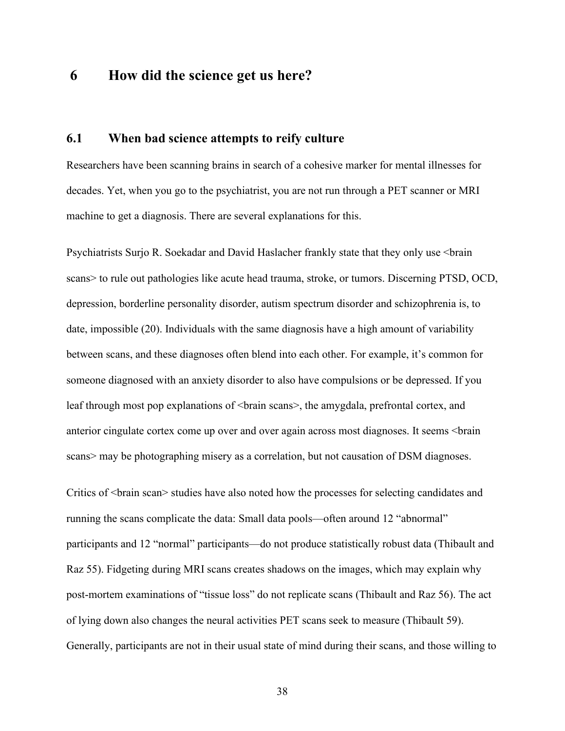# 6 How did the science get us here?

## 6.1 When bad science attempts to reify culture

Researchers have been scanning brains in search of a cohesive marker for mental illnesses for decades. Yet, when you go to the psychiatrist, you are not run through a PET scanner or MRI machine to get a diagnosis. There are several explanations for this.

Psychiatrists Surjo R. Soekadar and David Haslacher frankly state that they only use <brain scans> to rule out pathologies like acute head trauma, stroke, or tumors. Discerning PTSD, OCD, depression, borderline personality disorder, autism spectrum disorder and schizophrenia is, to date, impossible (20). Individuals with the same diagnosis have a high amount of variability between scans, and these diagnoses often blend into each other. For example, it's common for someone diagnosed with an anxiety disorder to also have compulsions or be depressed. If you leaf through most pop explanations of <brain scans>, the amygdala, prefrontal cortex, and anterior cingulate cortex come up over and over again across most diagnoses. It seems <brain scans> may be photographing misery as a correlation, but not causation of DSM diagnoses.

Critics of <brain scan> studies have also noted how the processes for selecting candidates and running the scans complicate the data: Small data pools—often around 12 "abnormal" participants and 12 "normal" participants—do not produce statistically robust data (Thibault and Raz 55). Fidgeting during MRI scans creates shadows on the images, which may explain why post-mortem examinations of "tissue loss" do not replicate scans (Thibault and Raz 56). The act of lying down also changes the neural activities PET scans seek to measure (Thibault 59). Generally, participants are not in their usual state of mind during their scans, and those willing to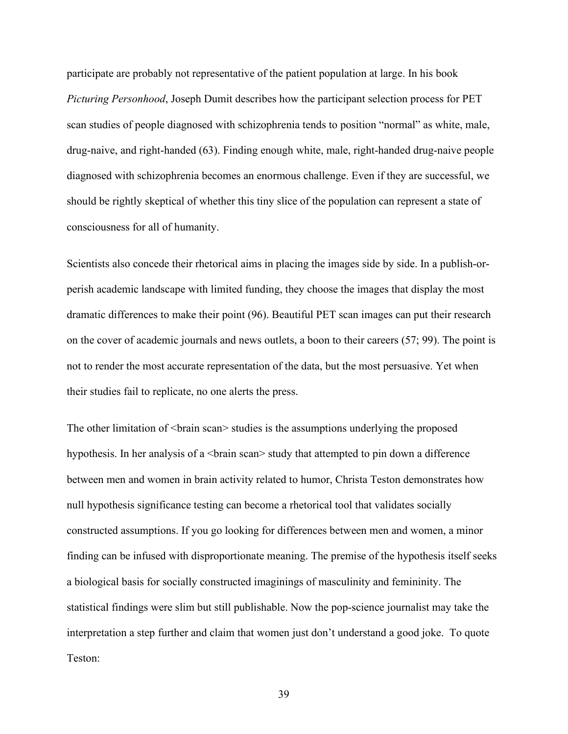participate are probably not representative of the patient population at large. In his book *Picturing Personhood*, Joseph Dumit describes how the participant selection process for PET scan studies of people diagnosed with schizophrenia tends to position "normal" as white, male, drug-naive, and right-handed (63). Finding enough white, male, right-handed drug-naive people diagnosed with schizophrenia becomes an enormous challenge. Even if they are successful, we should be rightly skeptical of whether this tiny slice of the population can represent a state of consciousness for all of humanity.

Scientists also concede their rhetorical aims in placing the images side by side. In a publish-or-perish academic landscape with limited funding, they choose the images that display the most dramatic differences to make their point (96). Beautiful PET scan images can put their research on the cover of academic journals and news outlets, a boon to their careers (57; 99). The point is not to render the most accurate representation of the data, but the most persuasive. Yet when their studies fail to replicate, no one alerts the press.

The other limitation of <brain scan> studies is the assumptions underlying the proposed hypothesis. In her analysis of a <brain scan> study that attempted to pin down a difference between men and women in brain activity related to humor, Christa Teston demonstrates how null hypothesis significance testing can become a rhetorical tool that validates socially constructed assumptions. If you go looking for differences between men and women, a minor finding can be infused with disproportionate meaning. The premise of the hypothesis itself seeks a biological basis for socially constructed imaginings of masculinity and femininity. The statistical findings were slim but still publishable. Now the pop-science journalist may take the interpretation a step further and claim that women just don't understand a good joke. To quote Teston: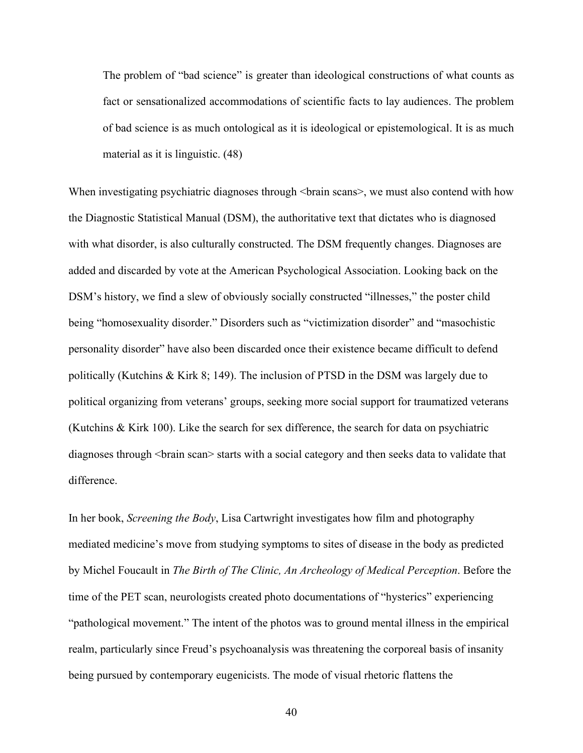> The problem of "bad science" is greater than ideological constructions of what counts as fact or sensationalized accommodations of scientific facts to lay audiences. The problem of bad science is as much ontological as it is ideological or epistemological. It is as much material as it is linguistic. (48)

When investigating psychiatric diagnoses through <brain scans>, we must also contend with how the Diagnostic Statistical Manual (DSM), the authoritative text that dictates who is diagnosed with what disorder, is also culturally constructed. The DSM frequently changes. Diagnoses are added and discarded by vote at the American Psychological Association. Looking back on the DSM's history, we find a slew of obviously socially constructed "illnesses," the poster child being "homosexuality disorder." Disorders such as "victimization disorder" and "masochistic personality disorder" have also been discarded once their existence became difficult to defend politically (Kutchins & Kirk 8; 149). The inclusion of PTSD in the DSM was largely due to political organizing from veterans' groups, seeking more social support for traumatized veterans (Kutchins & Kirk 100). Like the search for sex difference, the search for data on psychiatric diagnoses through <brain scan> starts with a social category and then seeks data to validate that difference.

In her book, *Screening the Body*, Lisa Cartwright investigates how film and photography mediated medicine's move from studying symptoms to sites of disease in the body as predicted by Michel Foucault in *The Birth of The Clinic, An Archeology of Medical Perception*. Before the time of the PET scan, neurologists created photo documentations of "hysterics" experiencing "pathological movement." The intent of the photos was to ground mental illness in the empirical realm, particularly since Freud's psychoanalysis was threatening the corporeal basis of insanity being pursued by contemporary eugenicists. The mode of visual rhetoric flattens the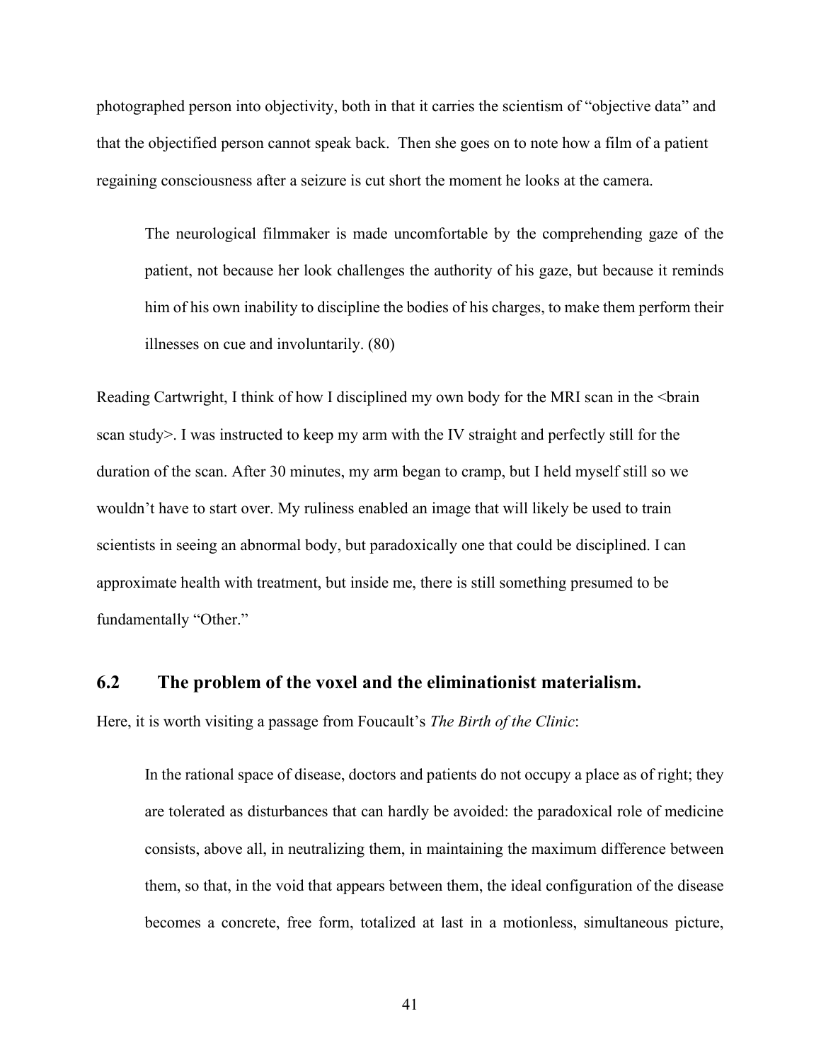photographed person into objectivity, both in that it carries the scientism of "objective data" and that the objectified person cannot speak back. Then she goes on to note how a film of a patient regaining consciousness after a seizure is cut short the moment he looks at the camera.

> The neurological filmmaker is made uncomfortable by the comprehending gaze of the patient, not because her look challenges the authority of his gaze, but because it reminds him of his own inability to discipline the bodies of his charges, to make them perform their illnesses on cue and involuntarily. (80)

Reading Cartwright, I think of how I disciplined my own body for the MRI scan in the <brain scan study>. I was instructed to keep my arm with the IV straight and perfectly still for the duration of the scan. After 30 minutes, my arm began to cramp, but I held myself still so we wouldn't have to start over. My ruliness enabled an image that will likely be used to train scientists in seeing an abnormal body, but paradoxically one that could be disciplined. I can approximate health with treatment, but inside me, there is still something presumed to be fundamentally "Other."

## 6.2 The problem of the voxel and the eliminationist materialism.

Here, it is worth visiting a passage from Foucault's *The Birth of the Clinic*:

> In the rational space of disease, doctors and patients do not occupy a place as of right; they are tolerated as disturbances that can hardly be avoided: the paradoxical role of medicine consists, above all, in neutralizing them, in maintaining the maximum difference between them, so that, in the void that appears between them, the ideal configuration of the disease becomes a concrete, free form, totalized at last in a motionless, simultaneous picture,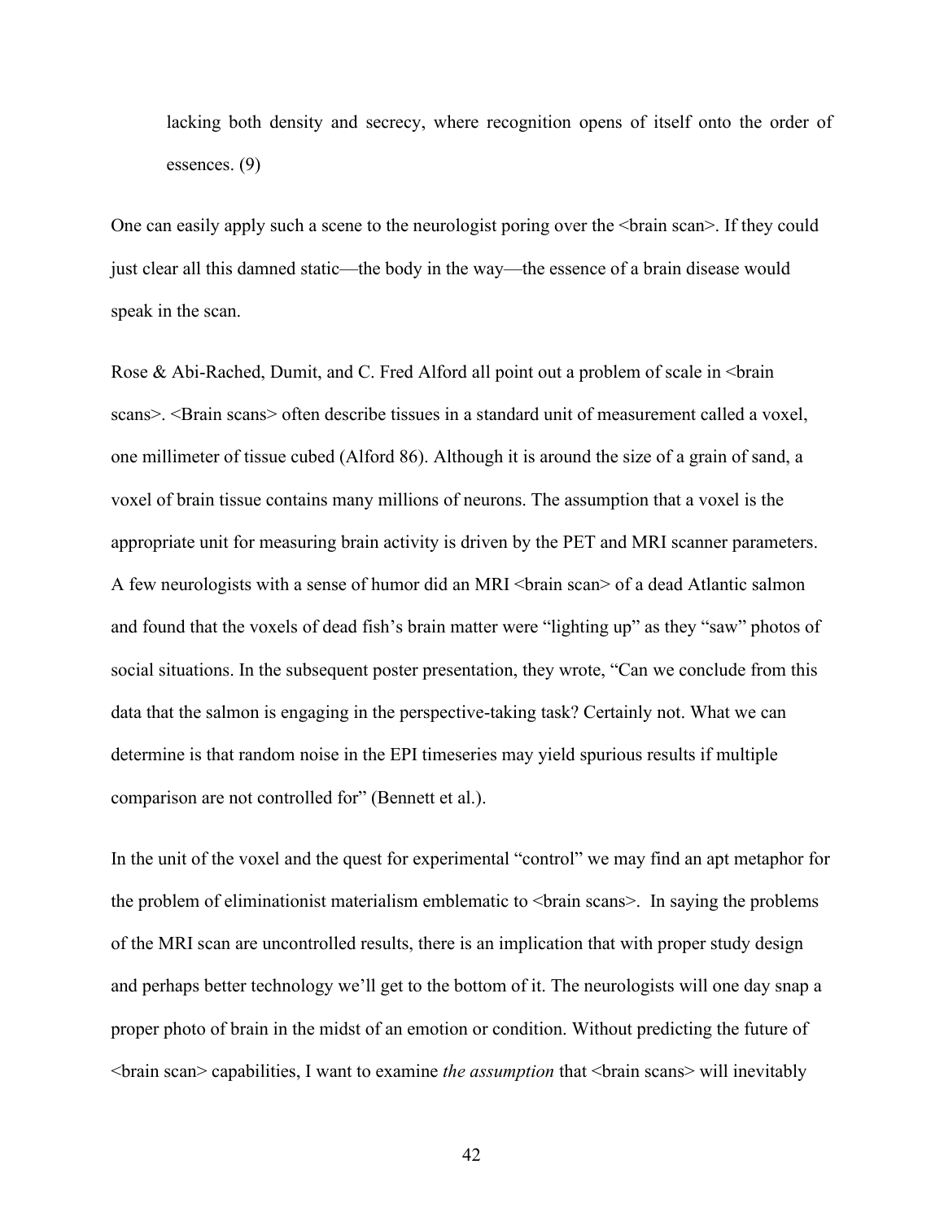lacking both density and secrecy, where recognition opens of itself onto the order of essences. (9)

One can easily apply such a scene to the neurologist poring over the <brain scan>. If they could just clear all this damned static—the body in the way—the essence of a brain disease would speak in the scan.

Rose & Abi-Rached, Dumit, and C. Fred Alford all point out a problem of scale in <brain scans>. <Brain scans> often describe tissues in a standard unit of measurement called a voxel, one millimeter of tissue cubed (Alford 86). Although it is around the size of a grain of sand, a voxel of brain tissue contains many millions of neurons. The assumption that a voxel is the appropriate unit for measuring brain activity is driven by the PET and MRI scanner parameters. A few neurologists with a sense of humor did an MRI <brain scan> of a dead Atlantic salmon and found that the voxels of dead fish's brain matter were "lighting up" as they "saw" photos of social situations. In the subsequent poster presentation, they wrote, "Can we conclude from this data that the salmon is engaging in the perspective-taking task? Certainly not. What we can determine is that random noise in the EPI timeseries may yield spurious results if multiple comparison are not controlled for" (Bennett et al.).

In the unit of the voxel and the quest for experimental "control" we may find an apt metaphor for the problem of eliminationist materialism emblematic to <brain scans>. In saying the problems of the MRI scan are uncontrolled results, there is an implication that with proper study design and perhaps better technology we'll get to the bottom of it. The neurologists will one day snap a proper photo of brain in the midst of an emotion or condition. Without predicting the future of <brain scan> capabilities, I want to examine *the assumption* that <brain scans> will inevitably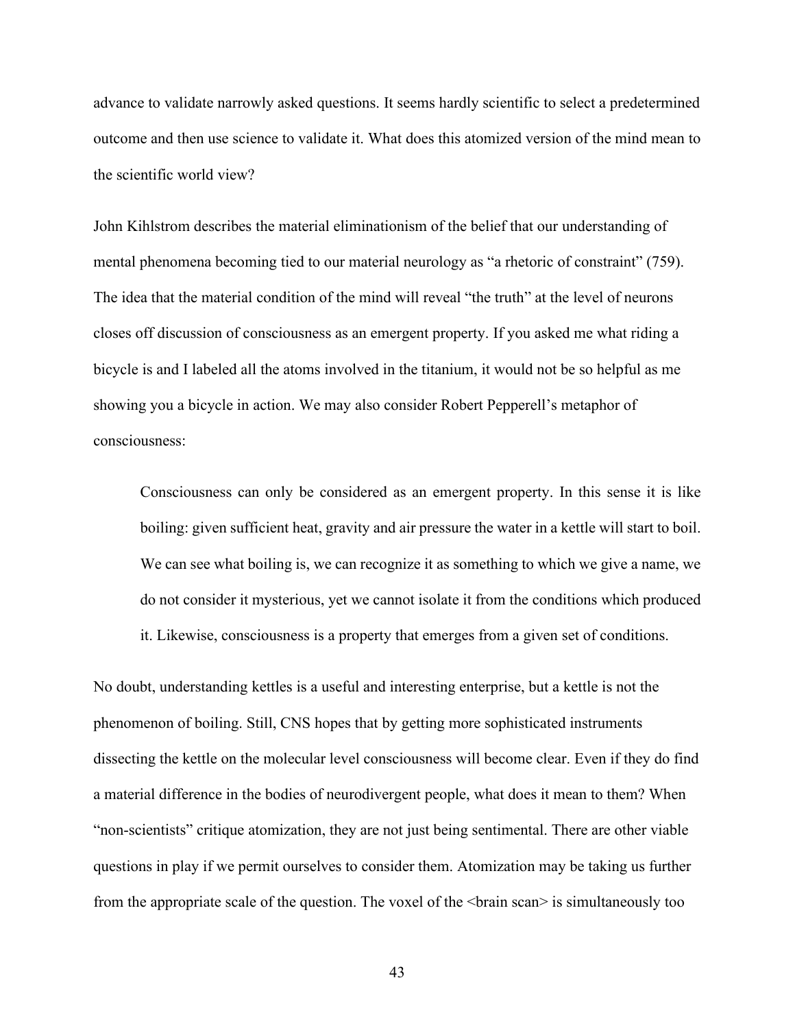advance to validate narrowly asked questions. It seems hardly scientific to select a predetermined outcome and then use science to validate it. What does this atomized version of the mind mean to the scientific world view?

John Kihlstrom describes the material eliminationism of the belief that our understanding of mental phenomena becoming tied to our material neurology as "a rhetoric of constraint" (759). The idea that the material condition of the mind will reveal "the truth" at the level of neurons closes off discussion of consciousness as an emergent property. If you asked me what riding a bicycle is and I labeled all the atoms involved in the titanium, it would not be so helpful as me showing you a bicycle in action. We may also consider Robert Pepperell's metaphor of consciousness:

> Consciousness can only be considered as an emergent property. In this sense it is like boiling: given sufficient heat, gravity and air pressure the water in a kettle will start to boil. We can see what boiling is, we can recognize it as something to which we give a name, we do not consider it mysterious, yet we cannot isolate it from the conditions which produced it. Likewise, consciousness is a property that emerges from a given set of conditions.

No doubt, understanding kettles is a useful and interesting enterprise, but a kettle is not the phenomenon of boiling. Still, CNS hopes that by getting more sophisticated instruments dissecting the kettle on the molecular level consciousness will become clear. Even if they do find a material difference in the bodies of neurodivergent people, what does it mean to them? When "non-scientists" critique atomization, they are not just being sentimental. There are other viable questions in play if we permit ourselves to consider them. Atomization may be taking us further from the appropriate scale of the question. The voxel of the <brain scan> is simultaneously too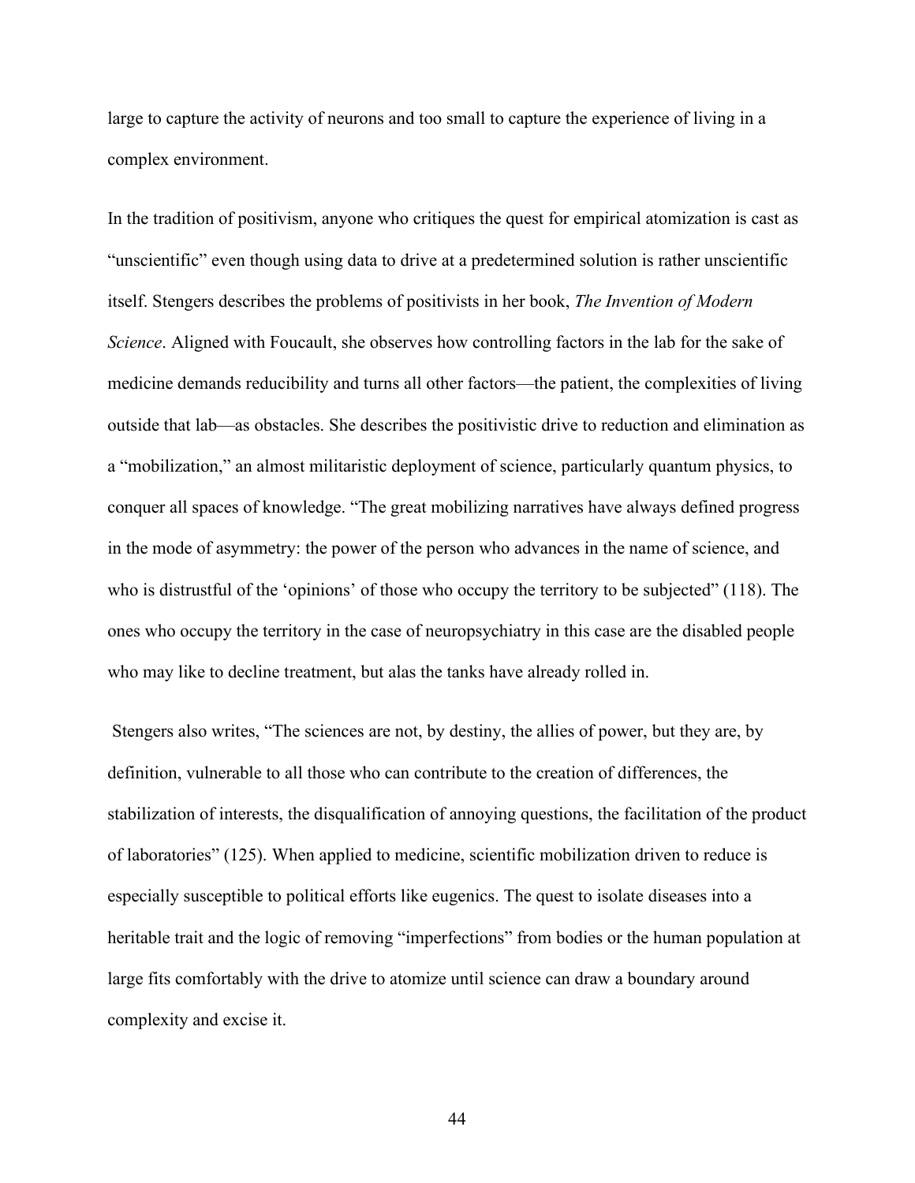large to capture the activity of neurons and too small to capture the experience of living in a complex environment.

In the tradition of positivism, anyone who critiques the quest for empirical atomization is cast as "unscientific" even though using data to drive at a predetermined solution is rather unscientific itself. Stengers describes the problems of positivists in her book, *The Invention of Modern Science*. Aligned with Foucault, she observes how controlling factors in the lab for the sake of medicine demands reducibility and turns all other factors—the patient, the complexities of living outside that lab—as obstacles. She describes the positivistic drive to reduction and elimination as a "mobilization," an almost militaristic deployment of science, particularly quantum physics, to conquer all spaces of knowledge. "The great mobilizing narratives have always defined progress in the mode of asymmetry: the power of the person who advances in the name of science, and who is distrustful of the 'opinions' of those who occupy the territory to be subjected" (118). The ones who occupy the territory in the case of neuropsychiatry in this case are the disabled people who may like to decline treatment, but alas the tanks have already rolled in.

Stengers also writes, "The sciences are not, by destiny, the allies of power, but they are, by definition, vulnerable to all those who can contribute to the creation of differences, the stabilization of interests, the disqualification of annoying questions, the facilitation of the product of laboratories" (125). When applied to medicine, scientific mobilization driven to reduce is especially susceptible to political efforts like eugenics. The quest to isolate diseases into a heritable trait and the logic of removing "imperfections" from bodies or the human population at large fits comfortably with the drive to atomize until science can draw a boundary around complexity and excise it.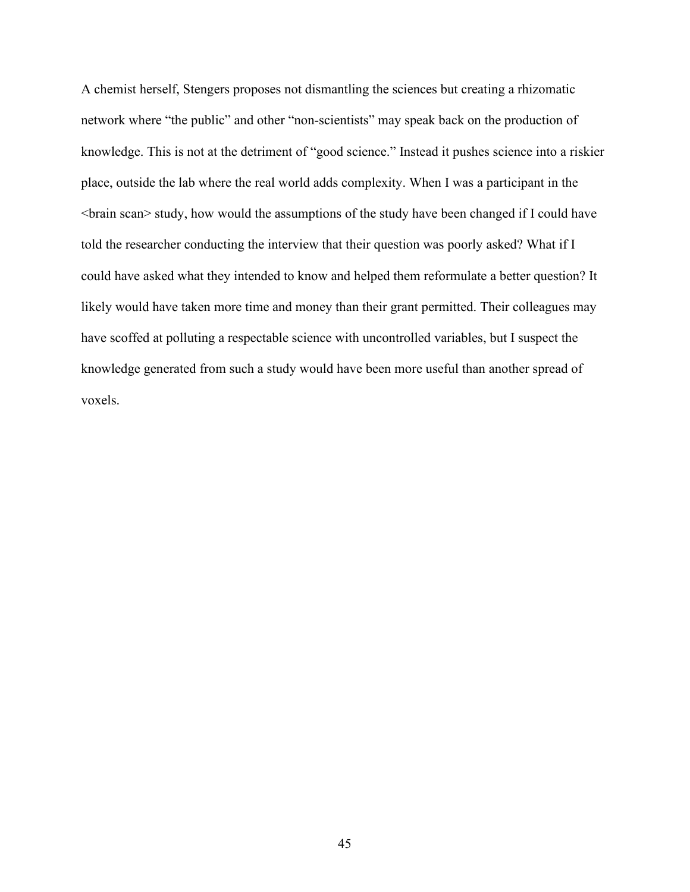A chemist herself, Stengers proposes not dismantling the sciences but creating a rhizomatic network where "the public" and other "non-scientists" may speak back on the production of knowledge. This is not at the detriment of "good science." Instead it pushes science into a riskier place, outside the lab where the real world adds complexity. When I was a participant in the <brain scan> study, how would the assumptions of the study have been changed if I could have told the researcher conducting the interview that their question was poorly asked? What if I could have asked what they intended to know and helped them reformulate a better question? It likely would have taken more time and money than their grant permitted. Their colleagues may have scoffed at polluting a respectable science with uncontrolled variables, but I suspect the knowledge generated from such a study would have been more useful than another spread of voxels.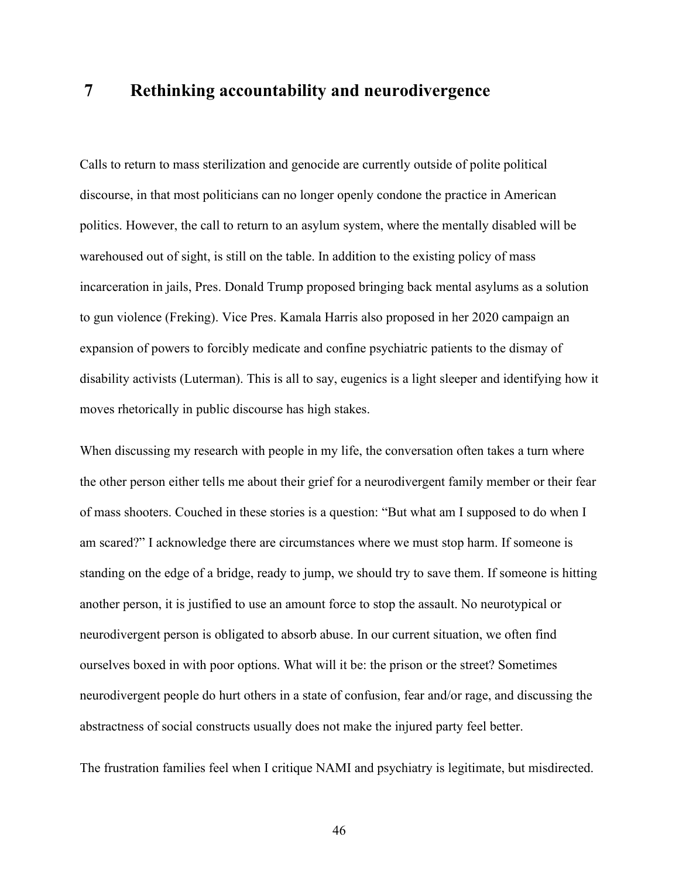# 7 Rethinking accountability and neurodivergence

Calls to return to mass sterilization and genocide are currently outside of polite political discourse, in that most politicians can no longer openly condone the practice in American politics. However, the call to return to an asylum system, where the mentally disabled will be warehoused out of sight, is still on the table. In addition to the existing policy of mass incarceration in jails, Pres. Donald Trump proposed bringing back mental asylums as a solution to gun violence (Freking). Vice Pres. Kamala Harris also proposed in her 2020 campaign an expansion of powers to forcibly medicate and confine psychiatric patients to the dismay of disability activists (Luterman). This is all to say, eugenics is a light sleeper and identifying how it moves rhetorically in public discourse has high stakes.

When discussing my research with people in my life, the conversation often takes a turn where the other person either tells me about their grief for a neurodivergent family member or their fear of mass shooters. Couched in these stories is a question: "But what am I supposed to do when I am scared?" I acknowledge there are circumstances where we must stop harm. If someone is standing on the edge of a bridge, ready to jump, we should try to save them. If someone is hitting another person, it is justified to use an amount force to stop the assault. No neurotypical or neurodivergent person is obligated to absorb abuse. In our current situation, we often find ourselves boxed in with poor options. What will it be: the prison or the street? Sometimes neurodivergent people do hurt others in a state of confusion, fear and/or rage, and discussing the abstractness of social constructs usually does not make the injured party feel better.

The frustration families feel when I critique NAMI and psychiatry is legitimate, but misdirected.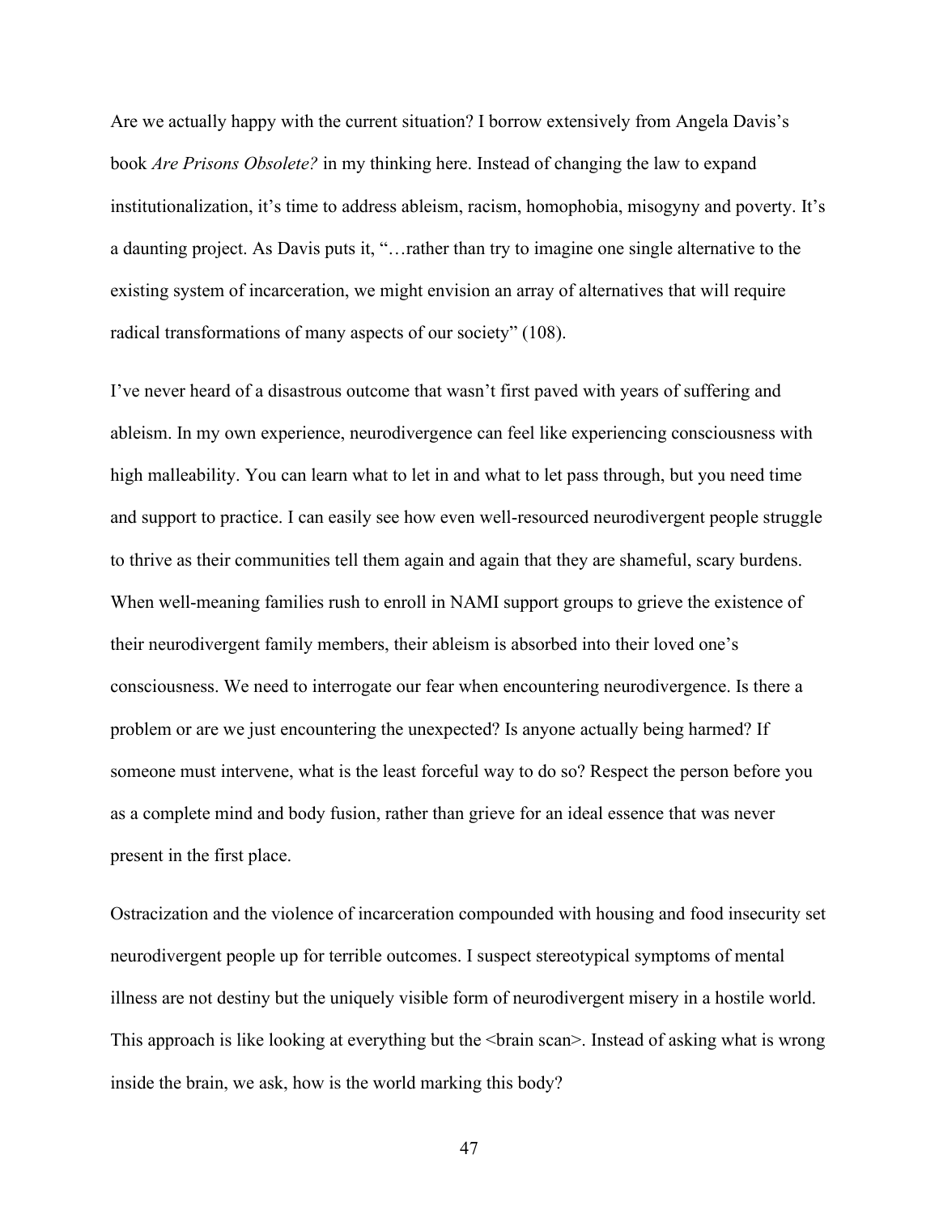Are we actually happy with the current situation? I borrow extensively from Angela Davis's book *Are Prisons Obsolete?* in my thinking here. Instead of changing the law to expand institutionalization, it's time to address ableism, racism, homophobia, misogyny and poverty. It's a daunting project. As Davis puts it, "…rather than try to imagine one single alternative to the existing system of incarceration, we might envision an array of alternatives that will require radical transformations of many aspects of our society" (108).

I've never heard of a disastrous outcome that wasn't first paved with years of suffering and ableism. In my own experience, neurodivergence can feel like experiencing consciousness with high malleability. You can learn what to let in and what to let pass through, but you need time and support to practice. I can easily see how even well-resourced neurodivergent people struggle to thrive as their communities tell them again and again that they are shameful, scary burdens. When well-meaning families rush to enroll in NAMI support groups to grieve the existence of their neurodivergent family members, their ableism is absorbed into their loved one's consciousness. We need to interrogate our fear when encountering neurodivergence. Is there a problem or are we just encountering the unexpected? Is anyone actually being harmed? If someone must intervene, what is the least forceful way to do so? Respect the person before you as a complete mind and body fusion, rather than grieve for an ideal essence that was never present in the first place.

Ostracization and the violence of incarceration compounded with housing and food insecurity set neurodivergent people up for terrible outcomes. I suspect stereotypical symptoms of mental illness are not destiny but the uniquely visible form of neurodivergent misery in a hostile world. This approach is like looking at everything but the <brain scan>. Instead of asking what is wrong inside the brain, we ask, how is the world marking this body?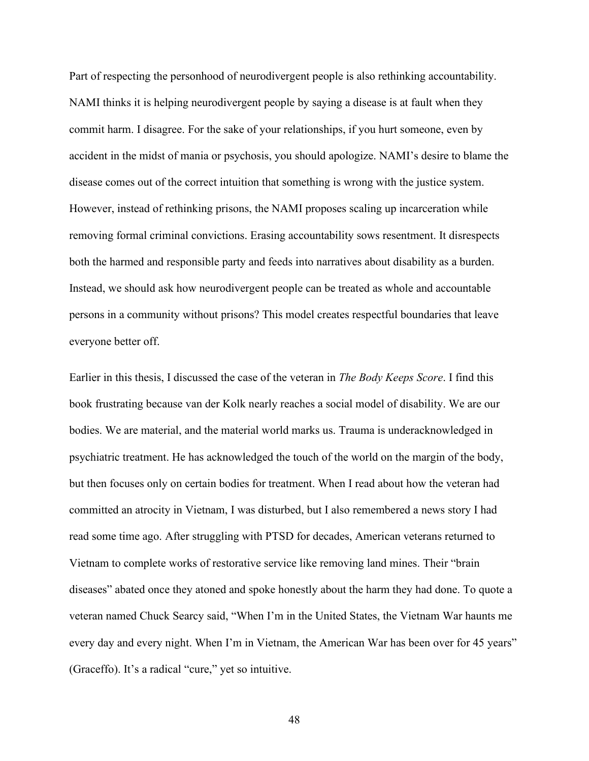Part of respecting the personhood of neurodivergent people is also rethinking accountability. NAMI thinks it is helping neurodivergent people by saying a disease is at fault when they commit harm. I disagree. For the sake of your relationships, if you hurt someone, even by accident in the midst of mania or psychosis, you should apologize. NAMI's desire to blame the disease comes out of the correct intuition that something is wrong with the justice system. However, instead of rethinking prisons, the NAMI proposes scaling up incarceration while removing formal criminal convictions. Erasing accountability sows resentment. It disrespects both the harmed and responsible party and feeds into narratives about disability as a burden. Instead, we should ask how neurodivergent people can be treated as whole and accountable persons in a community without prisons? This model creates respectful boundaries that leave everyone better off.

Earlier in this thesis, I discussed the case of the veteran in *The Body Keeps Score*. I find this book frustrating because van der Kolk nearly reaches a social model of disability. We are our bodies. We are material, and the material world marks us. Trauma is underacknowledged in psychiatric treatment. He has acknowledged the touch of the world on the margin of the body, but then focuses only on certain bodies for treatment. When I read about how the veteran had committed an atrocity in Vietnam, I was disturbed, but I also remembered a news story I had read some time ago. After struggling with PTSD for decades, American veterans returned to Vietnam to complete works of restorative service like removing land mines. Their "brain diseases" abated once they atoned and spoke honestly about the harm they had done. To quote a veteran named Chuck Searcy said, "When I'm in the United States, the Vietnam War haunts me every day and every night. When I'm in Vietnam, the American War has been over for 45 years" (Graceffo). It's a radical "cure," yet so intuitive.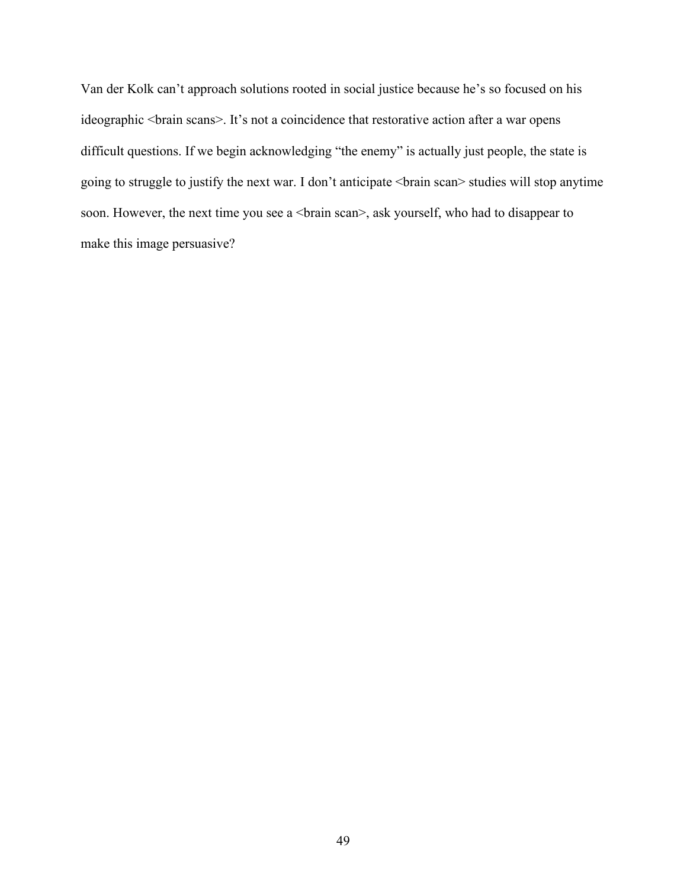Van der Kolk can’t approach solutions rooted in social justice because he’s so focused on his ideographic <brain scans>. It’s not a coincidence that restorative action after a war opens difficult questions. If we begin acknowledging “the enemy” is actually just people, the state is going to struggle to justify the next war. I don’t anticipate <brain scan> studies will stop anytime soon. However, the next time you see a <brain scan>, ask yourself, who had to disappear to make this image persuasive?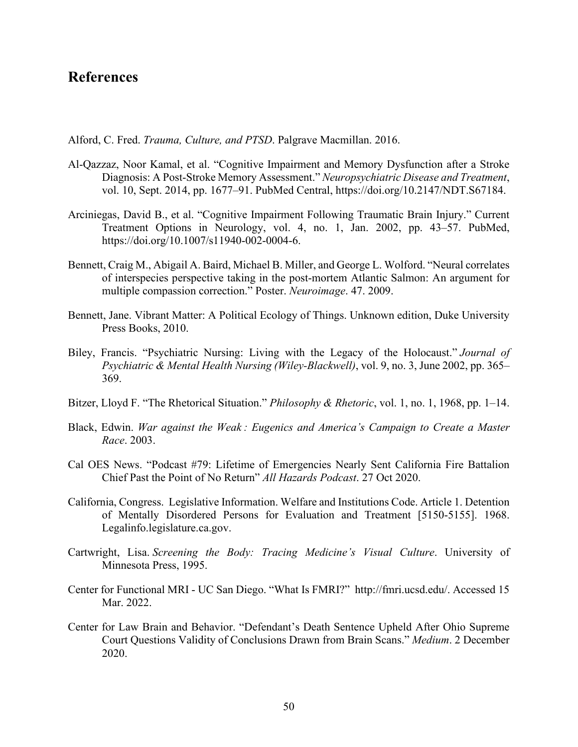## References

Alford, C. Fred. *Trauma, Culture, and PTSD*. Palgrave Macmillan. 2016.

Al-Qazzaz, Noor Kamal, et al. "Cognitive Impairment and Memory Dysfunction after a Stroke Diagnosis: A Post-Stroke Memory Assessment." *Neuropsychiatric Disease and Treatment*, vol. 10, Sept. 2014, pp. 1677–91. PubMed Central, https://doi.org/10.2147/NDT.S67184.

Arciniegas, David B., et al. "Cognitive Impairment Following Traumatic Brain Injury." Current Treatment Options in Neurology, vol. 4, no. 1, Jan. 2002, pp. 43–57. PubMed, https://doi.org/10.1007/s11940-002-0004-6.

Bennett, Craig M., Abigail A. Baird, Michael B. Miller, and George L. Wolford. "Neural correlates of interspecies perspective taking in the post-mortem Atlantic Salmon: An argument for multiple compassion correction." Poster. *Neuroimage*. 47. 2009.

Bennett, Jane. Vibrant Matter: A Political Ecology of Things. Unknown edition, Duke University Press Books, 2010.

Biley, Francis. "Psychiatric Nursing: Living with the Legacy of the Holocaust." *Journal of Psychiatric & Mental Health Nursing (Wiley-Blackwell)*, vol. 9, no. 3, June 2002, pp. 365–369.

Bitzer, Lloyd F. "The Rhetorical Situation." *Philosophy & Rhetoric*, vol. 1, no. 1, 1968, pp. 1–14.

Black, Edwin. *War against the Weak : Eugenics and America's Campaign to Create a Master Race*. 2003.

Cal OES News. "Podcast #79: Lifetime of Emergencies Nearly Sent California Fire Battalion Chief Past the Point of No Return" *All Hazards Podcast*. 27 Oct 2020.

California, Congress. Legislative Information. Welfare and Institutions Code. Article 1. Detention of Mentally Disordered Persons for Evaluation and Treatment [5150-5155]. 1968. Legalinfo.legislature.ca.gov.

Cartwright, Lisa. *Screening the Body: Tracing Medicine's Visual Culture*. University of Minnesota Press, 1995.

Center for Functional MRI - UC San Diego. "What Is FMRI?" http://fmri.ucsd.edu/. Accessed 15 Mar. 2022.

Center for Law Brain and Behavior. "Defendant's Death Sentence Upheld After Ohio Supreme Court Questions Validity of Conclusions Drawn from Brain Scans." *Medium*. 2 December 2020.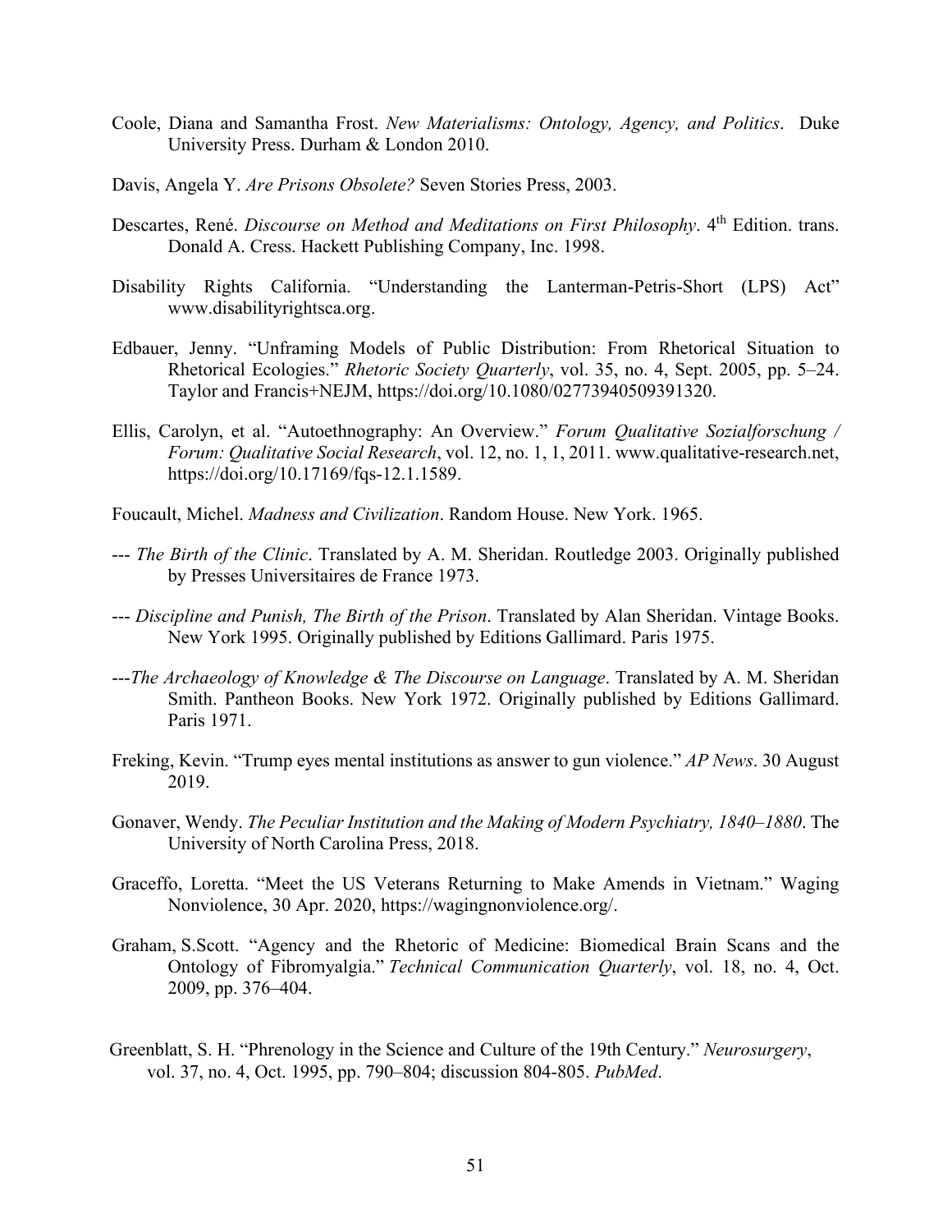Coole, Diana and Samantha Frost. *New Materialisms: Ontology, Agency, and Politics*. Duke University Press. Durham & London 2010.

Davis, Angela Y. *Are Prisons Obsolete?* Seven Stories Press, 2003.

Descartes, René. *Discourse on Method and Meditations on First Philosophy*. 4th Edition. trans. Donald A. Cress. Hackett Publishing Company, Inc. 1998.

Disability Rights California. "Understanding the Lanterman-Petris-Short (LPS) Act" www.disabilityrightsca.org.

Edbauer, Jenny. "Unframing Models of Public Distribution: From Rhetorical Situation to Rhetorical Ecologies." *Rhetoric Society Quarterly*, vol. 35, no. 4, Sept. 2005, pp. 5–24. Taylor and Francis+NEJM, https://doi.org/10.1080/02773940509391320.

Ellis, Carolyn, et al. "Autoethnography: An Overview." *Forum Qualitative Sozialforschung / Forum: Qualitative Social Research*, vol. 12, no. 1, 1, 2011. www.qualitative-research.net, https://doi.org/10.17169/fqs-12.1.1589.

Foucault, Michel. *Madness and Civilization*. Random House. New York. 1965.

--- *The Birth of the Clinic*. Translated by A. M. Sheridan. Routledge 2003. Originally published by Presses Universitaires de France 1973.

--- *Discipline and Punish, The Birth of the Prison*. Translated by Alan Sheridan. Vintage Books. New York 1995. Originally published by Editions Gallimard. Paris 1975.

---*The Archaeology of Knowledge & The Discourse on Language*. Translated by A. M. Sheridan Smith. Pantheon Books. New York 1972. Originally published by Editions Gallimard. Paris 1971.

Freking, Kevin. "Trump eyes mental institutions as answer to gun violence." *AP News*. 30 August 2019.

Gonaver, Wendy. *The Peculiar Institution and the Making of Modern Psychiatry, 1840–1880*. The University of North Carolina Press, 2018.

Graceffo, Loretta. "Meet the US Veterans Returning to Make Amends in Vietnam." Waging Nonviolence, 30 Apr. 2020, https://wagingnonviolence.org/.

Graham, S.Scott. "Agency and the Rhetoric of Medicine: Biomedical Brain Scans and the Ontology of Fibromyalgia." *Technical Communication Quarterly*, vol. 18, no. 4, Oct. 2009, pp. 376–404.

Greenblatt, S. H. "Phrenology in the Science and Culture of the 19th Century." *Neurosurgery*, vol. 37, no. 4, Oct. 1995, pp. 790–804; discussion 804-805. *PubMed*.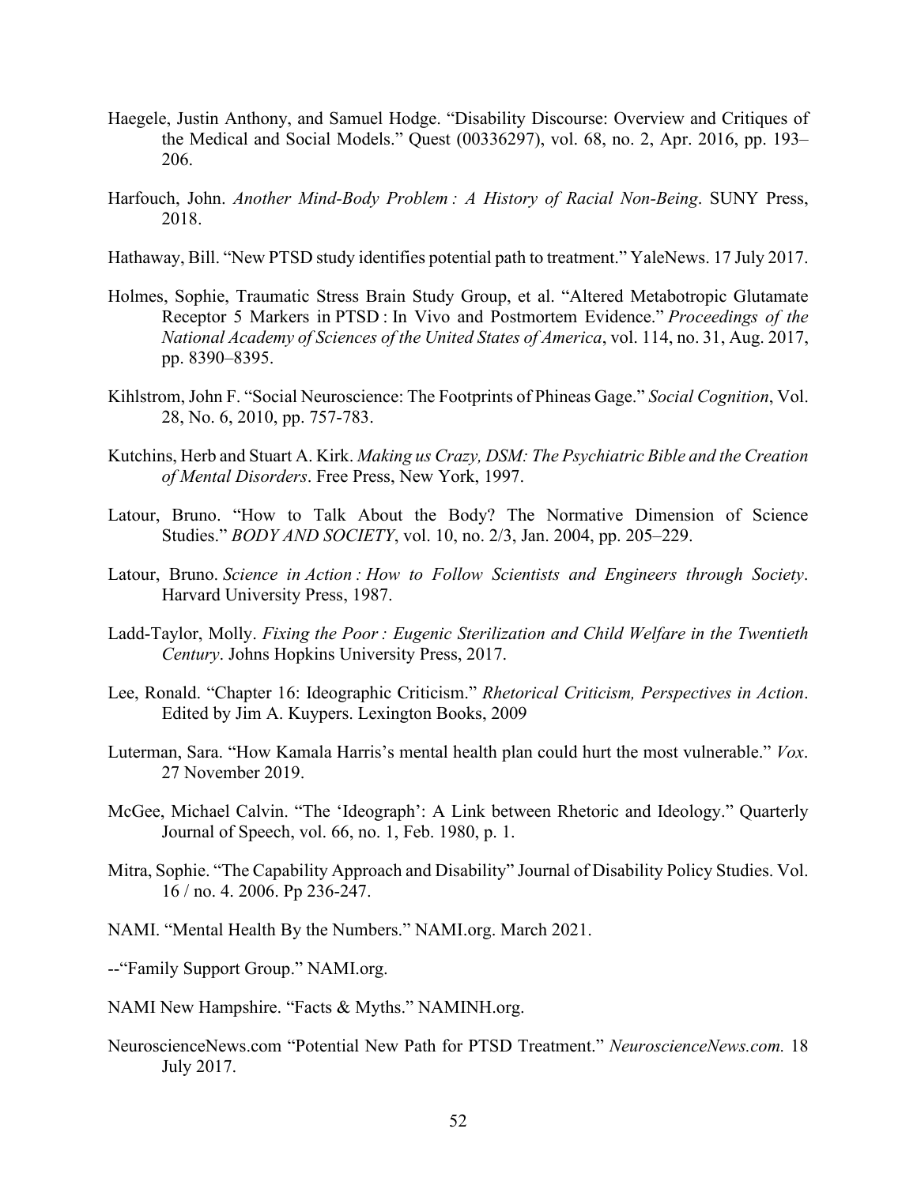Haegele, Justin Anthony, and Samuel Hodge. "Disability Discourse: Overview and Critiques of the Medical and Social Models." Quest (00336297), vol. 68, no. 2, Apr. 2016, pp. 193–206.

Harfouch, John. *Another Mind-Body Problem : A History of Racial Non-Being*. SUNY Press, 2018.

Hathaway, Bill. "New PTSD study identifies potential path to treatment." YaleNews. 17 July 2017.

Holmes, Sophie, Traumatic Stress Brain Study Group, et al. "Altered Metabotropic Glutamate Receptor 5 Markers in PTSD : In Vivo and Postmortem Evidence." *Proceedings of the National Academy of Sciences of the United States of America*, vol. 114, no. 31, Aug. 2017, pp. 8390–8395.

Kihlstrom, John F. "Social Neuroscience: The Footprints of Phineas Gage." *Social Cognition*, Vol. 28, No. 6, 2010, pp. 757-783.

Kutchins, Herb and Stuart A. Kirk. *Making us Crazy, DSM: The Psychiatric Bible and the Creation of Mental Disorders*. Free Press, New York, 1997.

Latour, Bruno. "How to Talk About the Body? The Normative Dimension of Science Studies." *BODY AND SOCIETY*, vol. 10, no. 2/3, Jan. 2004, pp. 205–229.

Latour, Bruno. *Science in Action : How to Follow Scientists and Engineers through Society*. Harvard University Press, 1987.

Ladd-Taylor, Molly. *Fixing the Poor : Eugenic Sterilization and Child Welfare in the Twentieth Century*. Johns Hopkins University Press, 2017.

Lee, Ronald. "Chapter 16: Ideographic Criticism." *Rhetorical Criticism, Perspectives in Action*. Edited by Jim A. Kuypers. Lexington Books, 2009

Luterman, Sara. "How Kamala Harris's mental health plan could hurt the most vulnerable." *Vox*. 27 November 2019.

McGee, Michael Calvin. "The 'Ideograph': A Link between Rhetoric and Ideology." Quarterly Journal of Speech, vol. 66, no. 1, Feb. 1980, p. 1.

Mitra, Sophie. "The Capability Approach and Disability" Journal of Disability Policy Studies. Vol. 16 / no. 4. 2006. Pp 236-247.

NAMI. "Mental Health By the Numbers." NAMI.org. March 2021.

--"Family Support Group." NAMI.org.

NAMI New Hampshire. "Facts & Myths." NAMINH.org.

NeuroscienceNews.com "Potential New Path for PTSD Treatment." *NeuroscienceNews.com.* 18 July 2017.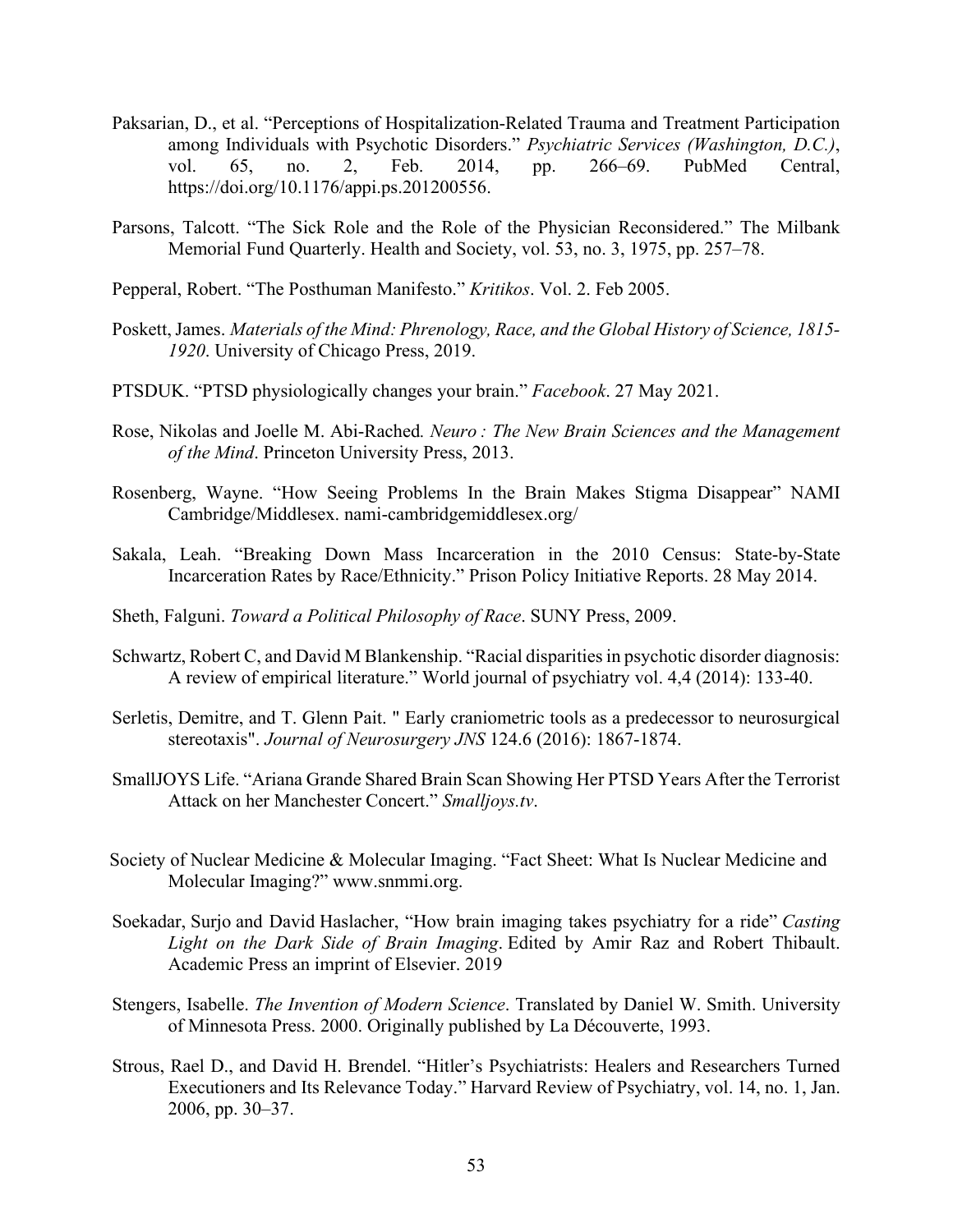Paksarian, D., et al. "Perceptions of Hospitalization-Related Trauma and Treatment Participation among Individuals with Psychotic Disorders." *Psychiatric Services (Washington, D.C.)*, vol. 65, no. 2, Feb. 2014, pp. 266–69. PubMed Central, https://doi.org/10.1176/appi.ps.201200556.

Parsons, Talcott. "The Sick Role and the Role of the Physician Reconsidered." The Milbank Memorial Fund Quarterly. Health and Society, vol. 53, no. 3, 1975, pp. 257–78.

Pepperal, Robert. "The Posthuman Manifesto." *Kritikos*. Vol. 2. Feb 2005.

Poskett, James. *Materials of the Mind: Phrenology, Race, and the Global History of Science, 1815-1920*. University of Chicago Press, 2019.

PTSDUK. "PTSD physiologically changes your brain." *Facebook*. 27 May 2021.

Rose, Nikolas and Joelle M. Abi-Rached*. Neuro : The New Brain Sciences and the Management of the Mind*. Princeton University Press, 2013.

Rosenberg, Wayne. "How Seeing Problems In the Brain Makes Stigma Disappear" NAMI Cambridge/Middlesex. nami-cambridgemiddlesex.org/

Sakala, Leah. "Breaking Down Mass Incarceration in the 2010 Census: State-by-State Incarceration Rates by Race/Ethnicity." Prison Policy Initiative Reports. 28 May 2014.

Sheth, Falguni. *Toward a Political Philosophy of Race*. SUNY Press, 2009.

Schwartz, Robert C, and David M Blankenship. "Racial disparities in psychotic disorder diagnosis: A review of empirical literature." World journal of psychiatry vol. 4,4 (2014): 133-40.

Serletis, Demitre, and T. Glenn Pait. " Early craniometric tools as a predecessor to neurosurgical stereotaxis". *Journal of Neurosurgery JNS* 124.6 (2016): 1867-1874.

SmallJOYS Life. "Ariana Grande Shared Brain Scan Showing Her PTSD Years After the Terrorist Attack on her Manchester Concert." *Smalljoys.tv*.

Society of Nuclear Medicine & Molecular Imaging. "Fact Sheet: What Is Nuclear Medicine and Molecular Imaging?" www.snmmi.org.

Soekadar, Surjo and David Haslacher, "How brain imaging takes psychiatry for a ride" *Casting Light on the Dark Side of Brain Imaging*. Edited by Amir Raz and Robert Thibault. Academic Press an imprint of Elsevier. 2019

Stengers, Isabelle. *The Invention of Modern Science*. Translated by Daniel W. Smith. University of Minnesota Press. 2000. Originally published by La Découverte, 1993.

Strous, Rael D., and David H. Brendel. "Hitler's Psychiatrists: Healers and Researchers Turned Executioners and Its Relevance Today." Harvard Review of Psychiatry, vol. 14, no. 1, Jan. 2006, pp. 30–37.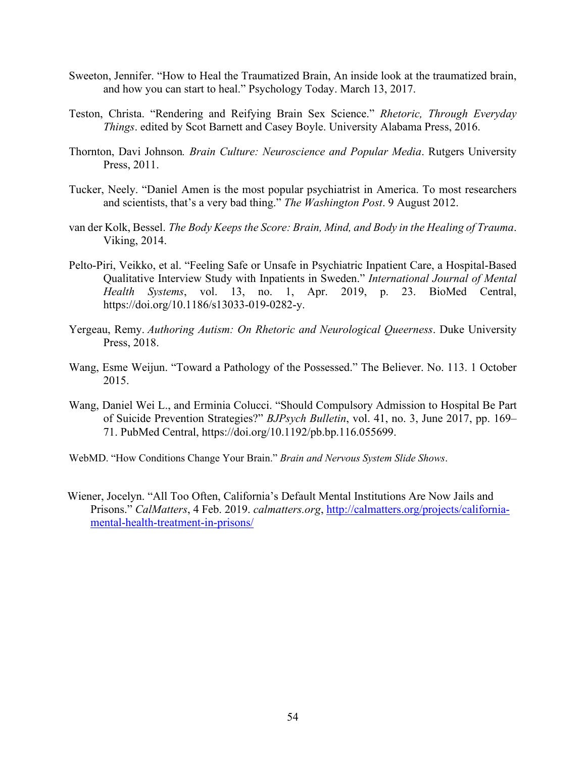Sweeton, Jennifer. "How to Heal the Traumatized Brain, An inside look at the traumatized brain, and how you can start to heal." Psychology Today. March 13, 2017.

Teston, Christa. "Rendering and Reifying Brain Sex Science." *Rhetoric, Through Everyday Things*. edited by Scot Barnett and Casey Boyle. University Alabama Press, 2016.

Thornton, Davi Johnson*. Brain Culture: Neuroscience and Popular Media*. Rutgers University Press, 2011.

Tucker, Neely. "Daniel Amen is the most popular psychiatrist in America. To most researchers and scientists, that's a very bad thing." *The Washington Post*. 9 August 2012.

van der Kolk, Bessel. *The Body Keeps the Score: Brain, Mind, and Body in the Healing of Trauma*. Viking, 2014.

Pelto-Piri, Veikko, et al. "Feeling Safe or Unsafe in Psychiatric Inpatient Care, a Hospital-Based Qualitative Interview Study with Inpatients in Sweden." *International Journal of Mental Health Systems*, vol. 13, no. 1, Apr. 2019, p. 23. BioMed Central, https://doi.org/10.1186/s13033-019-0282-y.

Yergeau, Remy. *Authoring Autism: On Rhetoric and Neurological Queerness*. Duke University Press, 2018.

Wang, Esme Weijun. "Toward a Pathology of the Possessed." The Believer. No. 113. 1 October 2015.

Wang, Daniel Wei L., and Erminia Colucci. "Should Compulsory Admission to Hospital Be Part of Suicide Prevention Strategies?" *BJPsych Bulletin*, vol. 41, no. 3, June 2017, pp. 169–71. PubMed Central, https://doi.org/10.1192/pb.bp.116.055699.

WebMD. "How Conditions Change Your Brain." *Brain and Nervous System Slide Shows*.

Wiener, Jocelyn. "All Too Often, California's Default Mental Institutions Are Now Jails and Prisons." *CalMatters*, 4 Feb. 2019. *calmatters.org*, http://calmatters.org/projects/california-mental-health-treatment-in-prisons/